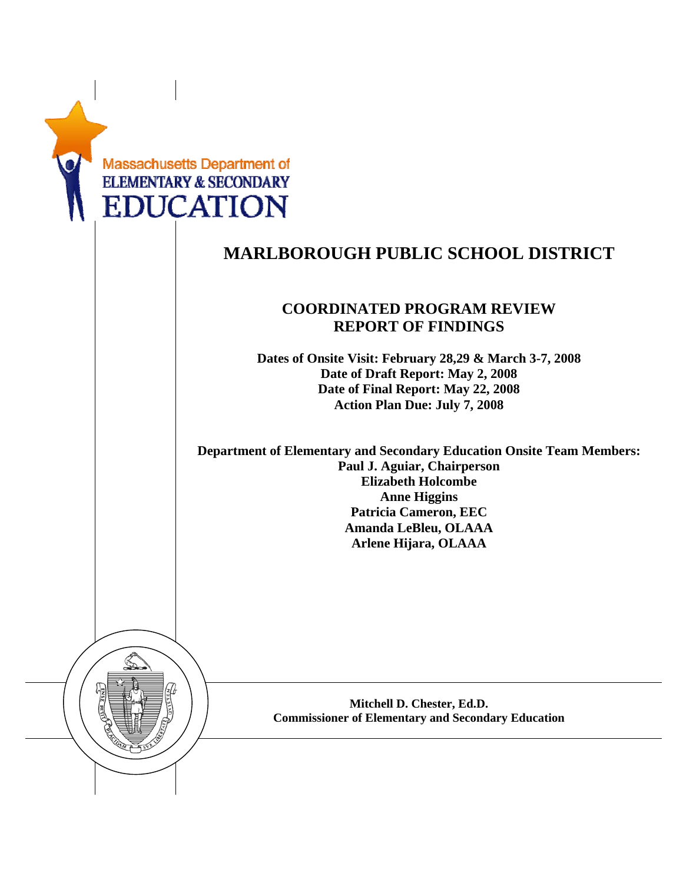Massachusetts Department of
ELEMENTARY & SECONDARY
EDUCATION

# MARLBOROUGH PUBLIC SCHOOL DISTRICT

## COORDINATED PROGRAM REVIEW
## REPORT OF FINDINGS

**Dates of Onsite Visit: February 28,29 & March 3-7, 2008**
**Date of Draft Report: May 2, 2008**
**Date of Final Report: May 22, 2008**
**Action Plan Due: July 7, 2008**

**Department of Elementary and Secondary Education Onsite Team Members:**
**Paul J. Aguiar, Chairperson**
**Elizabeth Holcombe**
**Anne Higgins**
**Patricia Cameron, EEC**
**Amanda LeBleu, OLAAA**
**Arlene Hijara, OLAAA**

**Mitchell D. Chester, Ed.D.**
**Commissioner of Elementary and Secondary Education**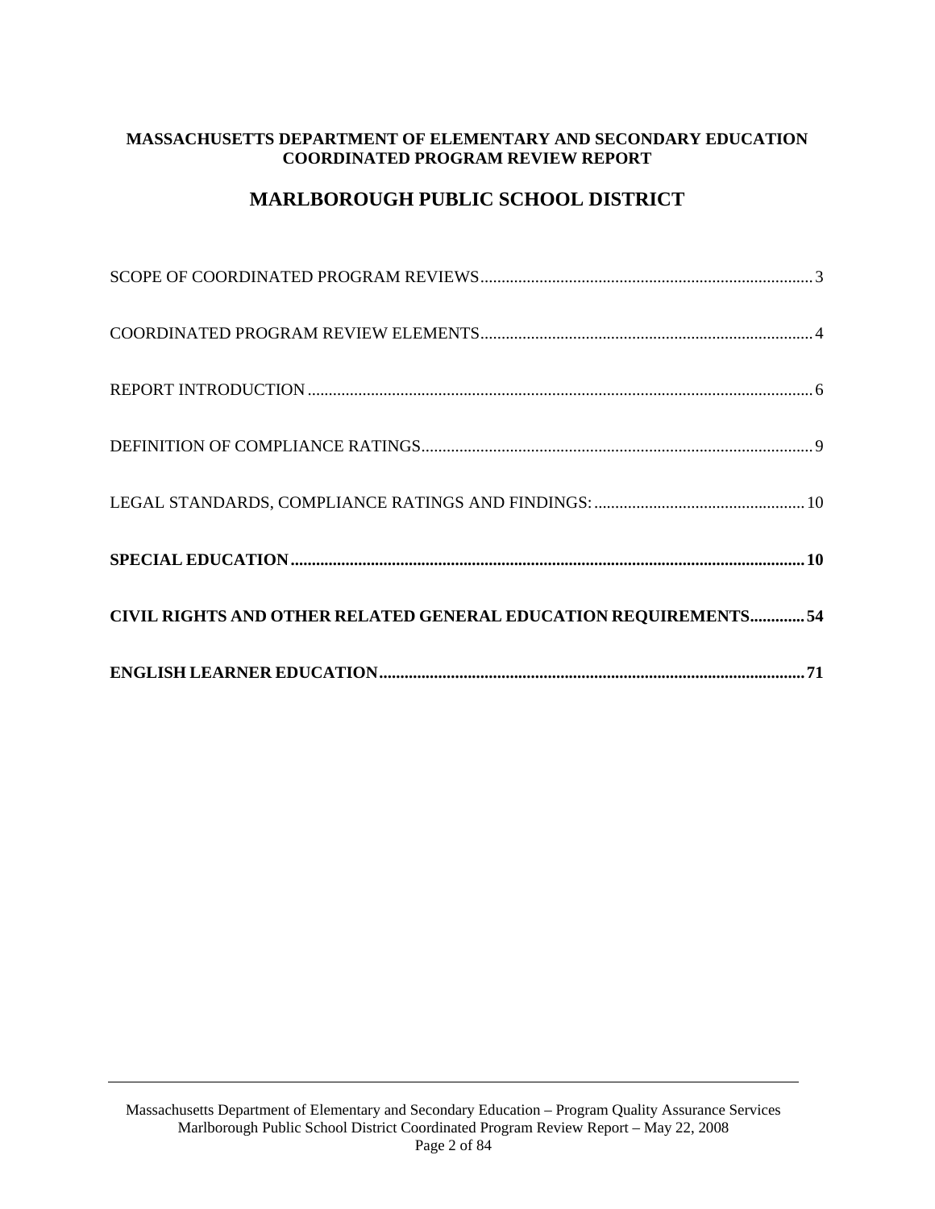**MASSACHUSETTS DEPARTMENT OF ELEMENTARY AND SECONDARY EDUCATION**
**COORDINATED PROGRAM REVIEW REPORT**

# MARLBOROUGH PUBLIC SCHOOL DISTRICT

SCOPE OF COORDINATED PROGRAM REVIEWS ........ 3

COORDINATED PROGRAM REVIEW ELEMENTS ........ 4

REPORT INTRODUCTION ........ 6

DEFINITION OF COMPLIANCE RATINGS ........ 9

LEGAL STANDARDS, COMPLIANCE RATINGS AND FINDINGS: ........ 10

**SPECIAL EDUCATION ........ 10**

**CIVIL RIGHTS AND OTHER RELATED GENERAL EDUCATION REQUIREMENTS ........ 54**

**ENGLISH LEARNER EDUCATION ........ 71**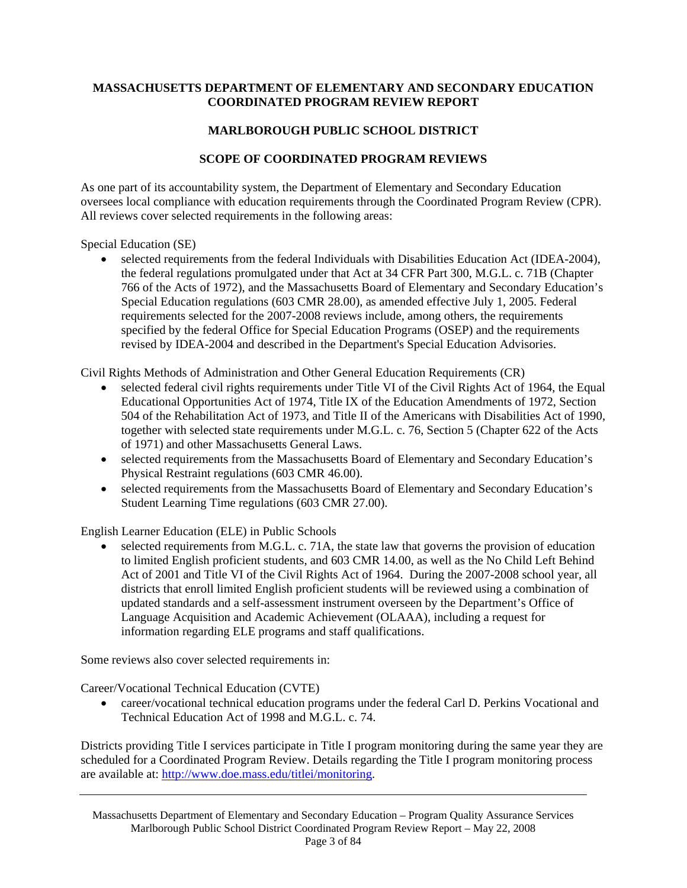**MASSACHUSETTS DEPARTMENT OF ELEMENTARY AND SECONDARY EDUCATION COORDINATED PROGRAM REVIEW REPORT**

**MARLBOROUGH PUBLIC SCHOOL DISTRICT**

## SCOPE OF COORDINATED PROGRAM REVIEWS

As one part of its accountability system, the Department of Elementary and Secondary Education oversees local compliance with education requirements through the Coordinated Program Review (CPR). All reviews cover selected requirements in the following areas:

Special Education (SE)

- selected requirements from the federal Individuals with Disabilities Education Act (IDEA-2004), the federal regulations promulgated under that Act at 34 CFR Part 300, M.G.L. c. 71B (Chapter 766 of the Acts of 1972), and the Massachusetts Board of Elementary and Secondary Education's Special Education regulations (603 CMR 28.00), as amended effective July 1, 2005. Federal requirements selected for the 2007-2008 reviews include, among others, the requirements specified by the federal Office for Special Education Programs (OSEP) and the requirements revised by IDEA-2004 and described in the Department's Special Education Advisories.

Civil Rights Methods of Administration and Other General Education Requirements (CR)

- selected federal civil rights requirements under Title VI of the Civil Rights Act of 1964, the Equal Educational Opportunities Act of 1974, Title IX of the Education Amendments of 1972, Section 504 of the Rehabilitation Act of 1973, and Title II of the Americans with Disabilities Act of 1990, together with selected state requirements under M.G.L. c. 76, Section 5 (Chapter 622 of the Acts of 1971) and other Massachusetts General Laws.
- selected requirements from the Massachusetts Board of Elementary and Secondary Education's Physical Restraint regulations (603 CMR 46.00).
- selected requirements from the Massachusetts Board of Elementary and Secondary Education's Student Learning Time regulations (603 CMR 27.00).

English Learner Education (ELE) in Public Schools

- selected requirements from M.G.L. c. 71A, the state law that governs the provision of education to limited English proficient students, and 603 CMR 14.00, as well as the No Child Left Behind Act of 2001 and Title VI of the Civil Rights Act of 1964. During the 2007-2008 school year, all districts that enroll limited English proficient students will be reviewed using a combination of updated standards and a self-assessment instrument overseen by the Department's Office of Language Acquisition and Academic Achievement (OLAAA), including a request for information regarding ELE programs and staff qualifications.

Some reviews also cover selected requirements in:

Career/Vocational Technical Education (CVTE)

- career/vocational technical education programs under the federal Carl D. Perkins Vocational and Technical Education Act of 1998 and M.G.L. c. 74.

Districts providing Title I services participate in Title I program monitoring during the same year they are scheduled for a Coordinated Program Review. Details regarding the Title I program monitoring process are available at: [http://www.doe.mass.edu/titlei/monitoring](http://www.doe.mass.edu/titlei/monitoring).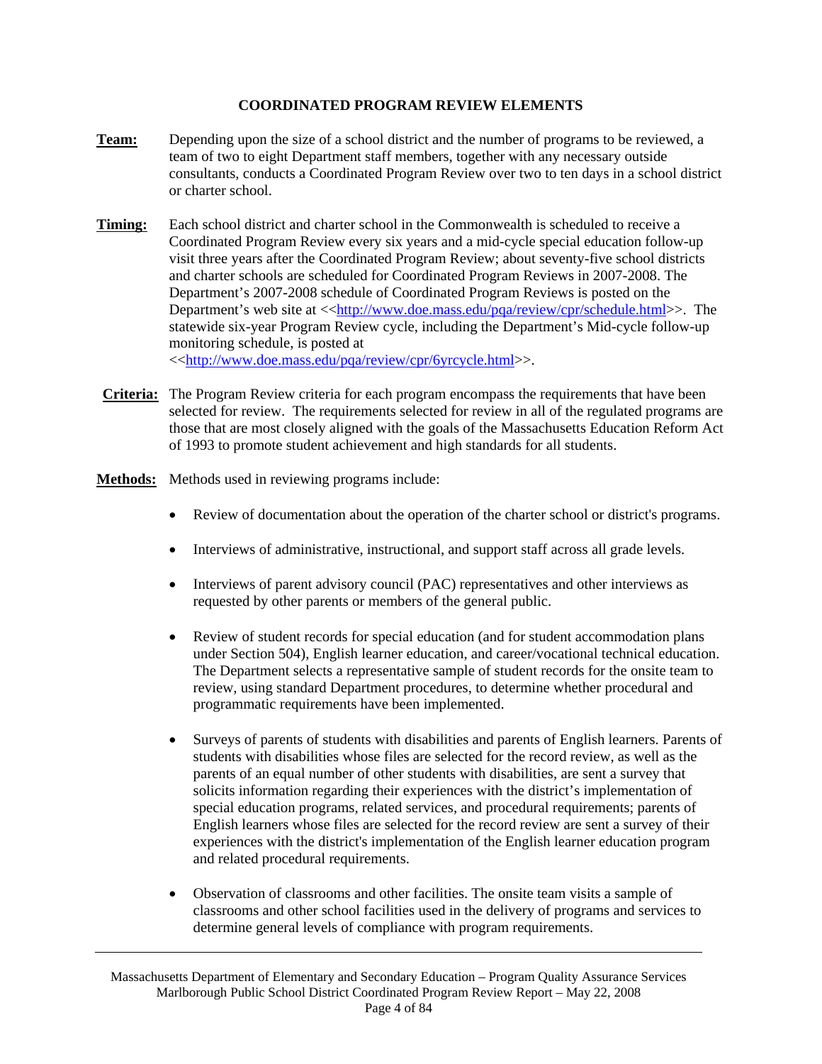## COORDINATED PROGRAM REVIEW ELEMENTS

**Team:** Depending upon the size of a school district and the number of programs to be reviewed, a team of two to eight Department staff members, together with any necessary outside consultants, conducts a Coordinated Program Review over two to ten days in a school district or charter school.

**Timing:** Each school district and charter school in the Commonwealth is scheduled to receive a Coordinated Program Review every six years and a mid-cycle special education follow-up visit three years after the Coordinated Program Review; about seventy-five school districts and charter schools are scheduled for Coordinated Program Reviews in 2007-2008. The Department's 2007-2008 schedule of Coordinated Program Reviews is posted on the Department's web site at <<http://www.doe.mass.edu/pqa/review/cpr/schedule.html>>. The statewide six-year Program Review cycle, including the Department's Mid-cycle follow-up monitoring schedule, is posted at <<http://www.doe.mass.edu/pqa/review/cpr/6yrcycle.html>>.

**Criteria:** The Program Review criteria for each program encompass the requirements that have been selected for review. The requirements selected for review in all of the regulated programs are those that are most closely aligned with the goals of the Massachusetts Education Reform Act of 1993 to promote student achievement and high standards for all students.

**Methods:** Methods used in reviewing programs include:

- Review of documentation about the operation of the charter school or district's programs.
- Interviews of administrative, instructional, and support staff across all grade levels.
- Interviews of parent advisory council (PAC) representatives and other interviews as requested by other parents or members of the general public.
- Review of student records for special education (and for student accommodation plans under Section 504), English learner education, and career/vocational technical education. The Department selects a representative sample of student records for the onsite team to review, using standard Department procedures, to determine whether procedural and programmatic requirements have been implemented.
- Surveys of parents of students with disabilities and parents of English learners. Parents of students with disabilities whose files are selected for the record review, as well as the parents of an equal number of other students with disabilities, are sent a survey that solicits information regarding their experiences with the district's implementation of special education programs, related services, and procedural requirements; parents of English learners whose files are selected for the record review are sent a survey of their experiences with the district's implementation of the English learner education program and related procedural requirements.
- Observation of classrooms and other facilities. The onsite team visits a sample of classrooms and other school facilities used in the delivery of programs and services to determine general levels of compliance with program requirements.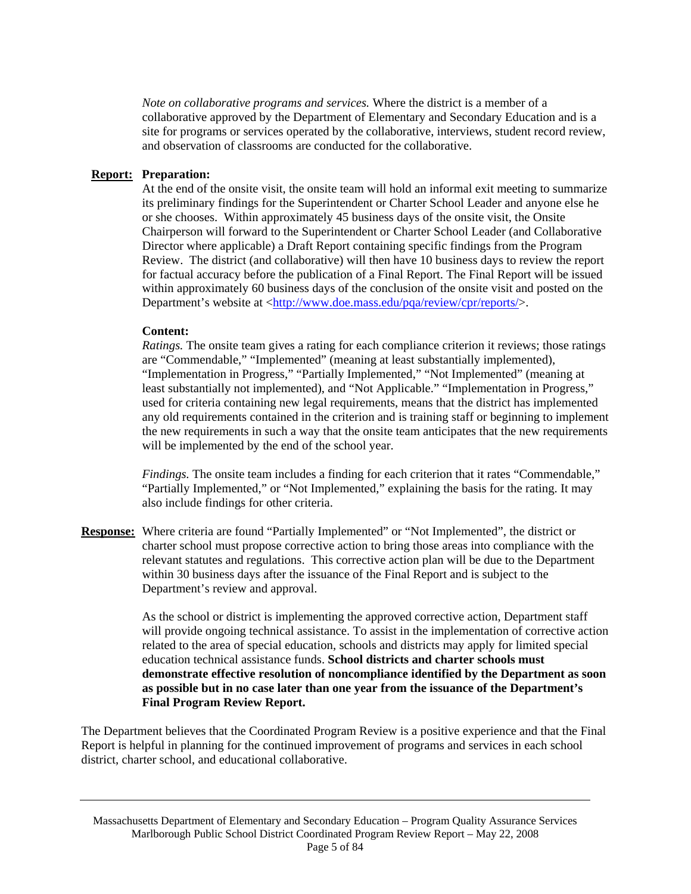*Note on collaborative programs and services.* Where the district is a member of a collaborative approved by the Department of Elementary and Secondary Education and is a site for programs or services operated by the collaborative, interviews, student record review, and observation of classrooms are conducted for the collaborative.

**Report:** **Preparation:**

At the end of the onsite visit, the onsite team will hold an informal exit meeting to summarize its preliminary findings for the Superintendent or Charter School Leader and anyone else he or she chooses. Within approximately 45 business days of the onsite visit, the Onsite Chairperson will forward to the Superintendent or Charter School Leader (and Collaborative Director where applicable) a Draft Report containing specific findings from the Program Review. The district (and collaborative) will then have 10 business days to review the report for factual accuracy before the publication of a Final Report. The Final Report will be issued within approximately 60 business days of the conclusion of the onsite visit and posted on the Department's website at <http://www.doe.mass.edu/pqa/review/cpr/reports/>.

**Content:**

*Ratings.* The onsite team gives a rating for each compliance criterion it reviews; those ratings are "Commendable," "Implemented" (meaning at least substantially implemented), "Implementation in Progress," "Partially Implemented," "Not Implemented" (meaning at least substantially not implemented), and "Not Applicable." "Implementation in Progress," used for criteria containing new legal requirements, means that the district has implemented any old requirements contained in the criterion and is training staff or beginning to implement the new requirements in such a way that the onsite team anticipates that the new requirements will be implemented by the end of the school year.

*Findings.* The onsite team includes a finding for each criterion that it rates "Commendable," "Partially Implemented," or "Not Implemented," explaining the basis for the rating. It may also include findings for other criteria.

**Response:** Where criteria are found "Partially Implemented" or "Not Implemented", the district or charter school must propose corrective action to bring those areas into compliance with the relevant statutes and regulations. This corrective action plan will be due to the Department within 30 business days after the issuance of the Final Report and is subject to the Department's review and approval.

As the school or district is implementing the approved corrective action, Department staff will provide ongoing technical assistance. To assist in the implementation of corrective action related to the area of special education, schools and districts may apply for limited special education technical assistance funds. **School districts and charter schools must demonstrate effective resolution of noncompliance identified by the Department as soon as possible but in no case later than one year from the issuance of the Department's Final Program Review Report.**

The Department believes that the Coordinated Program Review is a positive experience and that the Final Report is helpful in planning for the continued improvement of programs and services in each school district, charter school, and educational collaborative.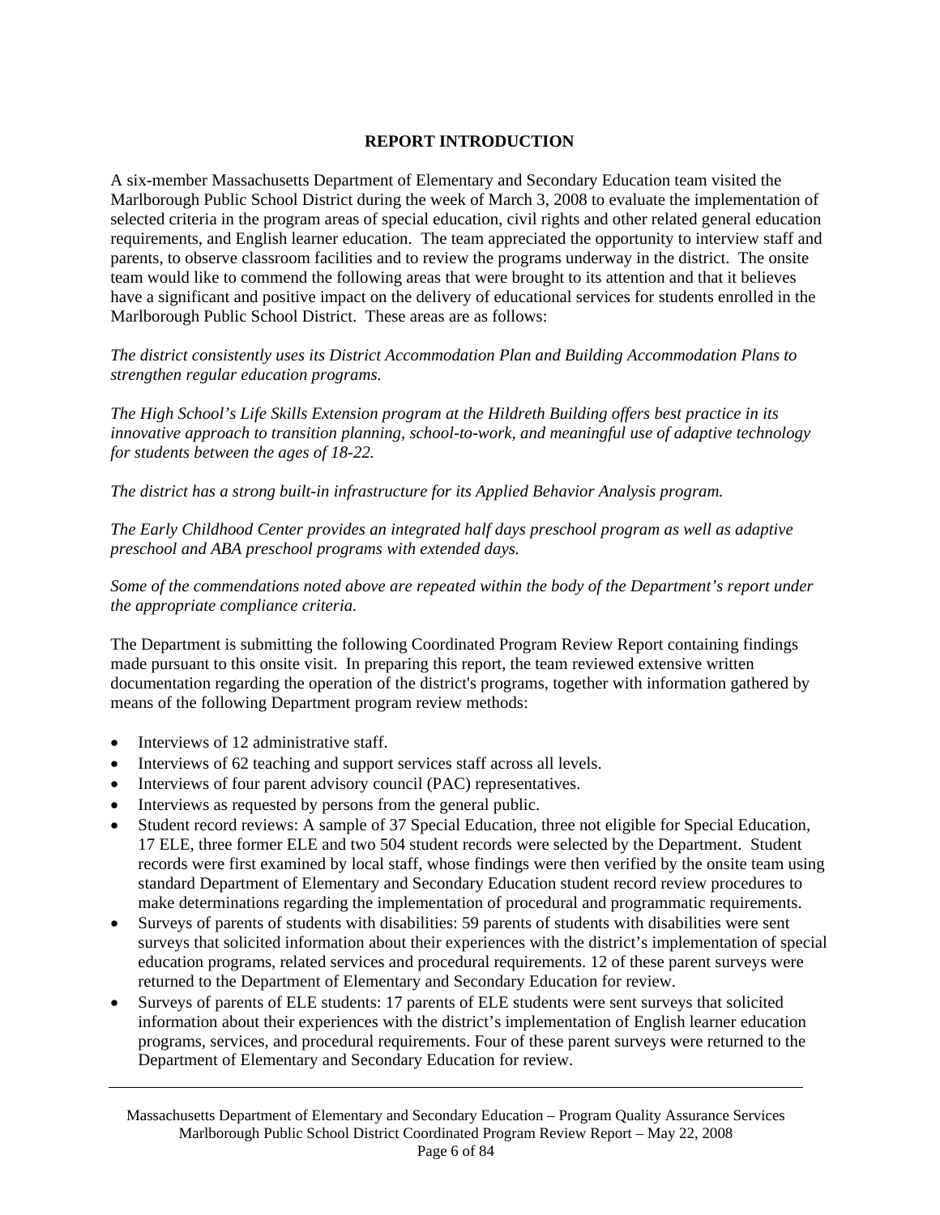## REPORT INTRODUCTION

A six-member Massachusetts Department of Elementary and Secondary Education team visited the Marlborough Public School District during the week of March 3, 2008 to evaluate the implementation of selected criteria in the program areas of special education, civil rights and other related general education requirements, and English learner education. The team appreciated the opportunity to interview staff and parents, to observe classroom facilities and to review the programs underway in the district. The onsite team would like to commend the following areas that were brought to its attention and that it believes have a significant and positive impact on the delivery of educational services for students enrolled in the Marlborough Public School District. These areas are as follows:

*The district consistently uses its District Accommodation Plan and Building Accommodation Plans to strengthen regular education programs.*

*The High School's Life Skills Extension program at the Hildreth Building offers best practice in its innovative approach to transition planning, school-to-work, and meaningful use of adaptive technology for students between the ages of 18-22.*

*The district has a strong built-in infrastructure for its Applied Behavior Analysis program.*

*The Early Childhood Center provides an integrated half days preschool program as well as adaptive preschool and ABA preschool programs with extended days.*

*Some of the commendations noted above are repeated within the body of the Department's report under the appropriate compliance criteria.*

The Department is submitting the following Coordinated Program Review Report containing findings made pursuant to this onsite visit. In preparing this report, the team reviewed extensive written documentation regarding the operation of the district's programs, together with information gathered by means of the following Department program review methods:

- Interviews of 12 administrative staff.
- Interviews of 62 teaching and support services staff across all levels.
- Interviews of four parent advisory council (PAC) representatives.
- Interviews as requested by persons from the general public.
- Student record reviews: A sample of 37 Special Education, three not eligible for Special Education, 17 ELE, three former ELE and two 504 student records were selected by the Department. Student records were first examined by local staff, whose findings were then verified by the onsite team using standard Department of Elementary and Secondary Education student record review procedures to make determinations regarding the implementation of procedural and programmatic requirements.
- Surveys of parents of students with disabilities: 59 parents of students with disabilities were sent surveys that solicited information about their experiences with the district's implementation of special education programs, related services and procedural requirements. 12 of these parent surveys were returned to the Department of Elementary and Secondary Education for review.
- Surveys of parents of ELE students: 17 parents of ELE students were sent surveys that solicited information about their experiences with the district's implementation of English learner education programs, services, and procedural requirements. Four of these parent surveys were returned to the Department of Elementary and Secondary Education for review.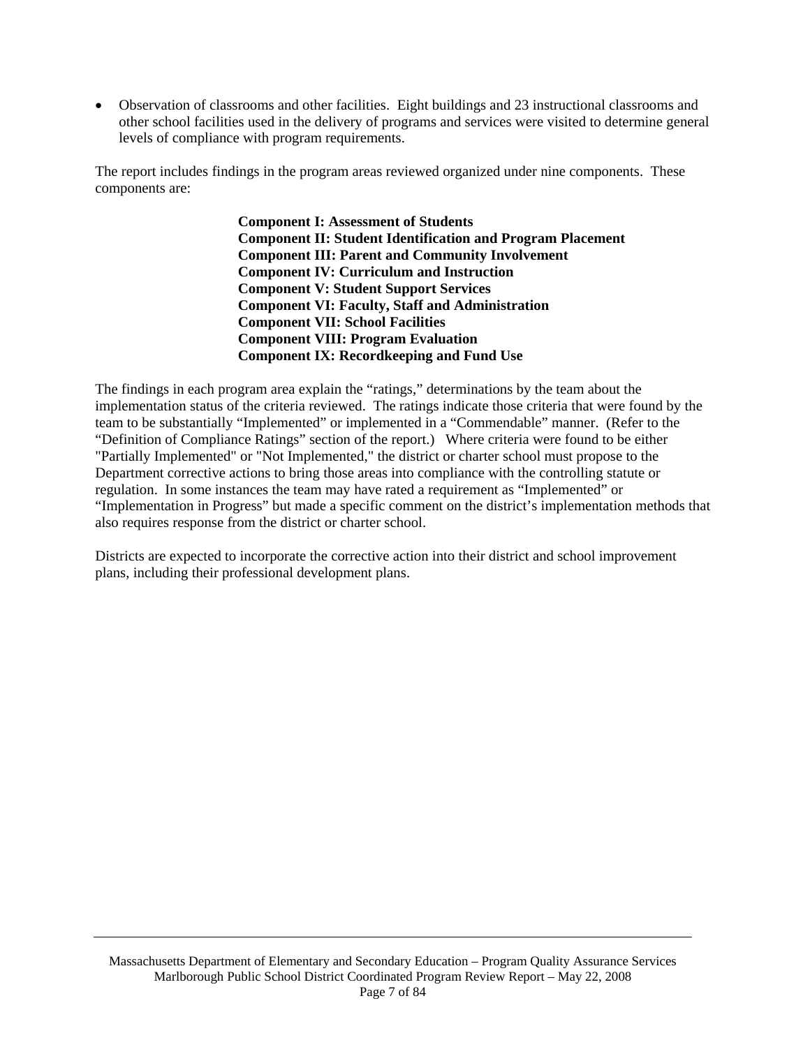- Observation of classrooms and other facilities. Eight buildings and 23 instructional classrooms and other school facilities used in the delivery of programs and services were visited to determine general levels of compliance with program requirements.

The report includes findings in the program areas reviewed organized under nine components. These components are:

**Component I: Assessment of Students**
**Component II: Student Identification and Program Placement**
**Component III: Parent and Community Involvement**
**Component IV: Curriculum and Instruction**
**Component V: Student Support Services**
**Component VI: Faculty, Staff and Administration**
**Component VII: School Facilities**
**Component VIII: Program Evaluation**
**Component IX: Recordkeeping and Fund Use**

The findings in each program area explain the "ratings," determinations by the team about the implementation status of the criteria reviewed. The ratings indicate those criteria that were found by the team to be substantially "Implemented" or implemented in a "Commendable" manner. (Refer to the "Definition of Compliance Ratings" section of the report.) Where criteria were found to be either "Partially Implemented" or "Not Implemented," the district or charter school must propose to the Department corrective actions to bring those areas into compliance with the controlling statute or regulation. In some instances the team may have rated a requirement as "Implemented" or "Implementation in Progress" but made a specific comment on the district's implementation methods that also requires response from the district or charter school.

Districts are expected to incorporate the corrective action into their district and school improvement plans, including their professional development plans.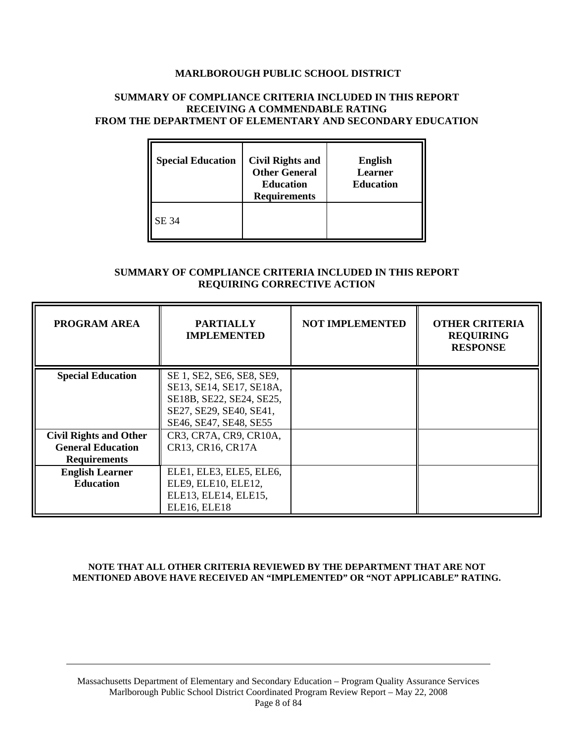**MARLBOROUGH PUBLIC SCHOOL DISTRICT**

**SUMMARY OF COMPLIANCE CRITERIA INCLUDED IN THIS REPORT RECEIVING A COMMENDABLE RATING FROM THE DEPARTMENT OF ELEMENTARY AND SECONDARY EDUCATION**

| Special Education | Civil Rights and Other General Education Requirements | English Learner Education |
|---|---|---|
| SE 34 | | |

**SUMMARY OF COMPLIANCE CRITERIA INCLUDED IN THIS REPORT REQUIRING CORRECTIVE ACTION**

| PROGRAM AREA | PARTIALLY IMPLEMENTED | NOT IMPLEMENTED | OTHER CRITERIA REQUIRING RESPONSE |
|---|---|---|---|
| **Special Education** | SE 1, SE2, SE6, SE8, SE9, SE13, SE14, SE17, SE18A, SE18B, SE22, SE24, SE25, SE27, SE29, SE40, SE41, SE46, SE47, SE48, SE55 | | |
| **Civil Rights and Other General Education Requirements** | CR3, CR7A, CR9, CR10A, CR13, CR16, CR17A | | |
| **English Learner Education** | ELE1, ELE3, ELE5, ELE6, ELE9, ELE10, ELE12, ELE13, ELE14, ELE15, ELE16, ELE18 | | |

**NOTE THAT ALL OTHER CRITERIA REVIEWED BY THE DEPARTMENT THAT ARE NOT MENTIONED ABOVE HAVE RECEIVED AN "IMPLEMENTED" OR "NOT APPLICABLE" RATING.**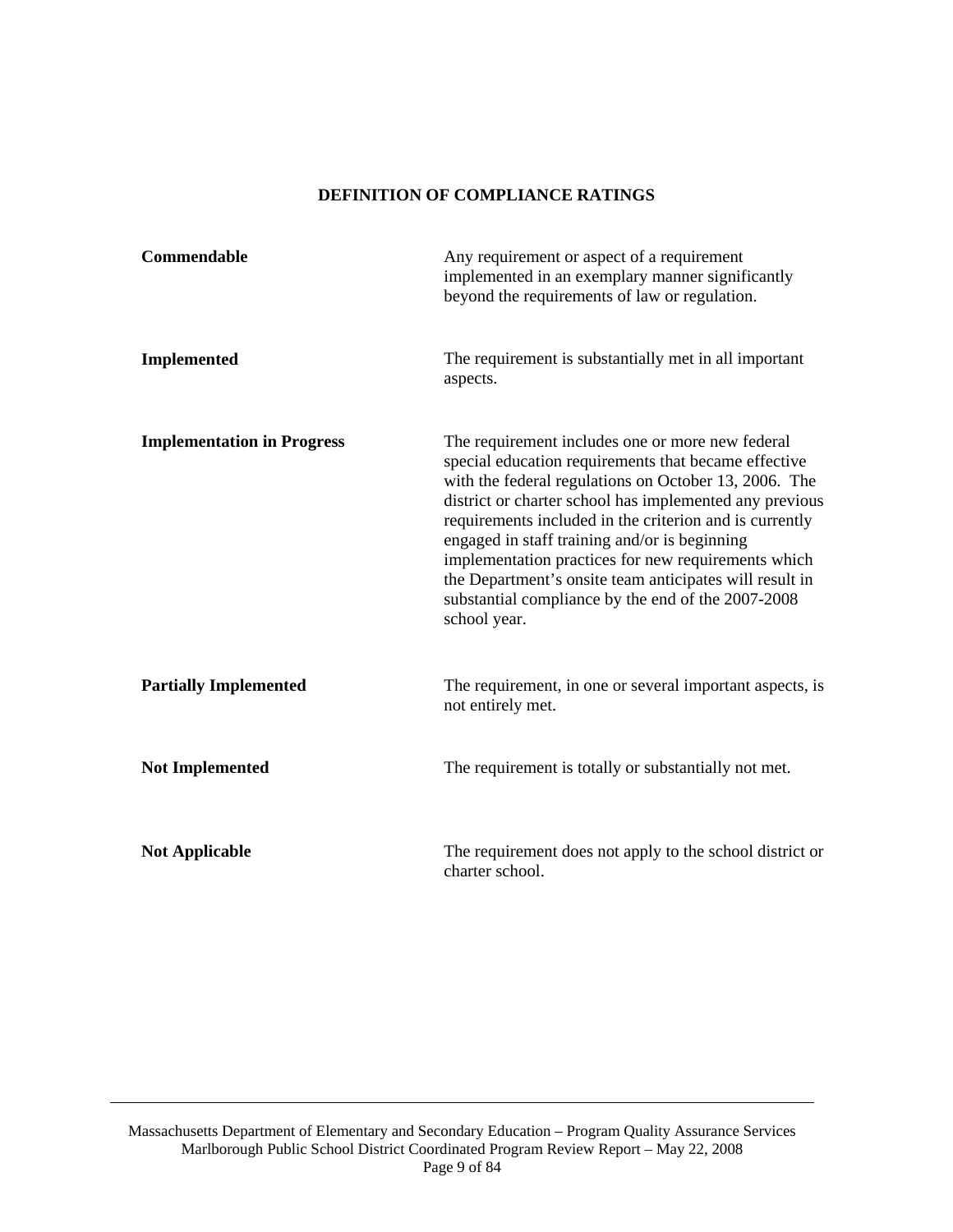## DEFINITION OF COMPLIANCE RATINGS

| | |
|---|---|
| **Commendable** | Any requirement or aspect of a requirement implemented in an exemplary manner significantly beyond the requirements of law or regulation. |
| **Implemented** | The requirement is substantially met in all important aspects. |
| **Implementation in Progress** | The requirement includes one or more new federal special education requirements that became effective with the federal regulations on October 13, 2006. The district or charter school has implemented any previous requirements included in the criterion and is currently engaged in staff training and/or is beginning implementation practices for new requirements which the Department's onsite team anticipates will result in substantial compliance by the end of the 2007-2008 school year. |
| **Partially Implemented** | The requirement, in one or several important aspects, is not entirely met. |
| **Not Implemented** | The requirement is totally or substantially not met. |
| **Not Applicable** | The requirement does not apply to the school district or charter school. |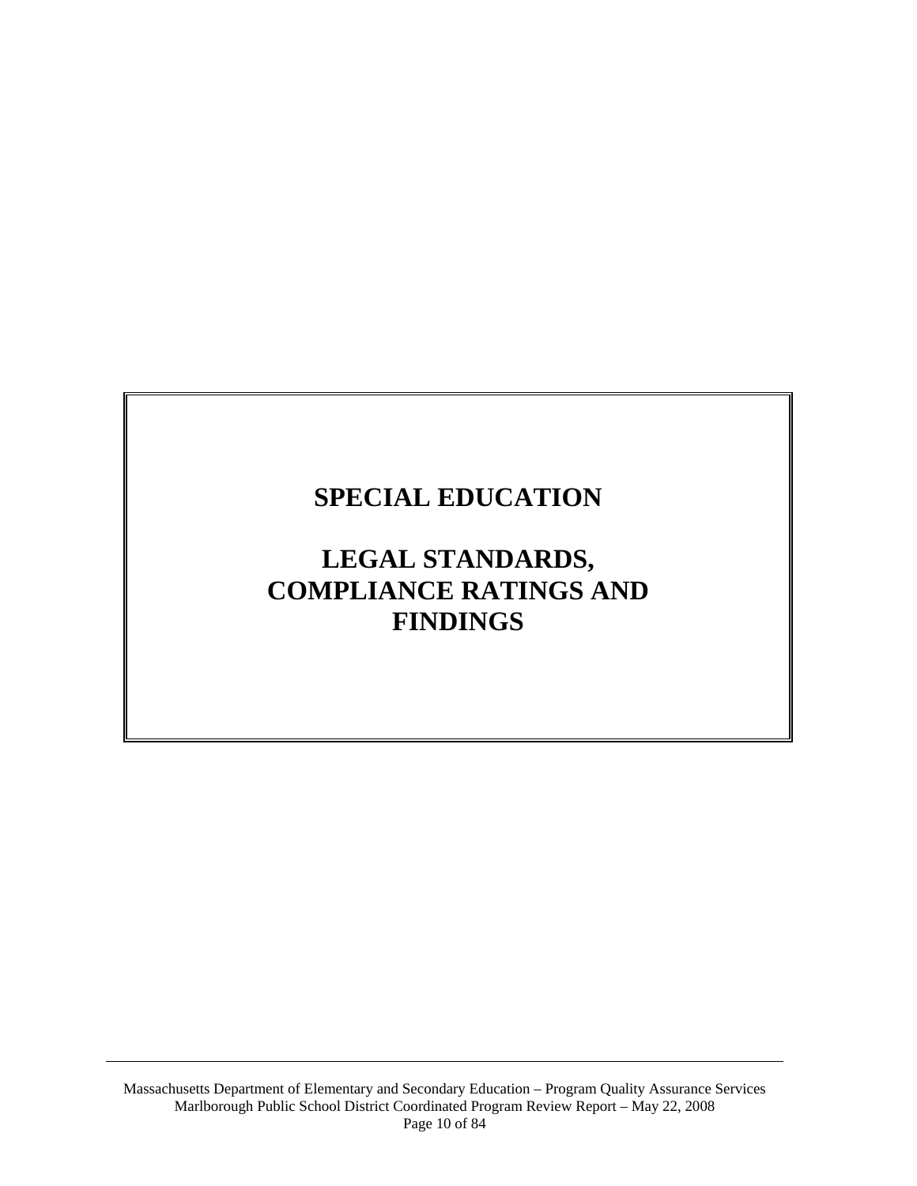# SPECIAL EDUCATION

# LEGAL STANDARDS, COMPLIANCE RATINGS AND FINDINGS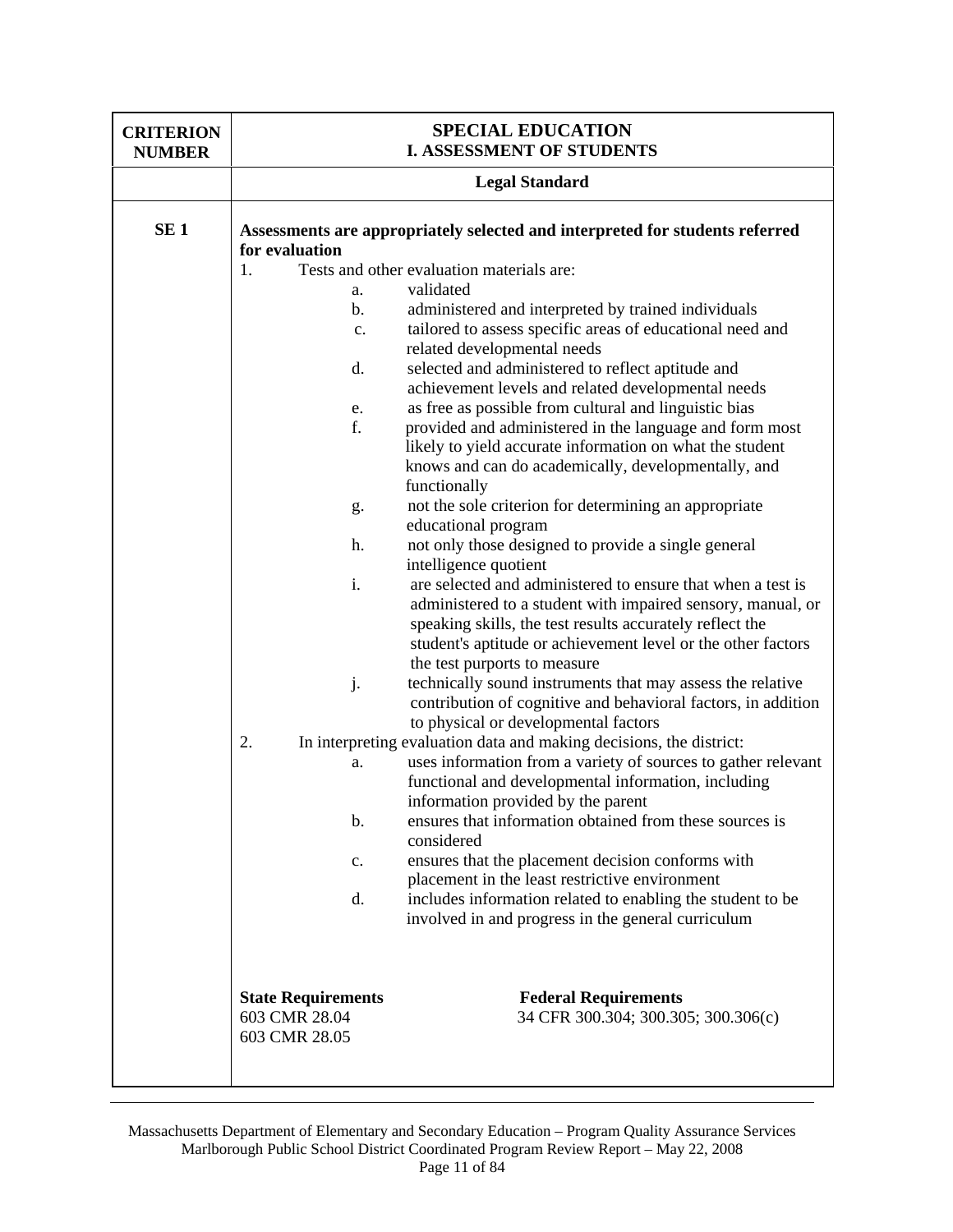| CRITERION NUMBER | SPECIAL EDUCATION<br>I. ASSESSMENT OF STUDENTS |
|---|---|
| | **Legal Standard** |
| **SE 1** | **Assessments are appropriately selected and interpreted for students referred for evaluation**<br>1. Tests and other evaluation materials are:<br>a. validated<br>b. administered and interpreted by trained individuals<br>c. tailored to assess specific areas of educational need and related developmental needs<br>d. selected and administered to reflect aptitude and achievement levels and related developmental needs<br>e. as free as possible from cultural and linguistic bias<br>f. provided and administered in the language and form most likely to yield accurate information on what the student knows and can do academically, developmentally, and functionally<br>g. not the sole criterion for determining an appropriate educational program<br>h. not only those designed to provide a single general intelligence quotient<br>i. are selected and administered to ensure that when a test is administered to a student with impaired sensory, manual, or speaking skills, the test results accurately reflect the student's aptitude or achievement level or the other factors the test purports to measure<br>j. technically sound instruments that may assess the relative contribution of cognitive and behavioral factors, in addition to physical or developmental factors<br>2. In interpreting evaluation data and making decisions, the district:<br>a. uses information from a variety of sources to gather relevant functional and developmental information, including information provided by the parent<br>b. ensures that information obtained from these sources is considered<br>c. ensures that the placement decision conforms with placement in the least restrictive environment<br>d. includes information related to enabling the student to be involved in and progress in the general curriculum<br><br>**State Requirements**<br>603 CMR 28.04<br>603 CMR 28.05<br><br>**Federal Requirements**<br>34 CFR 300.304; 300.305; 300.306(c) |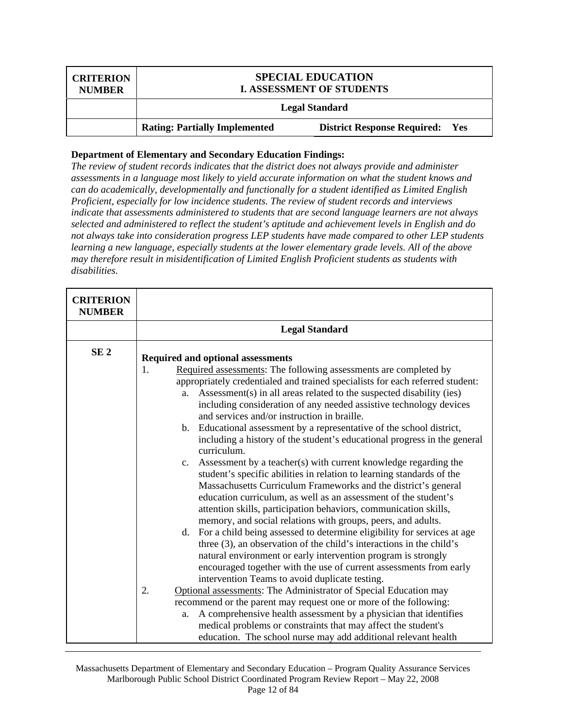| CRITERION NUMBER | SPECIAL EDUCATION<br>I. ASSESSMENT OF STUDENTS | |
|---|---|---|
| | Legal Standard | |
| | **Rating: Partially Implemented** | **District Response Required: Yes** |

**Department of Elementary and Secondary Education Findings:**

*The review of student records indicates that the district does not always provide and administer assessments in a language most likely to yield accurate information on what the student knows and can do academically, developmentally and functionally for a student identified as Limited English Proficient, especially for low incidence students. The review of student records and interviews indicate that assessments administered to students that are second language learners are not always selected and administered to reflect the student's aptitude and achievement levels in English and do not always take into consideration progress LEP students have made compared to other LEP students learning a new language, especially students at the lower elementary grade levels. All of the above may therefore result in misidentification of Limited English Proficient students as students with disabilities.*

| CRITERION NUMBER | |
|---|---|
| | **Legal Standard** |
| **SE 2** | **Required and optional assessments**<br>1. Required assessments: The following assessments are completed by appropriately credentialed and trained specialists for each referred student:<br>a. Assessment(s) in all areas related to the suspected disability (ies) including consideration of any needed assistive technology devices and services and/or instruction in braille.<br>b. Educational assessment by a representative of the school district, including a history of the student's educational progress in the general curriculum.<br>c. Assessment by a teacher(s) with current knowledge regarding the student's specific abilities in relation to learning standards of the Massachusetts Curriculum Frameworks and the district's general education curriculum, as well as an assessment of the student's attention skills, participation behaviors, communication skills, memory, and social relations with groups, peers, and adults.<br>d. For a child being assessed to determine eligibility for services at age three (3), an observation of the child's interactions in the child's natural environment or early intervention program is strongly encouraged together with the use of current assessments from early intervention Teams to avoid duplicate testing.<br>2. Optional assessments: The Administrator of Special Education may recommend or the parent may request one or more of the following:<br>a. A comprehensive health assessment by a physician that identifies medical problems or constraints that may affect the student's education. The school nurse may add additional relevant health |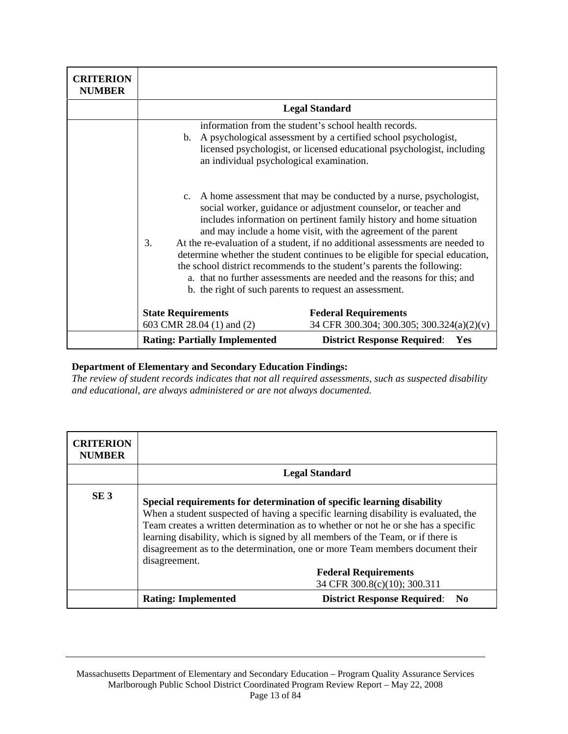| CRITERION NUMBER | |
|---|---|
| | **Legal Standard** |
| | information from the student's school health records.<br>b. A psychological assessment by a certified school psychologist, licensed psychologist, or licensed educational psychologist, including an individual psychological examination.<br><br>c. A home assessment that may be conducted by a nurse, psychologist, social worker, guidance or adjustment counselor, or teacher and includes information on pertinent family history and home situation and may include a home visit, with the agreement of the parent<br>3. At the re-evaluation of a student, if no additional assessments are needed to determine whether the student continues to be eligible for special education, the school district recommends to the student's parents the following:<br>a. that no further assessments are needed and the reasons for this; and<br>b. the right of such parents to request an assessment.<br><br>**State Requirements** 603 CMR 28.04 (1) and (2) — **Federal Requirements** 34 CFR 300.304; 300.305; 300.324(a)(2)(v) |
| | **Rating: Partially Implemented** — **District Response Required**: **Yes** |

**Department of Elementary and Secondary Education Findings:**

*The review of student records indicates that not all required assessments, such as suspected disability and educational, are always administered or are not always documented.*

| CRITERION NUMBER | |
|---|---|
| | **Legal Standard** |
| **SE 3** | **Special requirements for determination of specific learning disability**<br>When a student suspected of having a specific learning disability is evaluated, the Team creates a written determination as to whether or not he or she has a specific learning disability, which is signed by all members of the Team, or if there is disagreement as to the determination, one or more Team members document their disagreement.<br><br>**Federal Requirements** 34 CFR 300.8(c)(10); 300.311 |
| | **Rating: Implemented** — **District Response Required**: **No** |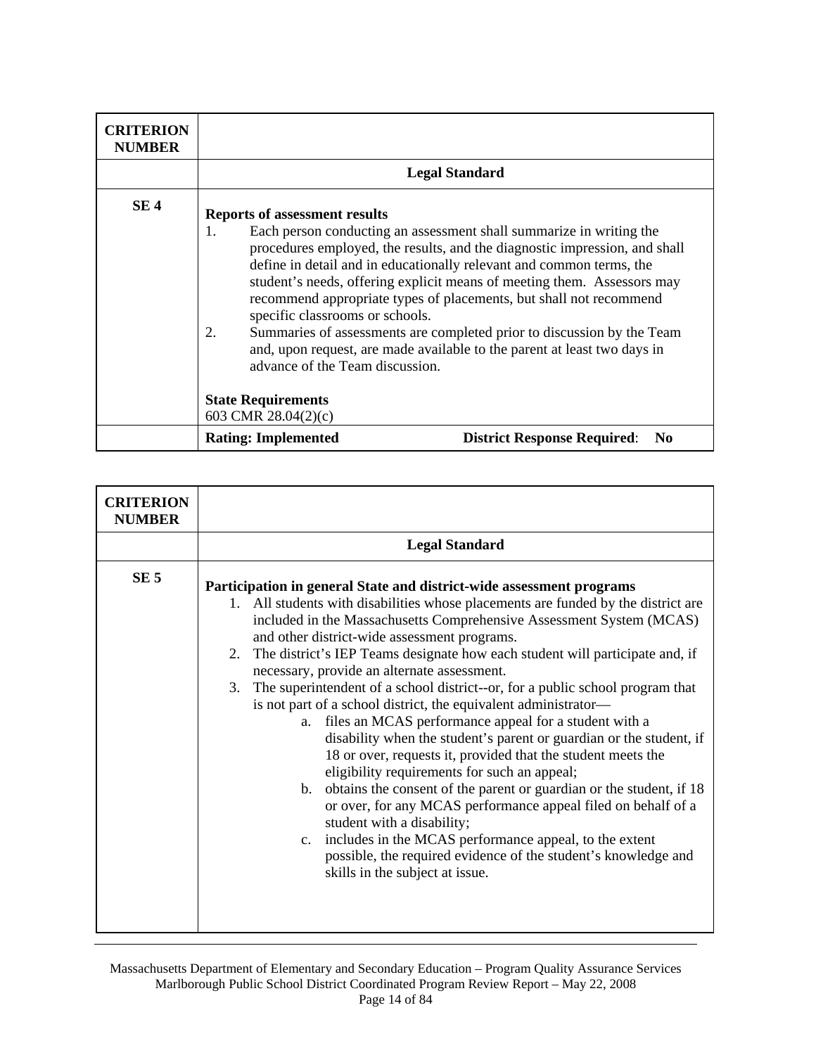| CRITERION NUMBER | |
|---|---|
| | **Legal Standard** |
| **SE 4** | **Reports of assessment results**<br>1. Each person conducting an assessment shall summarize in writing the procedures employed, the results, and the diagnostic impression, and shall define in detail and in educationally relevant and common terms, the student's needs, offering explicit means of meeting them. Assessors may recommend appropriate types of placements, but shall not recommend specific classrooms or schools.<br>2. Summaries of assessments are completed prior to discussion by the Team and, upon request, are made available to the parent at least two days in advance of the Team discussion.<br><br>**State Requirements**<br>603 CMR 28.04(2)(c) |
| | **Rating: Implemented** **District Response Required**: **No** |

| CRITERION NUMBER | |
|---|---|
| | **Legal Standard** |
| **SE 5** | **Participation in general State and district-wide assessment programs**<br>1. All students with disabilities whose placements are funded by the district are included in the Massachusetts Comprehensive Assessment System (MCAS) and other district-wide assessment programs.<br>2. The district's IEP Teams designate how each student will participate and, if necessary, provide an alternate assessment.<br>3. The superintendent of a school district--or, for a public school program that is not part of a school district, the equivalent administrator—<br>a. files an MCAS performance appeal for a student with a disability when the student's parent or guardian or the student, if 18 or over, requests it, provided that the student meets the eligibility requirements for such an appeal;<br>b. obtains the consent of the parent or guardian or the student, if 18 or over, for any MCAS performance appeal filed on behalf of a student with a disability;<br>c. includes in the MCAS performance appeal, to the extent possible, the required evidence of the student's knowledge and skills in the subject at issue. |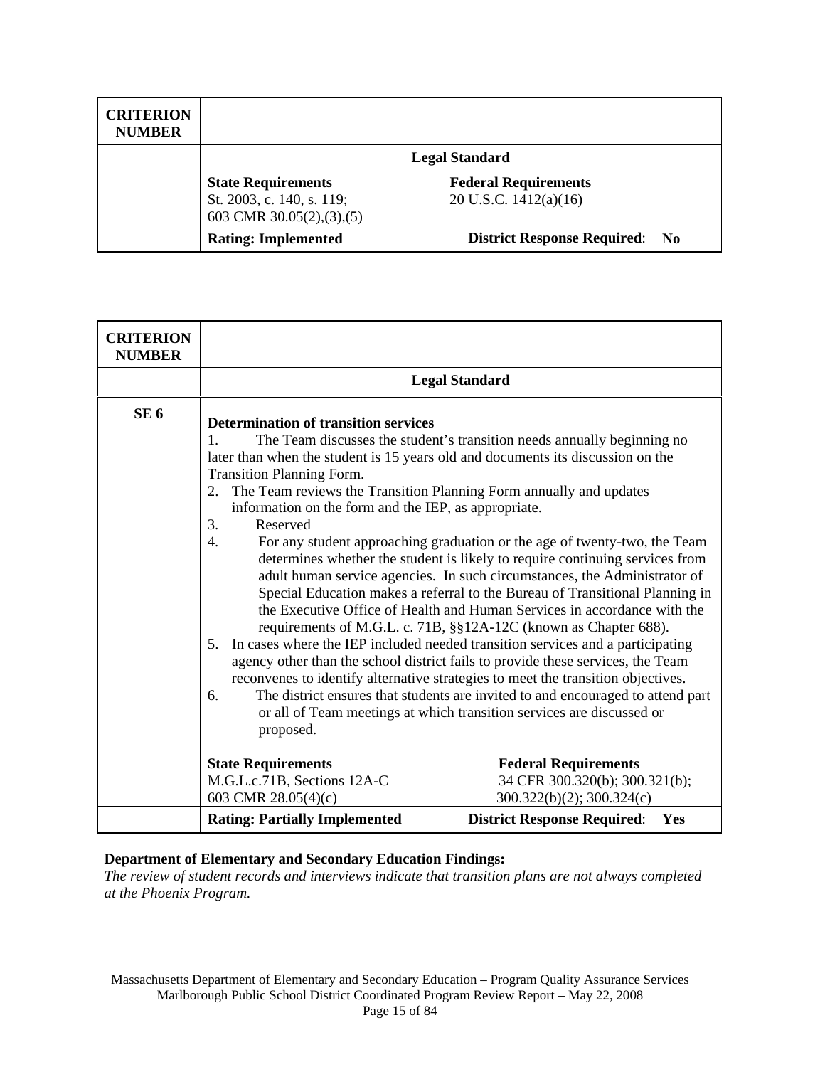| CRITERION NUMBER | |
|---|---|
| | **Legal Standard** |
| | **State Requirements**<br>St. 2003, c. 140, s. 119;<br>603 CMR 30.05(2),(3),(5)<br><br>**Federal Requirements**<br>20 U.S.C. 1412(a)(16) |
| | **Rating: Implemented** **District Response Required**: **No** |

| CRITERION NUMBER | |
|---|---|
| | **Legal Standard** |
| **SE 6** | **Determination of transition services**<br>1. The Team discusses the student's transition needs annually beginning no later than when the student is 15 years old and documents its discussion on the Transition Planning Form.<br>2. The Team reviews the Transition Planning Form annually and updates information on the form and the IEP, as appropriate.<br>3. Reserved<br>4. For any student approaching graduation or the age of twenty-two, the Team determines whether the student is likely to require continuing services from adult human service agencies. In such circumstances, the Administrator of Special Education makes a referral to the Bureau of Transitional Planning in the Executive Office of Health and Human Services in accordance with the requirements of M.G.L. c. 71B, §§12A-12C (known as Chapter 688).<br>5. In cases where the IEP included needed transition services and a participating agency other than the school district fails to provide these services, the Team reconvenes to identify alternative strategies to meet the transition objectives.<br>6. The district ensures that students are invited to and encouraged to attend part or all of Team meetings at which transition services are discussed or proposed.<br><br>**State Requirements**<br>M.G.L.c.71B, Sections 12A-C<br>603 CMR 28.05(4)(c)<br><br>**Federal Requirements**<br>34 CFR 300.320(b); 300.321(b);<br>300.322(b)(2); 300.324(c) |
| | **Rating: Partially Implemented** **District Response Required**: **Yes** |

**Department of Elementary and Secondary Education Findings:**

*The review of student records and interviews indicate that transition plans are not always completed at the Phoenix Program.*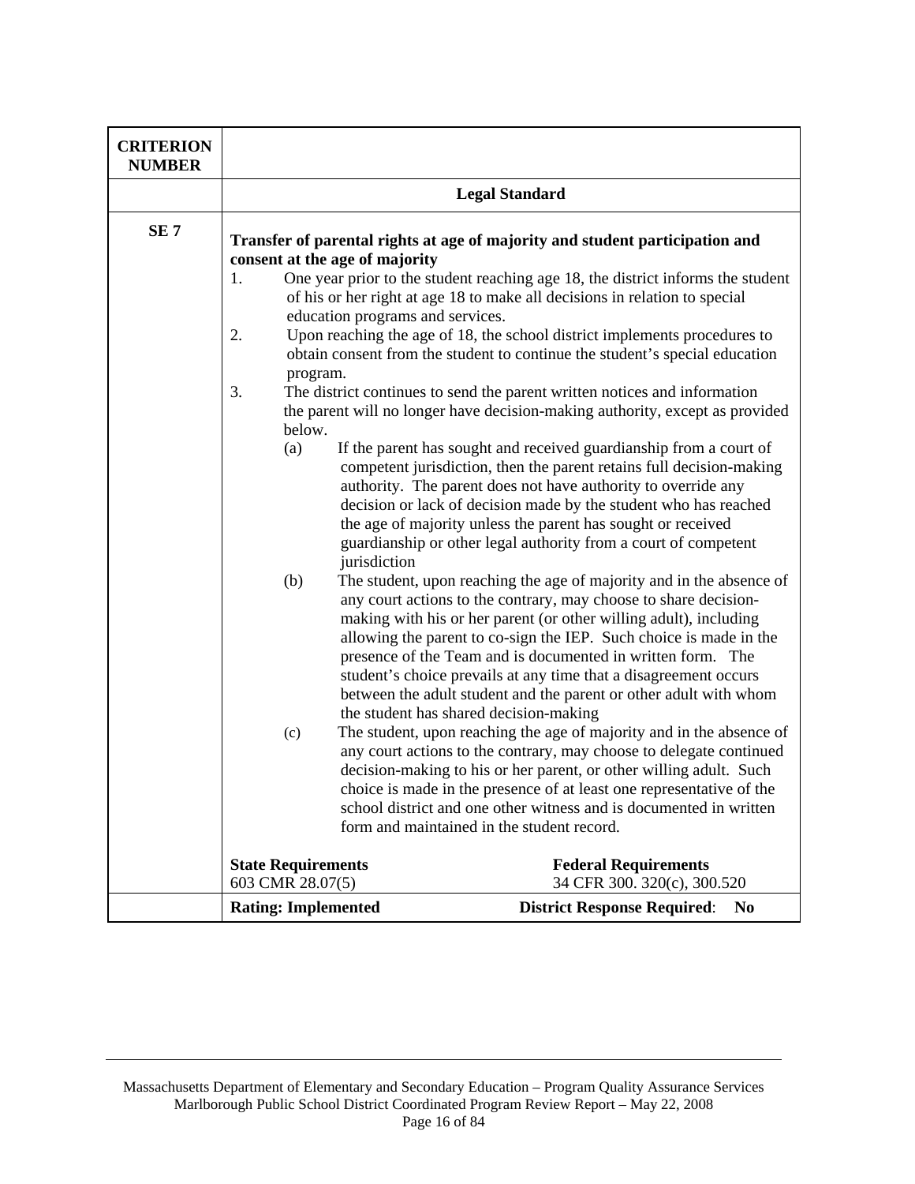| CRITERION NUMBER | |
|---|---|
| | **Legal Standard** |
| **SE 7** | **Transfer of parental rights at age of majority and student participation and consent at the age of majority**<br>1. One year prior to the student reaching age 18, the district informs the student of his or her right at age 18 to make all decisions in relation to special education programs and services.<br>2. Upon reaching the age of 18, the school district implements procedures to obtain consent from the student to continue the student's special education program.<br>3. The district continues to send the parent written notices and information the parent will no longer have decision-making authority, except as provided below.<br>(a) If the parent has sought and received guardianship from a court of competent jurisdiction, then the parent retains full decision-making authority. The parent does not have authority to override any decision or lack of decision made by the student who has reached the age of majority unless the parent has sought or received guardianship or other legal authority from a court of competent jurisdiction<br>(b) The student, upon reaching the age of majority and in the absence of any court actions to the contrary, may choose to share decision-making with his or her parent (or other willing adult), including allowing the parent to co-sign the IEP. Such choice is made in the presence of the Team and is documented in written form. The student's choice prevails at any time that a disagreement occurs between the adult student and the parent or other adult with whom the student has shared decision-making<br>(c) The student, upon reaching the age of majority and in the absence of any court actions to the contrary, may choose to delegate continued decision-making to his or her parent, or other willing adult. Such choice is made in the presence of at least one representative of the school district and one other witness and is documented in written form and maintained in the student record.<br><br>**State Requirements** 603 CMR 28.07(5)<br>**Federal Requirements** 34 CFR 300. 320(c), 300.520 |
| | **Rating: Implemented** **District Response Required**: **No** |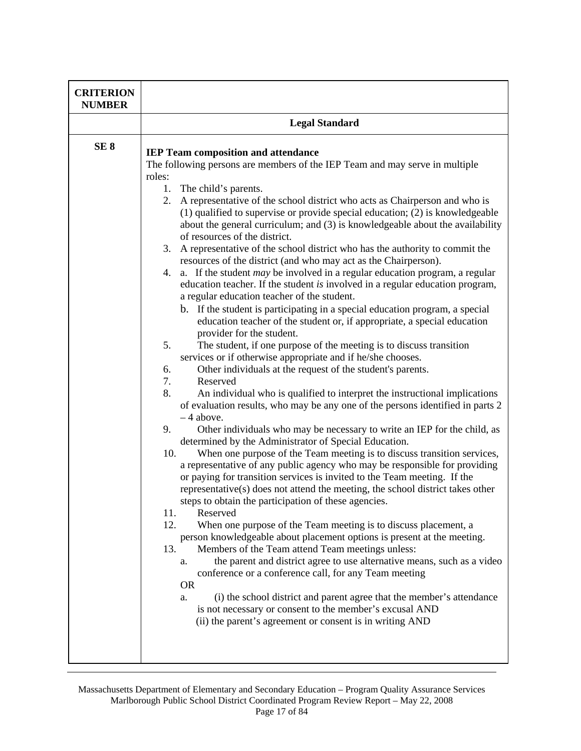| CRITERION NUMBER | |
|---|---|
| | **Legal Standard** |
| **SE 8** | **IEP Team composition and attendance**<br>The following persons are members of the IEP Team and may serve in multiple roles:<br>1. The child's parents.<br>2. A representative of the school district who acts as Chairperson and who is (1) qualified to supervise or provide special education; (2) is knowledgeable about the general curriculum; and (3) is knowledgeable about the availability of resources of the district.<br>3. A representative of the school district who has the authority to commit the resources of the district (and who may act as the Chairperson).<br>4. a. If the student *may* be involved in a regular education program, a regular education teacher. If the student *is* involved in a regular education program, a regular education teacher of the student.<br>b. If the student is participating in a special education program, a special education teacher of the student or, if appropriate, a special education provider for the student.<br>5. The student, if one purpose of the meeting is to discuss transition services or if otherwise appropriate and if he/she chooses.<br>6. Other individuals at the request of the student's parents.<br>7. Reserved<br>8. An individual who is qualified to interpret the instructional implications of evaluation results, who may be any one of the persons identified in parts 2 – 4 above.<br>9. Other individuals who may be necessary to write an IEP for the child, as determined by the Administrator of Special Education.<br>10. When one purpose of the Team meeting is to discuss transition services, a representative of any public agency who may be responsible for providing or paying for transition services is invited to the Team meeting. If the representative(s) does not attend the meeting, the school district takes other steps to obtain the participation of these agencies.<br>11. Reserved<br>12. When one purpose of the Team meeting is to discuss placement, a person knowledgeable about placement options is present at the meeting.<br>13. Members of the Team attend Team meetings unless:<br>a. the parent and district agree to use alternative means, such as a video conference or a conference call, for any Team meeting<br>OR<br>a. (i) the school district and parent agree that the member's attendance is not necessary or consent to the member's excusal AND<br>(ii) the parent's agreement or consent is in writing AND |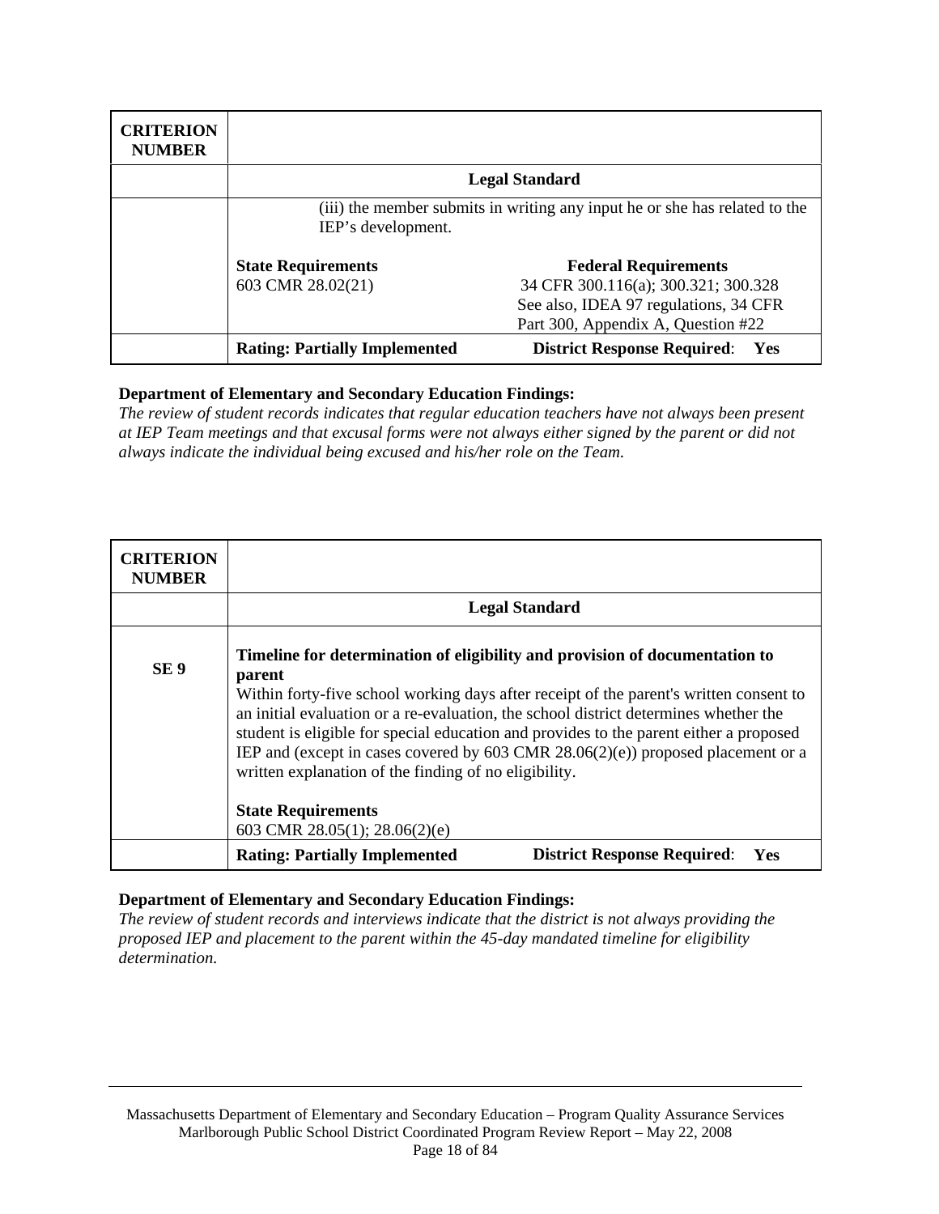| CRITERION NUMBER | | |
|---|---|---|
| | **Legal Standard** | |
| | (iii) the member submits in writing any input he or she has related to the IEP's development.<br><br>**State Requirements**<br>603 CMR 28.02(21) | **Federal Requirements**<br>34 CFR 300.116(a); 300.321; 300.328<br>See also, IDEA 97 regulations, 34 CFR Part 300, Appendix A, Question #22 |
| | **Rating: Partially Implemented** | **District Response Required**: **Yes** |

**Department of Elementary and Secondary Education Findings:**
*The review of student records indicates that regular education teachers have not always been present at IEP Team meetings and that excusal forms were not always either signed by the parent or did not always indicate the individual being excused and his/her role on the Team.*

| CRITERION NUMBER | | |
|---|---|---|
| | **Legal Standard** | |
| **SE 9** | **Timeline for determination of eligibility and provision of documentation to parent**<br>Within forty-five school working days after receipt of the parent's written consent to an initial evaluation or a re-evaluation, the school district determines whether the student is eligible for special education and provides to the parent either a proposed IEP and (except in cases covered by 603 CMR 28.06(2)(e)) proposed placement or a written explanation of the finding of no eligibility.<br><br>**State Requirements**<br>603 CMR 28.05(1); 28.06(2)(e) | |
| | **Rating: Partially Implemented** | **District Response Required**: **Yes** |

**Department of Elementary and Secondary Education Findings:**
*The review of student records and interviews indicate that the district is not always providing the proposed IEP and placement to the parent within the 45-day mandated timeline for eligibility determination.*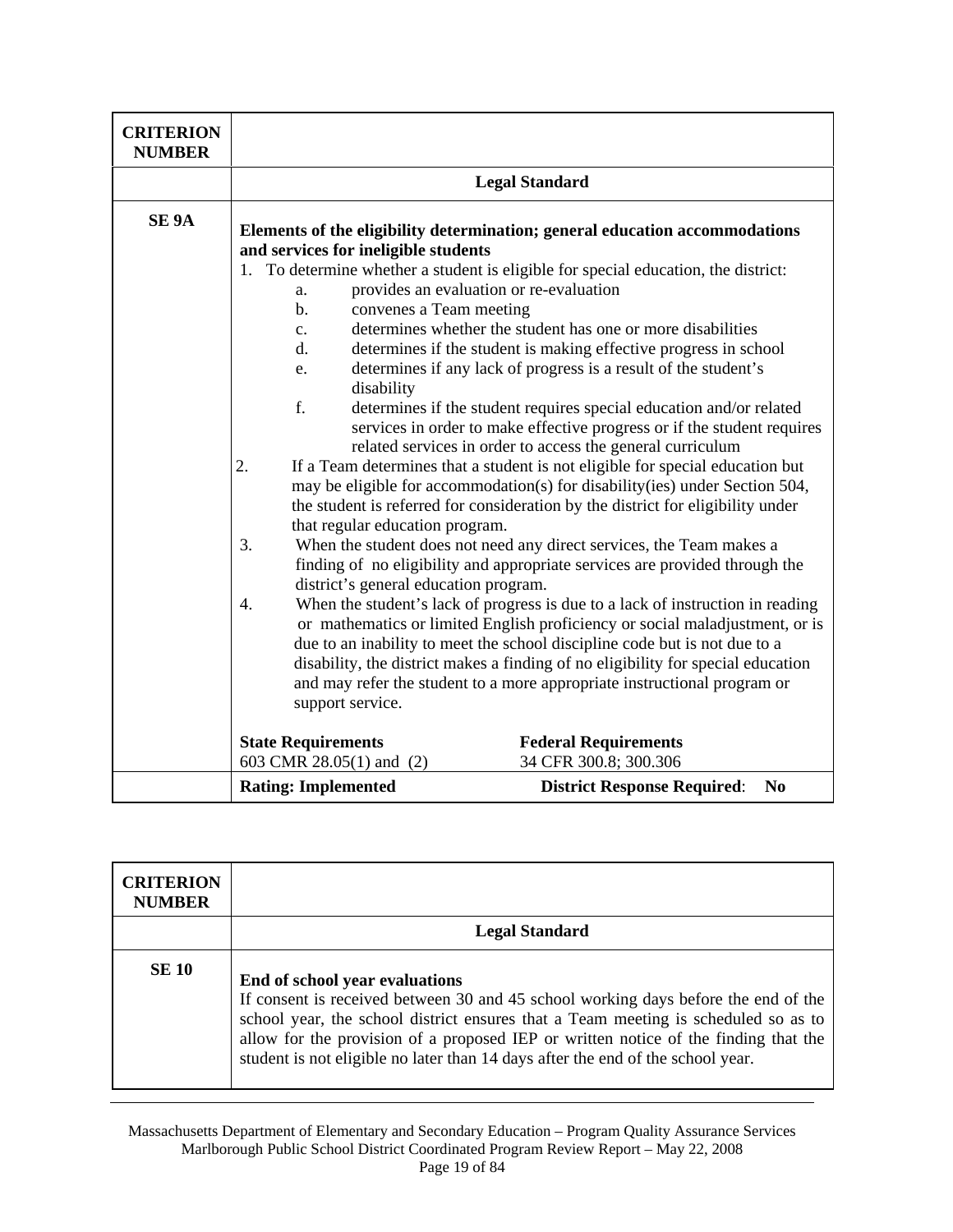| CRITERION NUMBER | |
|---|---|
| | **Legal Standard** |
| **SE 9A** | **Elements of the eligibility determination; general education accommodations and services for ineligible students**<br>1. To determine whether a student is eligible for special education, the district:<br>a. provides an evaluation or re-evaluation<br>b. convenes a Team meeting<br>c. determines whether the student has one or more disabilities<br>d. determines if the student is making effective progress in school<br>e. determines if any lack of progress is a result of the student's disability<br>f. determines if the student requires special education and/or related services in order to make effective progress or if the student requires related services in order to access the general curriculum<br>2. If a Team determines that a student is not eligible for special education but may be eligible for accommodation(s) for disability(ies) under Section 504, the student is referred for consideration by the district for eligibility under that regular education program.<br>3. When the student does not need any direct services, the Team makes a finding of no eligibility and appropriate services are provided through the district's general education program.<br>4. When the student's lack of progress is due to a lack of instruction in reading or mathematics or limited English proficiency or social maladjustment, or is due to an inability to meet the school discipline code but is not due to a disability, the district makes a finding of no eligibility for special education and may refer the student to a more appropriate instructional program or support service.<br><br>**State Requirements** 603 CMR 28.05(1) and (2) — **Federal Requirements** 34 CFR 300.8; 300.306 |
| | **Rating: Implemented** — **District Response Required**: **No** |

| CRITERION NUMBER | |
|---|---|
| | **Legal Standard** |
| **SE 10** | **End of school year evaluations**<br>If consent is received between 30 and 45 school working days before the end of the school year, the school district ensures that a Team meeting is scheduled so as to allow for the provision of a proposed IEP or written notice of the finding that the student is not eligible no later than 14 days after the end of the school year. |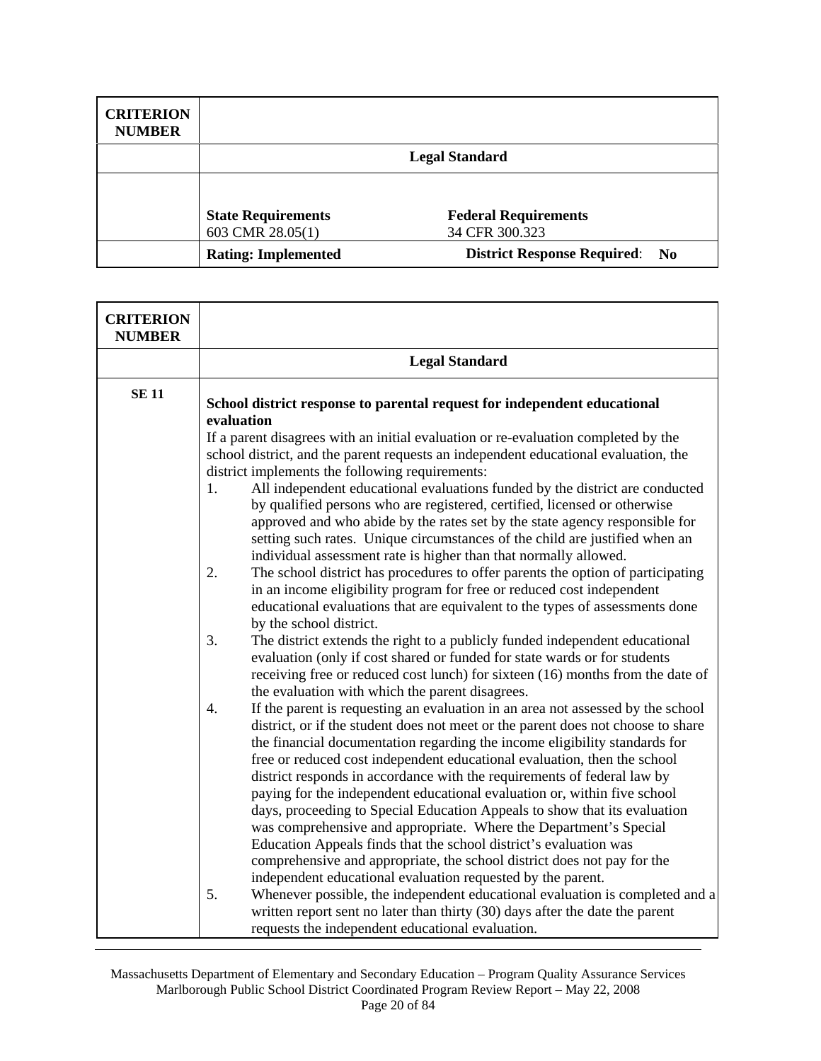| CRITERION NUMBER | |
|---|---|
| | **Legal Standard** |
| | **State Requirements** 603 CMR 28.05(1) &nbsp;&nbsp;&nbsp;&nbsp; **Federal Requirements** 34 CFR 300.323 |
| | **Rating: Implemented** &nbsp;&nbsp;&nbsp;&nbsp; **District Response Required**: **No** |

| CRITERION NUMBER | |
|---|---|
| | **Legal Standard** |
| **SE 11** | **School district response to parental request for independent educational evaluation**<br>If a parent disagrees with an initial evaluation or re-evaluation completed by the school district, and the parent requests an independent educational evaluation, the district implements the following requirements:<br>1. All independent educational evaluations funded by the district are conducted by qualified persons who are registered, certified, licensed or otherwise approved and who abide by the rates set by the state agency responsible for setting such rates. Unique circumstances of the child are justified when an individual assessment rate is higher than that normally allowed.<br>2. The school district has procedures to offer parents the option of participating in an income eligibility program for free or reduced cost independent educational evaluations that are equivalent to the types of assessments done by the school district.<br>3. The district extends the right to a publicly funded independent educational evaluation (only if cost shared or funded for state wards or for students receiving free or reduced cost lunch) for sixteen (16) months from the date of the evaluation with which the parent disagrees.<br>4. If the parent is requesting an evaluation in an area not assessed by the school district, or if the student does not meet or the parent does not choose to share the financial documentation regarding the income eligibility standards for free or reduced cost independent educational evaluation, then the school district responds in accordance with the requirements of federal law by paying for the independent educational evaluation or, within five school days, proceeding to Special Education Appeals to show that its evaluation was comprehensive and appropriate. Where the Department's Special Education Appeals finds that the school district's evaluation was comprehensive and appropriate, the school district does not pay for the independent educational evaluation requested by the parent.<br>5. Whenever possible, the independent educational evaluation is completed and a written report sent no later than thirty (30) days after the date the parent requests the independent educational evaluation. |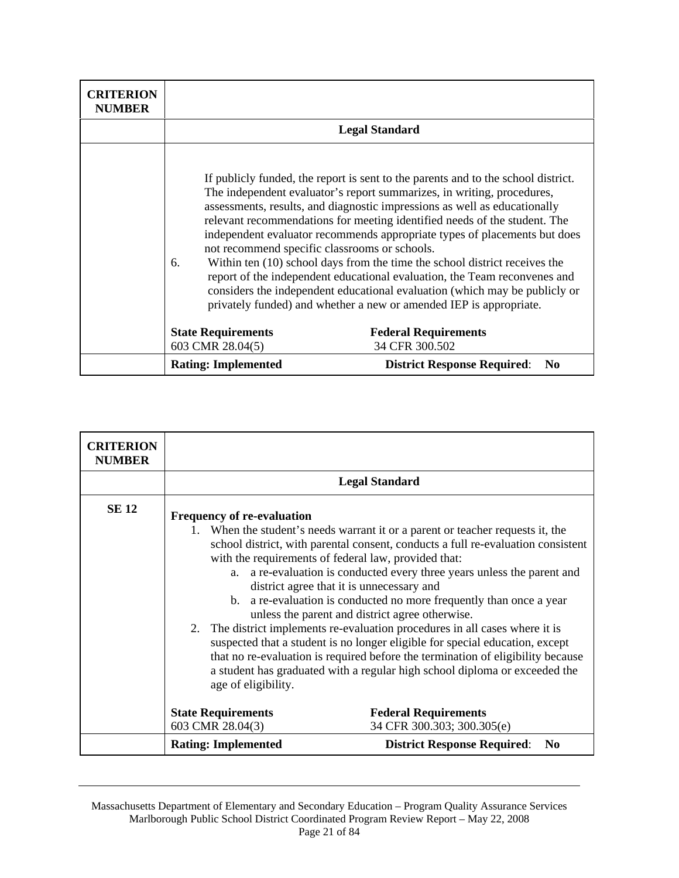| CRITERION NUMBER | |
|---|---|
| | **Legal Standard** |
| | If publicly funded, the report is sent to the parents and to the school district. The independent evaluator's report summarizes, in writing, procedures, assessments, results, and diagnostic impressions as well as educationally relevant recommendations for meeting identified needs of the student. The independent evaluator recommends appropriate types of placements but does not recommend specific classrooms or schools.<br>6. Within ten (10) school days from the time the school district receives the report of the independent educational evaluation, the Team reconvenes and considers the independent educational evaluation (which may be publicly or privately funded) and whether a new or amended IEP is appropriate.<br><br>**State Requirements** 603 CMR 28.04(5) — **Federal Requirements** 34 CFR 300.502 |
| | **Rating: Implemented** — **District Response Required**: **No** |

| CRITERION NUMBER | |
|---|---|
| | **Legal Standard** |
| **SE 12** | **Frequency of re-evaluation**<br>1. When the student's needs warrant it or a parent or teacher requests it, the school district, with parental consent, conducts a full re-evaluation consistent with the requirements of federal law, provided that:<br>a. a re-evaluation is conducted every three years unless the parent and district agree that it is unnecessary and<br>b. a re-evaluation is conducted no more frequently than once a year unless the parent and district agree otherwise.<br>2. The district implements re-evaluation procedures in all cases where it is suspected that a student is no longer eligible for special education, except that no re-evaluation is required before the termination of eligibility because a student has graduated with a regular high school diploma or exceeded the age of eligibility.<br><br>**State Requirements** 603 CMR 28.04(3) — **Federal Requirements** 34 CFR 300.303; 300.305(e) |
| | **Rating: Implemented** — **District Response Required**: **No** |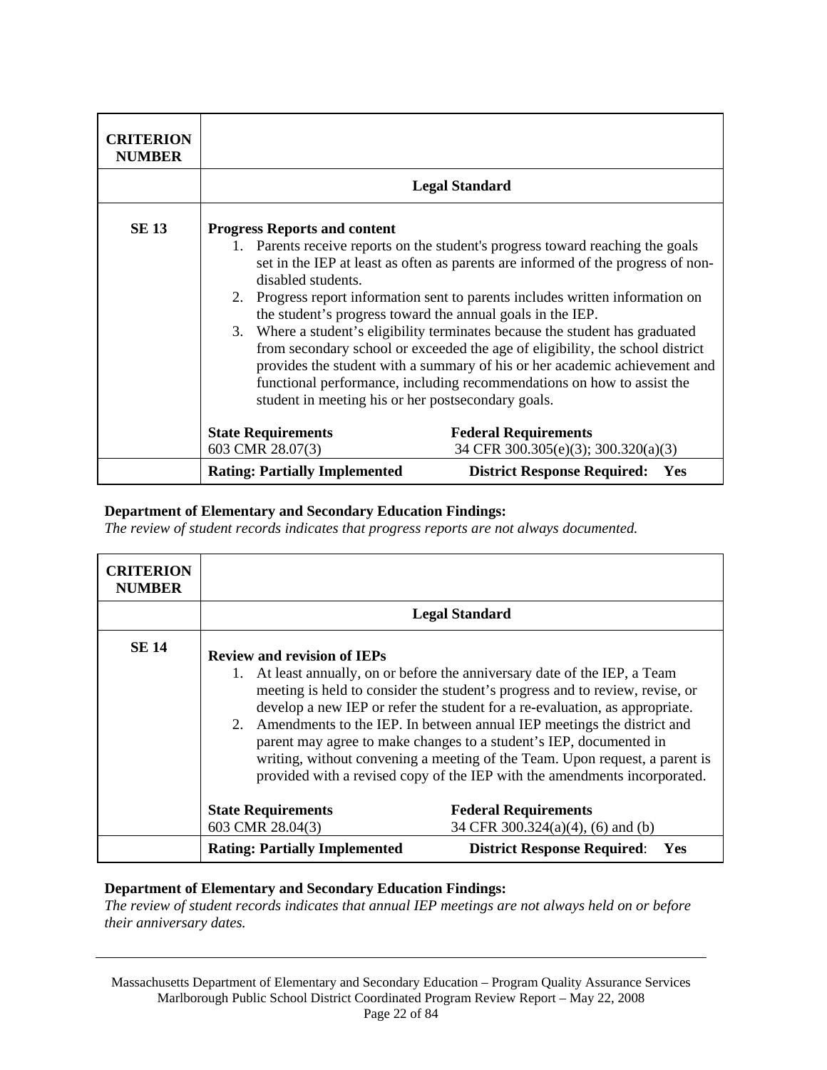| CRITERION NUMBER | |
|---|---|
| | **Legal Standard** |
| **SE 13** | **Progress Reports and content**<br>1. Parents receive reports on the student's progress toward reaching the goals set in the IEP at least as often as parents are informed of the progress of non-disabled students.<br>2. Progress report information sent to parents includes written information on the student's progress toward the annual goals in the IEP.<br>3. Where a student's eligibility terminates because the student has graduated from secondary school or exceeded the age of eligibility, the school district provides the student with a summary of his or her academic achievement and functional performance, including recommendations on how to assist the student in meeting his or her postsecondary goals.<br><br>**State Requirements** 603 CMR 28.07(3) — **Federal Requirements** 34 CFR 300.305(e)(3); 300.320(a)(3) |
| | **Rating: Partially Implemented** — **District Response Required: Yes** |

**Department of Elementary and Secondary Education Findings:**
*The review of student records indicates that progress reports are not always documented.*

| CRITERION NUMBER | |
|---|---|
| | **Legal Standard** |
| **SE 14** | **Review and revision of IEPs**<br>1. At least annually, on or before the anniversary date of the IEP, a Team meeting is held to consider the student's progress and to review, revise, or develop a new IEP or refer the student for a re-evaluation, as appropriate.<br>2. Amendments to the IEP. In between annual IEP meetings the district and parent may agree to make changes to a student's IEP, documented in writing, without convening a meeting of the Team. Upon request, a parent is provided with a revised copy of the IEP with the amendments incorporated.<br><br>**State Requirements** 603 CMR 28.04(3) — **Federal Requirements** 34 CFR 300.324(a)(4), (6) and (b) |
| | **Rating: Partially Implemented** — **District Response Required**: **Yes** |

**Department of Elementary and Secondary Education Findings:**
*The review of student records indicates that annual IEP meetings are not always held on or before their anniversary dates.*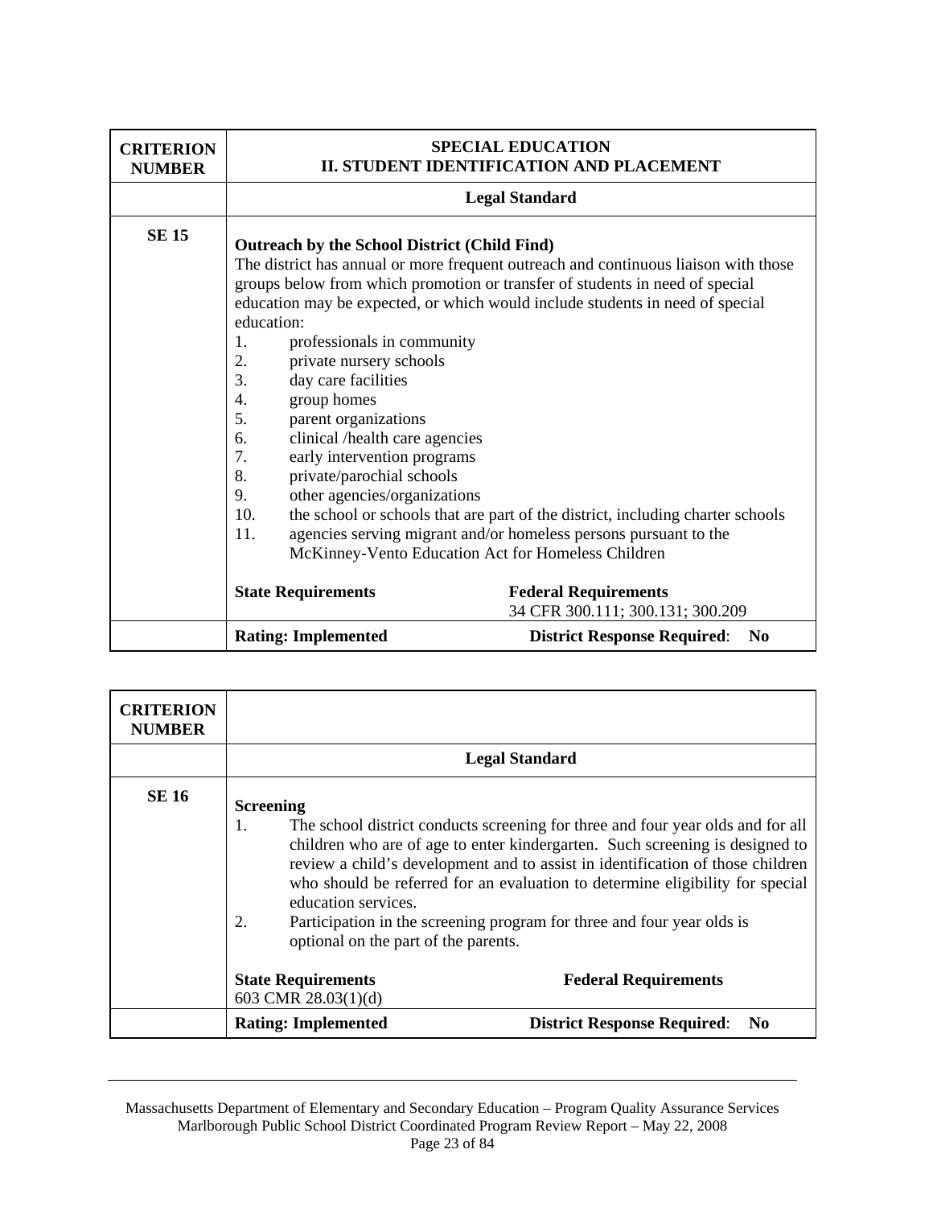| CRITERION NUMBER | SPECIAL EDUCATION<br>II. STUDENT IDENTIFICATION AND PLACEMENT |
|---|---|
| | **Legal Standard** |
| **SE 15** | **Outreach by the School District (Child Find)**<br>The district has annual or more frequent outreach and continuous liaison with those groups below from which promotion or transfer of students in need of special education may be expected, or which would include students in need of special education:<br>1. professionals in community<br>2. private nursery schools<br>3. day care facilities<br>4. group homes<br>5. parent organizations<br>6. clinical /health care agencies<br>7. early intervention programs<br>8. private/parochial schools<br>9. other agencies/organizations<br>10. the school or schools that are part of the district, including charter schools<br>11. agencies serving migrant and/or homeless persons pursuant to the McKinney-Vento Education Act for Homeless Children<br><br>**State Requirements**<br><br>**Federal Requirements**<br>34 CFR 300.111; 300.131; 300.209 |
| | **Rating: Implemented** **District Response Required**: **No** |

| CRITERION NUMBER | |
|---|---|
| | **Legal Standard** |
| **SE 16** | **Screening**<br>1. The school district conducts screening for three and four year olds and for all children who are of age to enter kindergarten. Such screening is designed to review a child's development and to assist in identification of those children who should be referred for an evaluation to determine eligibility for special education services.<br>2. Participation in the screening program for three and four year olds is optional on the part of the parents.<br><br>**State Requirements**<br>603 CMR 28.03(1)(d)<br><br>**Federal Requirements** |
| | **Rating: Implemented** **District Response Required**: **No** |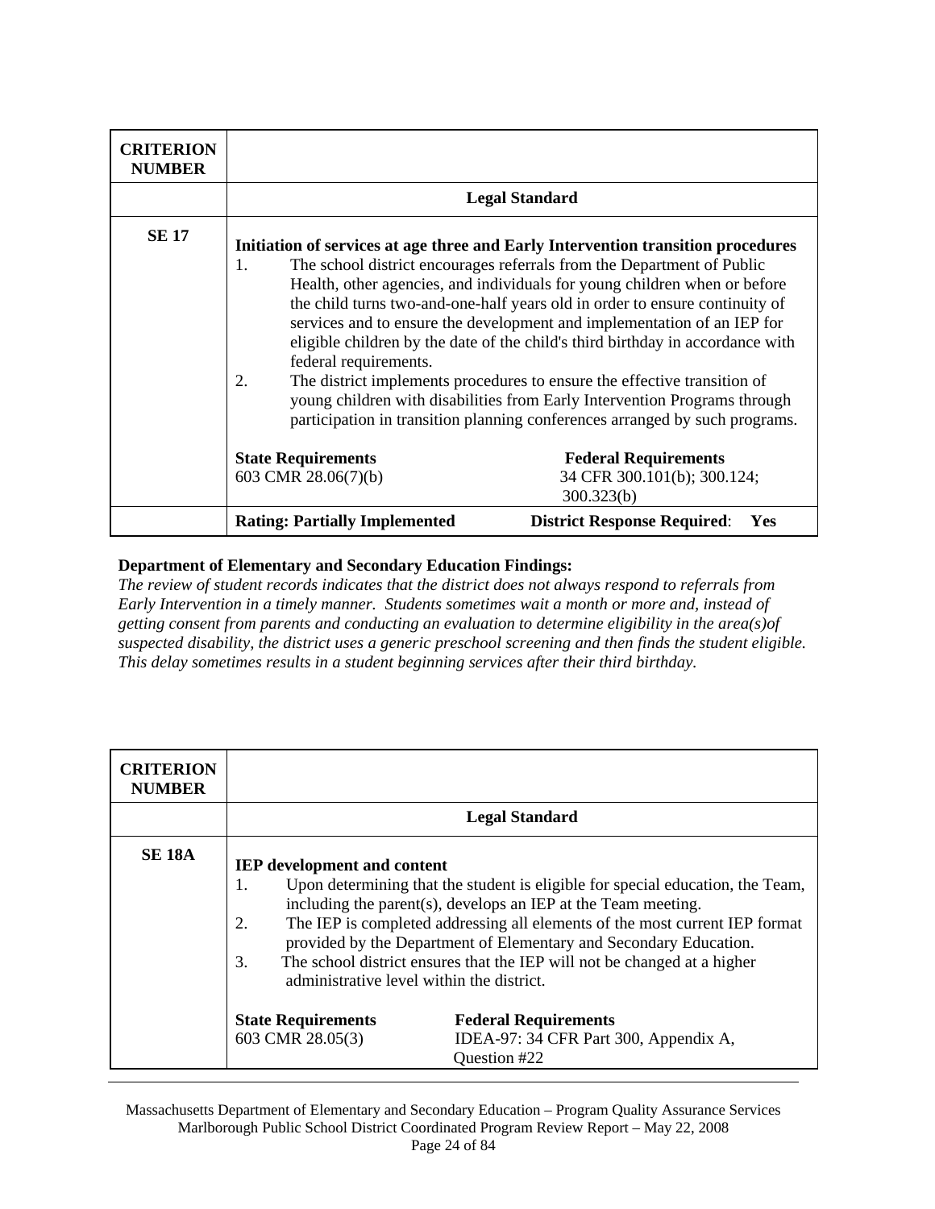| CRITERION NUMBER | |
|---|---|
| | **Legal Standard** |
| **SE 17** | **Initiation of services at age three and Early Intervention transition procedures**<br>1. The school district encourages referrals from the Department of Public Health, other agencies, and individuals for young children when or before the child turns two-and-one-half years old in order to ensure continuity of services and to ensure the development and implementation of an IEP for eligible children by the date of the child's third birthday in accordance with federal requirements.<br>2. The district implements procedures to ensure the effective transition of young children with disabilities from Early Intervention Programs through participation in transition planning conferences arranged by such programs.<br><br>**State Requirements** 603 CMR 28.06(7)(b)<br>**Federal Requirements** 34 CFR 300.101(b); 300.124; 300.323(b) |
| | **Rating: Partially Implemented** **District Response Required**: **Yes** |

**Department of Elementary and Secondary Education Findings:**

*The review of student records indicates that the district does not always respond to referrals from Early Intervention in a timely manner. Students sometimes wait a month or more and, instead of getting consent from parents and conducting an evaluation to determine eligibility in the area(s)of suspected disability, the district uses a generic preschool screening and then finds the student eligible. This delay sometimes results in a student beginning services after their third birthday.*

| CRITERION NUMBER | |
|---|---|
| | **Legal Standard** |
| **SE 18A** | **IEP development and content**<br>1. Upon determining that the student is eligible for special education, the Team, including the parent(s), develops an IEP at the Team meeting.<br>2. The IEP is completed addressing all elements of the most current IEP format provided by the Department of Elementary and Secondary Education.<br>3. The school district ensures that the IEP will not be changed at a higher administrative level within the district.<br><br>**State Requirements** 603 CMR 28.05(3)<br>**Federal Requirements** IDEA-97: 34 CFR Part 300, Appendix A, Question #22 |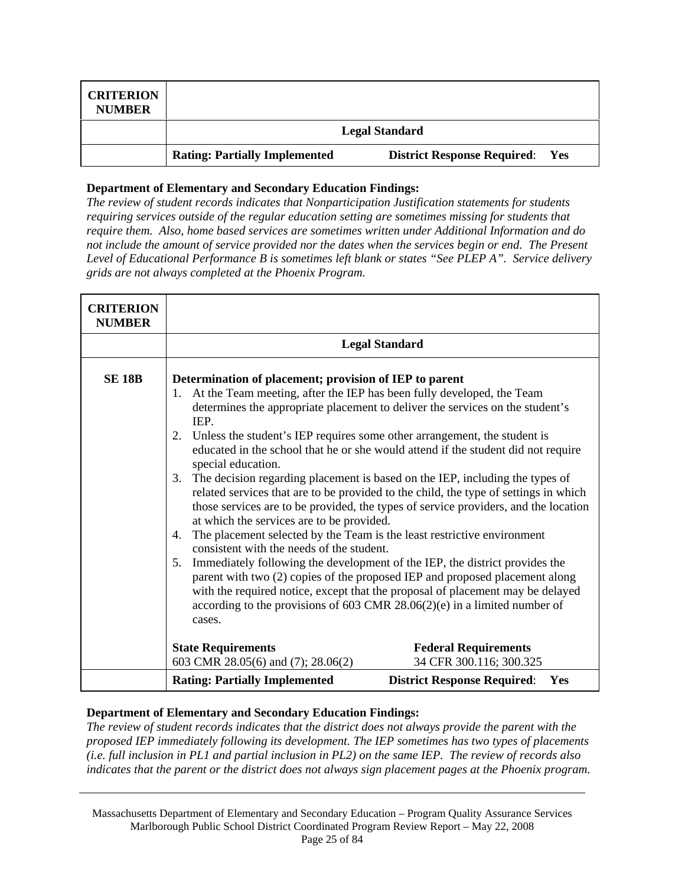| CRITERION NUMBER | |
|---|---|
| | **Legal Standard** |
| | **Rating: Partially Implemented** **District Response Required**: **Yes** |

**Department of Elementary and Secondary Education Findings:**
*The review of student records indicates that Nonparticipation Justification statements for students requiring services outside of the regular education setting are sometimes missing for students that require them. Also, home based services are sometimes written under Additional Information and do not include the amount of service provided nor the dates when the services begin or end. The Present Level of Educational Performance B is sometimes left blank or states "See PLEP A". Service delivery grids are not always completed at the Phoenix Program.*

| CRITERION NUMBER | |
|---|---|
| | **Legal Standard** |
| **SE 18B** | **Determination of placement; provision of IEP to parent**<br>1. At the Team meeting, after the IEP has been fully developed, the Team determines the appropriate placement to deliver the services on the student's IEP.<br>2. Unless the student's IEP requires some other arrangement, the student is educated in the school that he or she would attend if the student did not require special education.<br>3. The decision regarding placement is based on the IEP, including the types of related services that are to be provided to the child, the type of settings in which those services are to be provided, the types of service providers, and the location at which the services are to be provided.<br>4. The placement selected by the Team is the least restrictive environment consistent with the needs of the student.<br>5. Immediately following the development of the IEP, the district provides the parent with two (2) copies of the proposed IEP and proposed placement along with the required notice, except that the proposal of placement may be delayed according to the provisions of 603 CMR 28.06(2)(e) in a limited number of cases.<br><br>**State Requirements** 603 CMR 28.05(6) and (7); 28.06(2)<br>**Federal Requirements** 34 CFR 300.116; 300.325 |
| | **Rating: Partially Implemented** **District Response Required**: **Yes** |

**Department of Elementary and Secondary Education Findings:**
*The review of student records indicates that the district does not always provide the parent with the proposed IEP immediately following its development. The IEP sometimes has two types of placements (i.e. full inclusion in PL1 and partial inclusion in PL2) on the same IEP. The review of records also indicates that the parent or the district does not always sign placement pages at the Phoenix program.*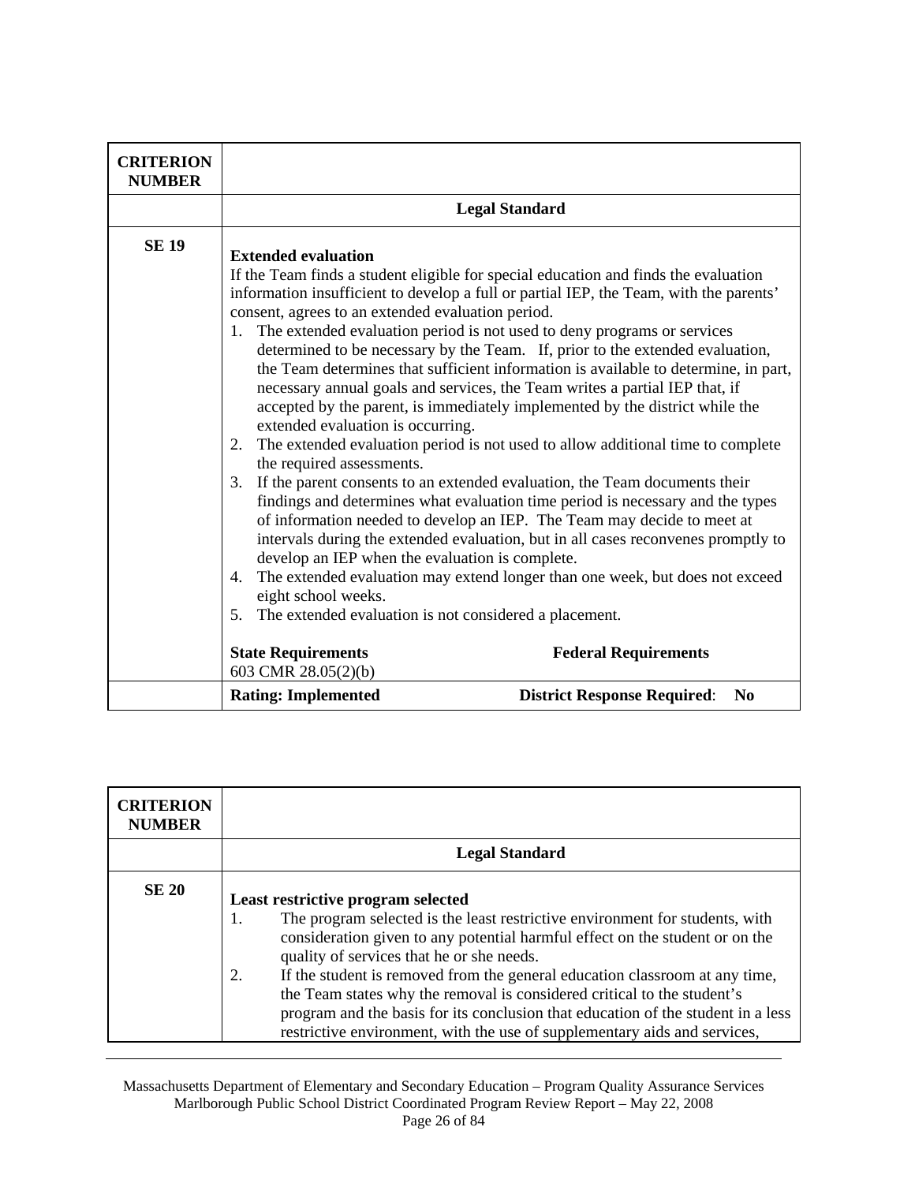| CRITERION NUMBER | |
|---|---|
| | **Legal Standard** |
| **SE 19** | **Extended evaluation**<br>If the Team finds a student eligible for special education and finds the evaluation information insufficient to develop a full or partial IEP, the Team, with the parents' consent, agrees to an extended evaluation period.<br>1. The extended evaluation period is not used to deny programs or services determined to be necessary by the Team. If, prior to the extended evaluation, the Team determines that sufficient information is available to determine, in part, necessary annual goals and services, the Team writes a partial IEP that, if accepted by the parent, is immediately implemented by the district while the extended evaluation is occurring.<br>2. The extended evaluation period is not used to allow additional time to complete the required assessments.<br>3. If the parent consents to an extended evaluation, the Team documents their findings and determines what evaluation time period is necessary and the types of information needed to develop an IEP. The Team may decide to meet at intervals during the extended evaluation, but in all cases reconvenes promptly to develop an IEP when the evaluation is complete.<br>4. The extended evaluation may extend longer than one week, but does not exceed eight school weeks.<br>5. The extended evaluation is not considered a placement.<br><br>**State Requirements** — 603 CMR 28.05(2)(b)<br>**Federal Requirements** |
| | **Rating: Implemented** **District Response Required**: **No** |

| CRITERION NUMBER | |
|---|---|
| | **Legal Standard** |
| **SE 20** | **Least restrictive program selected**<br>1. The program selected is the least restrictive environment for students, with consideration given to any potential harmful effect on the student or on the quality of services that he or she needs.<br>2. If the student is removed from the general education classroom at any time, the Team states why the removal is considered critical to the student's program and the basis for its conclusion that education of the student in a less restrictive environment, with the use of supplementary aids and services, |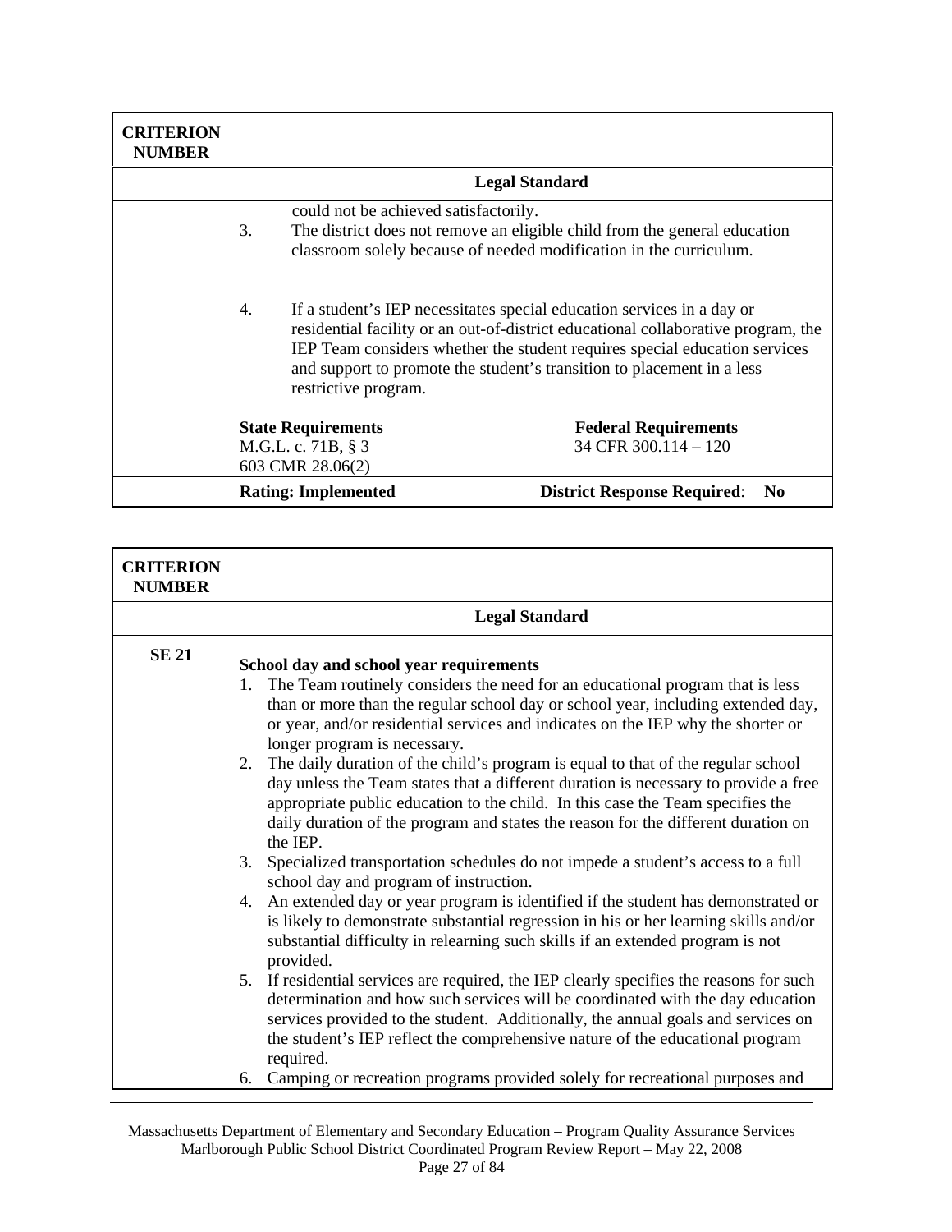| CRITERION NUMBER | |
|---|---|
| | **Legal Standard** |
| | could not be achieved satisfactorily.<br>3. The district does not remove an eligible child from the general education classroom solely because of needed modification in the curriculum.<br><br>4. If a student's IEP necessitates special education services in a day or residential facility or an out-of-district educational collaborative program, the IEP Team considers whether the student requires special education services and support to promote the student's transition to placement in a less restrictive program.<br><br>**State Requirements**<br>M.G.L. c. 71B, § 3<br>603 CMR 28.06(2)<br><br>**Federal Requirements**<br>34 CFR 300.114 – 120 |
| | **Rating: Implemented** **District Response Required**: **No** |

| CRITERION NUMBER | |
|---|---|
| | **Legal Standard** |
| **SE 21** | **School day and school year requirements**<br>1. The Team routinely considers the need for an educational program that is less than or more than the regular school day or school year, including extended day, or year, and/or residential services and indicates on the IEP why the shorter or longer program is necessary.<br>2. The daily duration of the child's program is equal to that of the regular school day unless the Team states that a different duration is necessary to provide a free appropriate public education to the child. In this case the Team specifies the daily duration of the program and states the reason for the different duration on the IEP.<br>3. Specialized transportation schedules do not impede a student's access to a full school day and program of instruction.<br>4. An extended day or year program is identified if the student has demonstrated or is likely to demonstrate substantial regression in his or her learning skills and/or substantial difficulty in relearning such skills if an extended program is not provided.<br>5. If residential services are required, the IEP clearly specifies the reasons for such determination and how such services will be coordinated with the day education services provided to the student. Additionally, the annual goals and services on the student's IEP reflect the comprehensive nature of the educational program required.<br>6. Camping or recreation programs provided solely for recreational purposes and |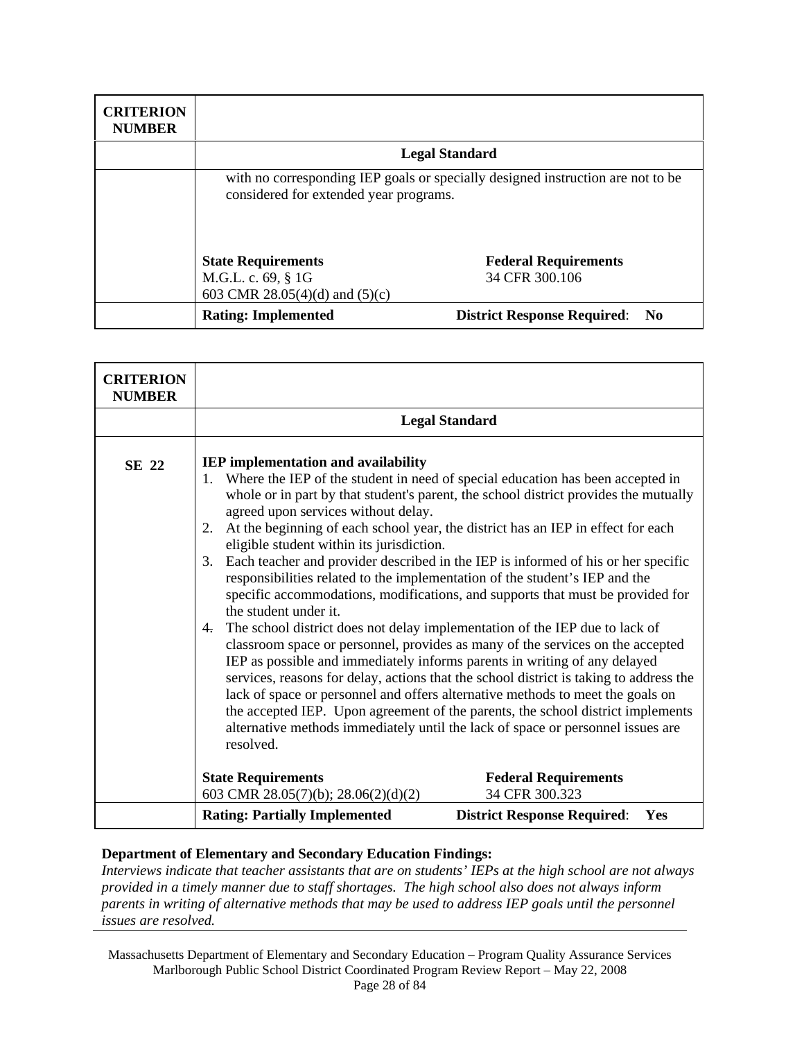| CRITERION NUMBER | |
|---|---|
| | **Legal Standard** |
| | with no corresponding IEP goals or specially designed instruction are not to be considered for extended year programs.<br><br>**State Requirements**<br>M.G.L. c. 69, § 1G<br>603 CMR 28.05(4)(d) and (5)(c)<br><br>**Federal Requirements**<br>34 CFR 300.106 |
| | **Rating: Implemented** **District Response Required**: **No** |

| CRITERION NUMBER | |
|---|---|
| | **Legal Standard** |
| **SE 22** | **IEP implementation and availability**<br>1. Where the IEP of the student in need of special education has been accepted in whole or in part by that student's parent, the school district provides the mutually agreed upon services without delay.<br>2. At the beginning of each school year, the district has an IEP in effect for each eligible student within its jurisdiction.<br>3. Each teacher and provider described in the IEP is informed of his or her specific responsibilities related to the implementation of the student's IEP and the specific accommodations, modifications, and supports that must be provided for the student under it.<br>4. The school district does not delay implementation of the IEP due to lack of classroom space or personnel, provides as many of the services on the accepted IEP as possible and immediately informs parents in writing of any delayed services, reasons for delay, actions that the school district is taking to address the lack of space or personnel and offers alternative methods to meet the goals on the accepted IEP. Upon agreement of the parents, the school district implements alternative methods immediately until the lack of space or personnel issues are resolved.<br><br>**State Requirements**<br>603 CMR 28.05(7)(b); 28.06(2)(d)(2)<br><br>**Federal Requirements**<br>34 CFR 300.323 |
| | **Rating: Partially Implemented** **District Response Required**: **Yes** |

**Department of Elementary and Secondary Education Findings:**

*Interviews indicate that teacher assistants that are on students' IEPs at the high school are not always provided in a timely manner due to staff shortages. The high school also does not always inform parents in writing of alternative methods that may be used to address IEP goals until the personnel issues are resolved.*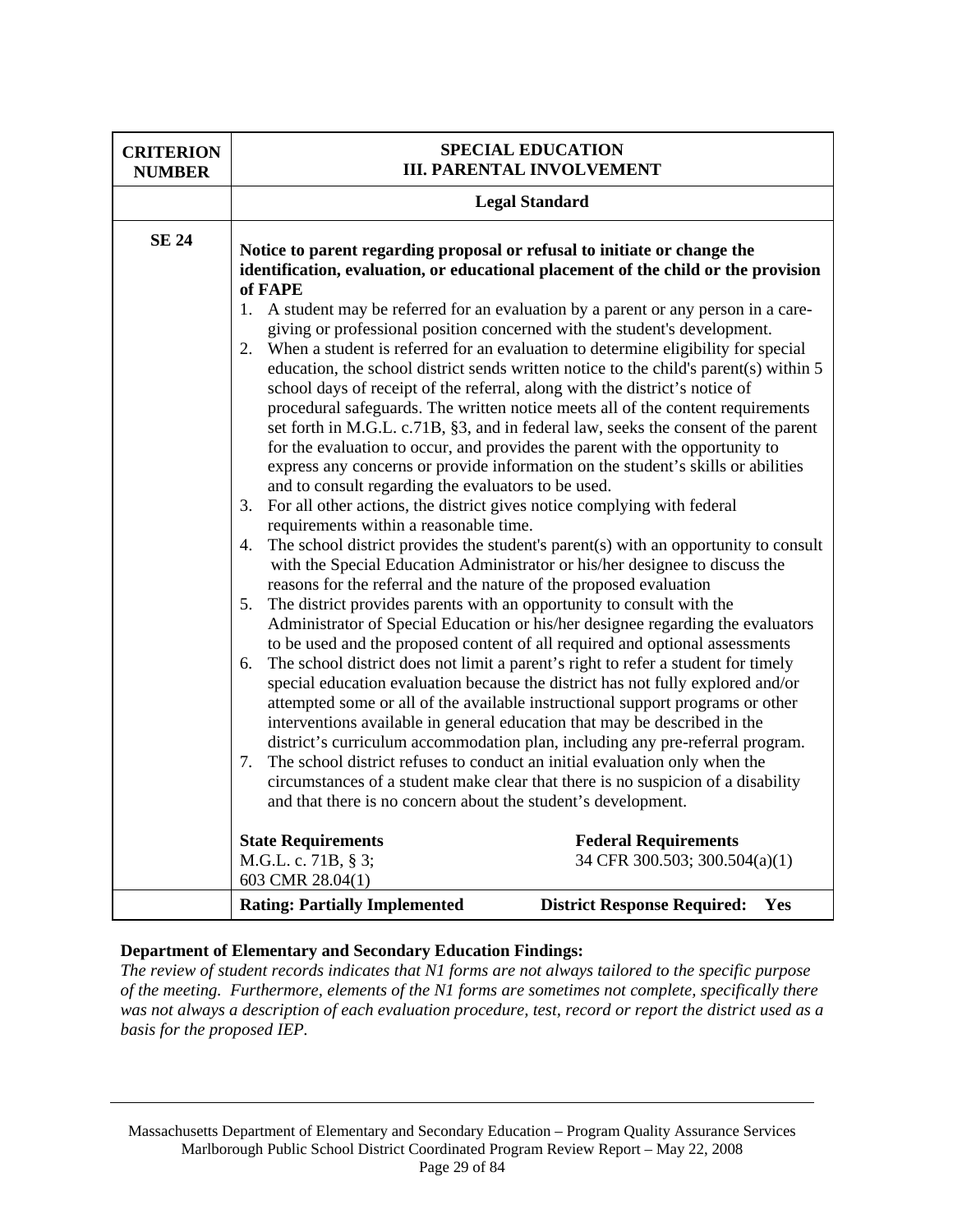| CRITERION NUMBER | SPECIAL EDUCATION<br>III. PARENTAL INVOLVEMENT | |
|---|---|---|
| | **Legal Standard** | |
| **SE 24** | **Notice to parent regarding proposal or refusal to initiate or change the identification, evaluation, or educational placement of the child or the provision of FAPE**<br>1. A student may be referred for an evaluation by a parent or any person in a care-giving or professional position concerned with the student's development.<br>2. When a student is referred for an evaluation to determine eligibility for special education, the school district sends written notice to the child's parent(s) within 5 school days of receipt of the referral, along with the district's notice of procedural safeguards. The written notice meets all of the content requirements set forth in M.G.L. c.71B, §3, and in federal law, seeks the consent of the parent for the evaluation to occur, and provides the parent with the opportunity to express any concerns or provide information on the student's skills or abilities and to consult regarding the evaluators to be used.<br>3. For all other actions, the district gives notice complying with federal requirements within a reasonable time.<br>4. The school district provides the student's parent(s) with an opportunity to consult with the Special Education Administrator or his/her designee to discuss the reasons for the referral and the nature of the proposed evaluation<br>5. The district provides parents with an opportunity to consult with the Administrator of Special Education or his/her designee regarding the evaluators to be used and the proposed content of all required and optional assessments<br>6. The school district does not limit a parent's right to refer a student for timely special education evaluation because the district has not fully explored and/or attempted some or all of the available instructional support programs or other interventions available in general education that may be described in the district's curriculum accommodation plan, including any pre-referral program.<br>7. The school district refuses to conduct an initial evaluation only when the circumstances of a student make clear that there is no suspicion of a disability and that there is no concern about the student's development. | |
| | **State Requirements**<br>M.G.L. c. 71B, § 3;<br>603 CMR 28.04(1) | **Federal Requirements**<br>34 CFR 300.503; 300.504(a)(1) |
| | **Rating: Partially Implemented** | **District Response Required: Yes** |

**Department of Elementary and Secondary Education Findings:**

*The review of student records indicates that N1 forms are not always tailored to the specific purpose of the meeting. Furthermore, elements of the N1 forms are sometimes not complete, specifically there was not always a description of each evaluation procedure, test, record or report the district used as a basis for the proposed IEP.*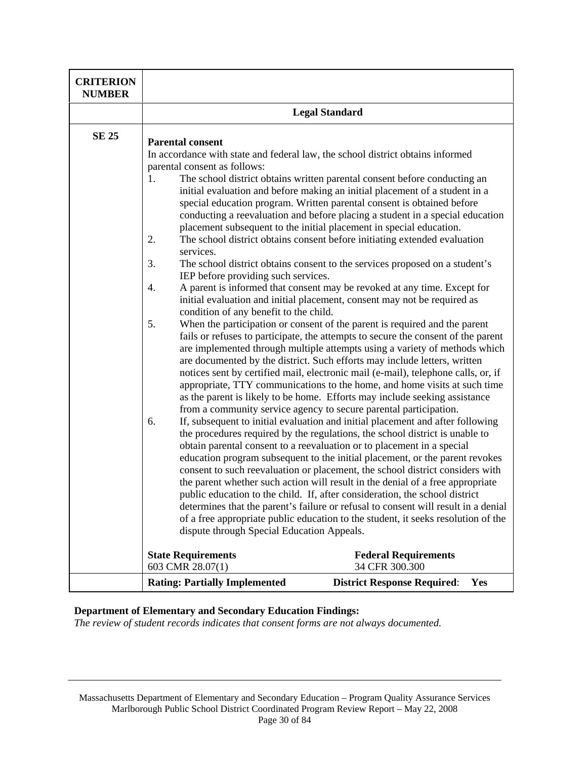| CRITERION NUMBER | |
|---|---|
| | **Legal Standard** |
| **SE 25** | **Parental consent**<br>In accordance with state and federal law, the school district obtains informed parental consent as follows:<br>1. The school district obtains written parental consent before conducting an initial evaluation and before making an initial placement of a student in a special education program. Written parental consent is obtained before conducting a reevaluation and before placing a student in a special education placement subsequent to the initial placement in special education.<br>2. The school district obtains consent before initiating extended evaluation services.<br>3. The school district obtains consent to the services proposed on a student's IEP before providing such services.<br>4. A parent is informed that consent may be revoked at any time. Except for initial evaluation and initial placement, consent may not be required as condition of any benefit to the child.<br>5. When the participation or consent of the parent is required and the parent fails or refuses to participate, the attempts to secure the consent of the parent are implemented through multiple attempts using a variety of methods which are documented by the district. Such efforts may include letters, written notices sent by certified mail, electronic mail (e-mail), telephone calls, or, if appropriate, TTY communications to the home, and home visits at such time as the parent is likely to be home. Efforts may include seeking assistance from a community service agency to secure parental participation.<br>6. If, subsequent to initial evaluation and initial placement and after following the procedures required by the regulations, the school district is unable to obtain parental consent to a reevaluation or to placement in a special education program subsequent to the initial placement, or the parent revokes consent to such reevaluation or placement, the school district considers with the parent whether such action will result in the denial of a free appropriate public education to the child. If, after consideration, the school district determines that the parent's failure or refusal to consent will result in a denial of a free appropriate public education to the student, it seeks resolution of the dispute through Special Education Appeals.<br><br>**State Requirements** 603 CMR 28.07(1) — **Federal Requirements** 34 CFR 300.300 |
| | **Rating: Partially Implemented** — **District Response Required: Yes** |

**Department of Elementary and Secondary Education Findings:**

*The review of student records indicates that consent forms are not always documented.*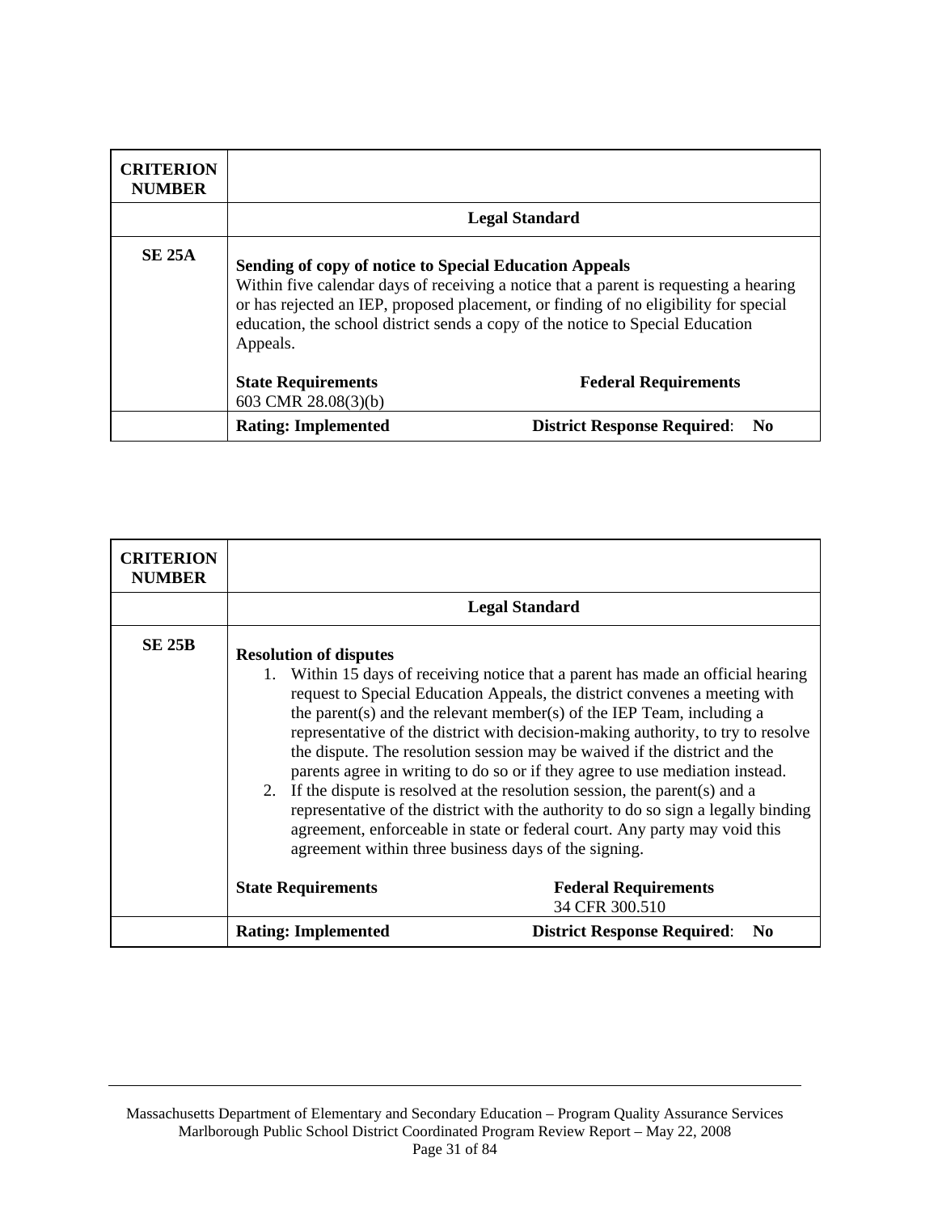| CRITERION NUMBER | |
|---|---|
| | **Legal Standard** |
| **SE 25A** | **Sending of copy of notice to Special Education Appeals**<br>Within five calendar days of receiving a notice that a parent is requesting a hearing or has rejected an IEP, proposed placement, or finding of no eligibility for special education, the school district sends a copy of the notice to Special Education Appeals.<br><br>**State Requirements** 603 CMR 28.08(3)(b) — **Federal Requirements** |
| | **Rating: Implemented** — **District Response Required**: **No** |

| CRITERION NUMBER | |
|---|---|
| | **Legal Standard** |
| **SE 25B** | **Resolution of disputes**<br>1. Within 15 days of receiving notice that a parent has made an official hearing request to Special Education Appeals, the district convenes a meeting with the parent(s) and the relevant member(s) of the IEP Team, including a representative of the district with decision-making authority, to try to resolve the dispute. The resolution session may be waived if the district and the parents agree in writing to do so or if they agree to use mediation instead.<br>2. If the dispute is resolved at the resolution session, the parent(s) and a representative of the district with the authority to do so sign a legally binding agreement, enforceable in state or federal court. Any party may void this agreement within three business days of the signing.<br><br>**State Requirements** — **Federal Requirements** 34 CFR 300.510 |
| | **Rating: Implemented** — **District Response Required**: **No** |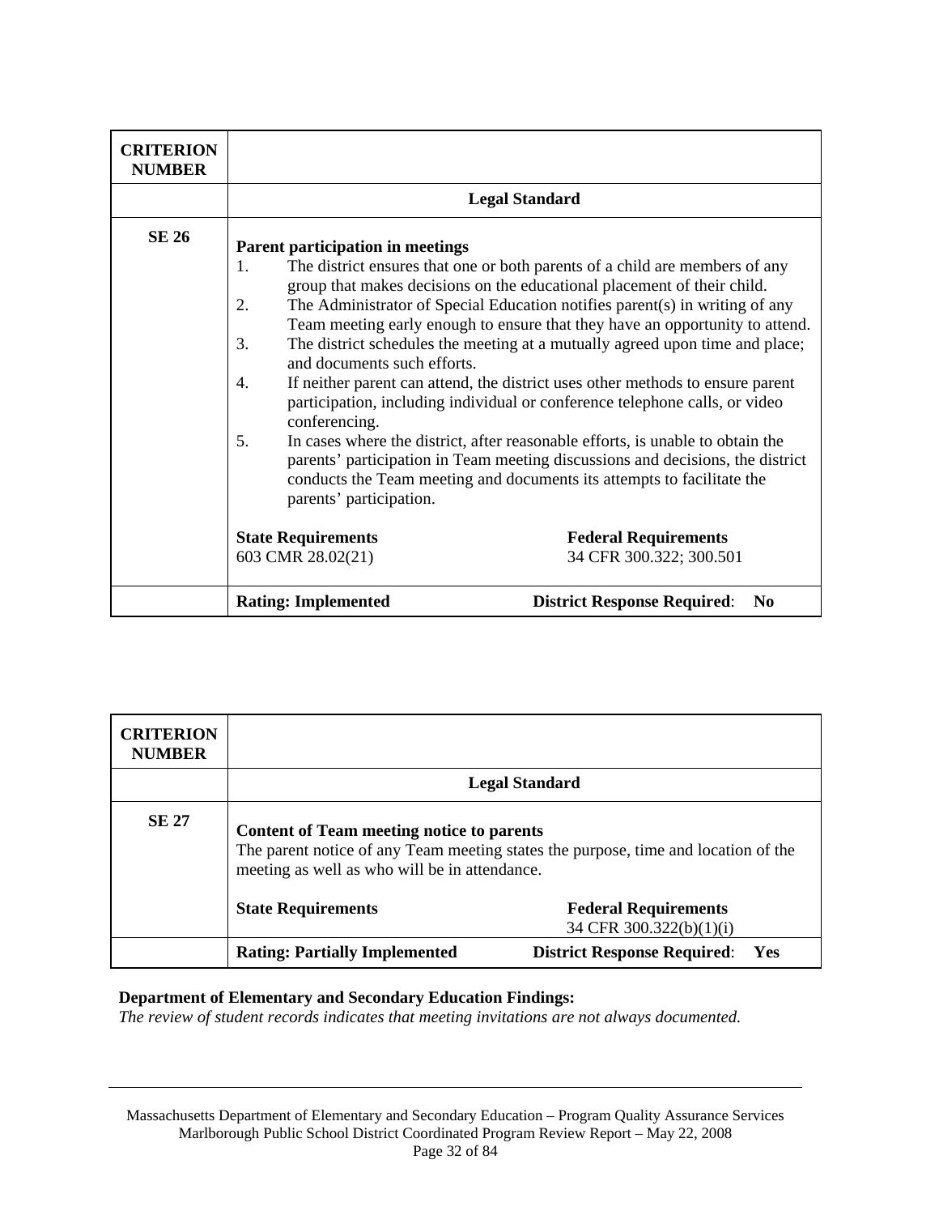| CRITERION NUMBER | |
|---|---|
| | **Legal Standard** |
| **SE 26** | **Parent participation in meetings**<br>1. The district ensures that one or both parents of a child are members of any group that makes decisions on the educational placement of their child.<br>2. The Administrator of Special Education notifies parent(s) in writing of any Team meeting early enough to ensure that they have an opportunity to attend.<br>3. The district schedules the meeting at a mutually agreed upon time and place; and documents such efforts.<br>4. If neither parent can attend, the district uses other methods to ensure parent participation, including individual or conference telephone calls, or video conferencing.<br>5. In cases where the district, after reasonable efforts, is unable to obtain the parents' participation in Team meeting discussions and decisions, the district conducts the Team meeting and documents its attempts to facilitate the parents' participation.<br><br>**State Requirements** 603 CMR 28.02(21)<br>**Federal Requirements** 34 CFR 300.322; 300.501 |
| | **Rating: Implemented** **District Response Required**: **No** |

| CRITERION NUMBER | |
|---|---|
| | **Legal Standard** |
| **SE 27** | **Content of Team meeting notice to parents**<br>The parent notice of any Team meeting states the purpose, time and location of the meeting as well as who will be in attendance.<br><br>**State Requirements**<br>**Federal Requirements** 34 CFR 300.322(b)(1)(i) |
| | **Rating: Partially Implemented** **District Response Required**: **Yes** |

**Department of Elementary and Secondary Education Findings:**

*The review of student records indicates that meeting invitations are not always documented.*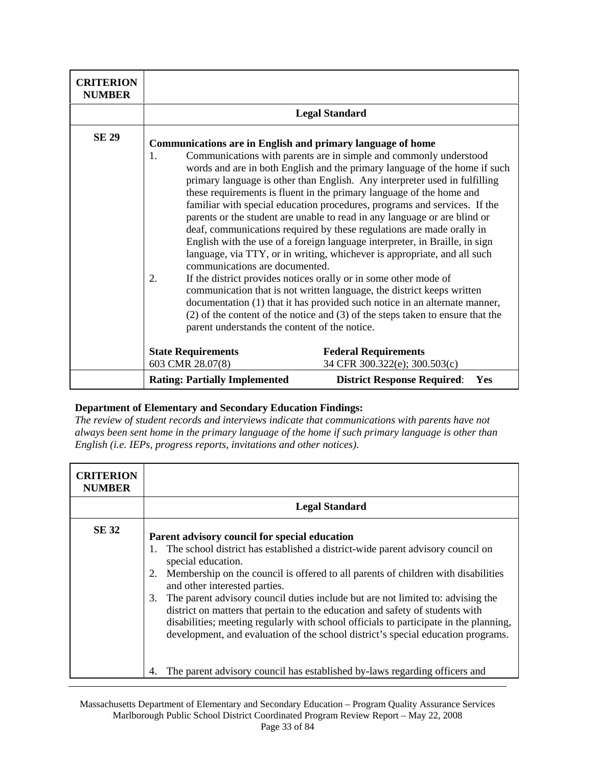| CRITERION NUMBER | |
|---|---|
| | **Legal Standard** |
| **SE 29** | **Communications are in English and primary language of home**<br>1. Communications with parents are in simple and commonly understood words and are in both English and the primary language of the home if such primary language is other than English. Any interpreter used in fulfilling these requirements is fluent in the primary language of the home and familiar with special education procedures, programs and services. If the parents or the student are unable to read in any language or are blind or deaf, communications required by these regulations are made orally in English with the use of a foreign language interpreter, in Braille, in sign language, via TTY, or in writing, whichever is appropriate, and all such communications are documented.<br>2. If the district provides notices orally or in some other mode of communication that is not written language, the district keeps written documentation (1) that it has provided such notice in an alternate manner, (2) of the content of the notice and (3) of the steps taken to ensure that the parent understands the content of the notice.<br><br>**State Requirements** 603 CMR 28.07(8) — **Federal Requirements** 34 CFR 300.322(e); 300.503(c) |
| | **Rating: Partially Implemented** — **District Response Required**: **Yes** |

**Department of Elementary and Secondary Education Findings:**
*The review of student records and interviews indicate that communications with parents have not always been sent home in the primary language of the home if such primary language is other than English (i.e. IEPs, progress reports, invitations and other notices).*

| CRITERION NUMBER | |
|---|---|
| | **Legal Standard** |
| **SE 32** | **Parent advisory council for special education**<br>1. The school district has established a district-wide parent advisory council on special education.<br>2. Membership on the council is offered to all parents of children with disabilities and other interested parties.<br>3. The parent advisory council duties include but are not limited to: advising the district on matters that pertain to the education and safety of students with disabilities; meeting regularly with school officials to participate in the planning, development, and evaluation of the school district's special education programs.<br><br>4. The parent advisory council has established by-laws regarding officers and |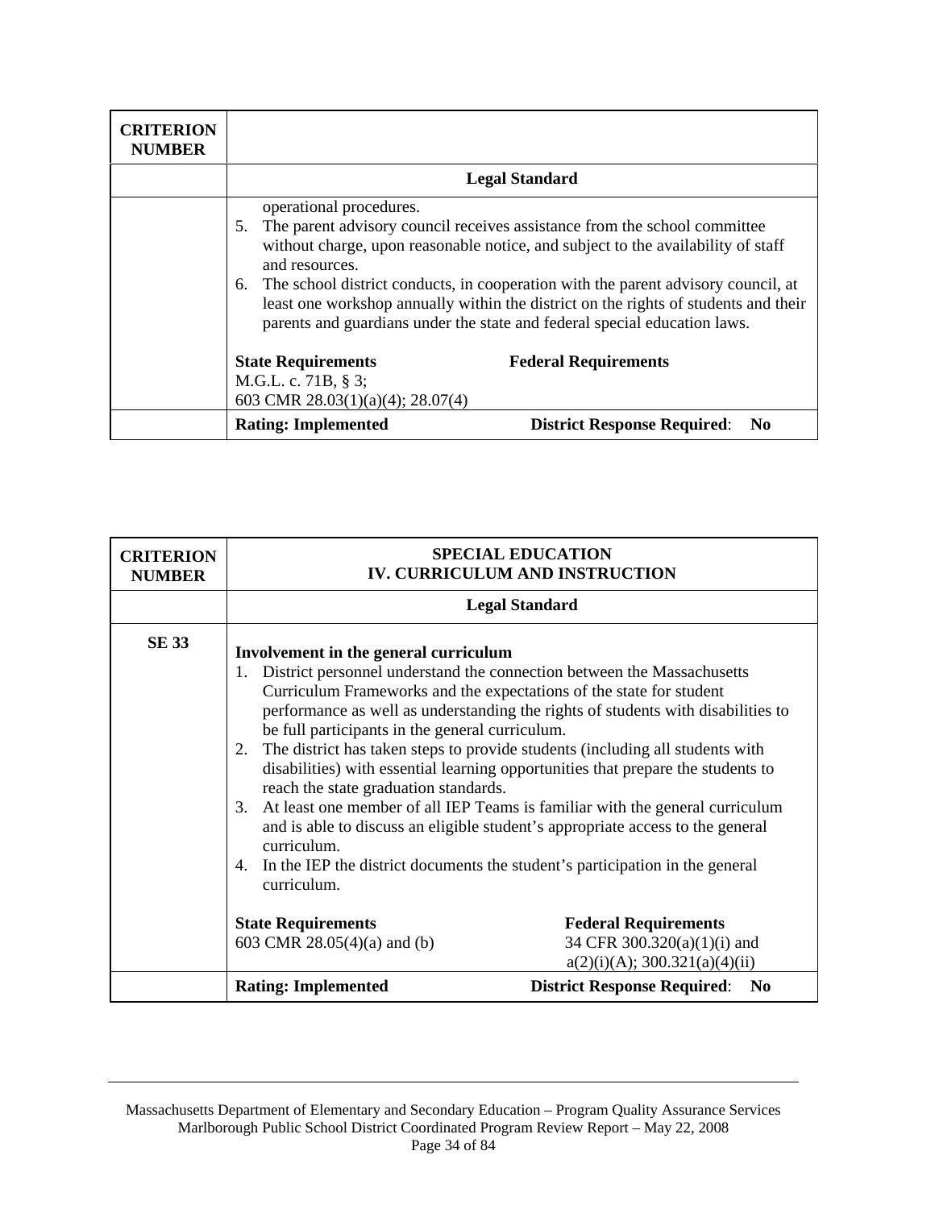| CRITERION NUMBER | |
|---|---|
| | **Legal Standard** |
| | operational procedures.<br>5. The parent advisory council receives assistance from the school committee without charge, upon reasonable notice, and subject to the availability of staff and resources.<br>6. The school district conducts, in cooperation with the parent advisory council, at least one workshop annually within the district on the rights of students and their parents and guardians under the state and federal special education laws.<br><br>**State Requirements**<br>M.G.L. c. 71B, § 3;<br>603 CMR 28.03(1)(a)(4); 28.07(4)<br><br>**Federal Requirements** |
| | **Rating: Implemented** **District Response Required**: **No** |

| CRITERION NUMBER | SPECIAL EDUCATION<br>IV. CURRICULUM AND INSTRUCTION |
|---|---|
| | **Legal Standard** |
| **SE 33** | **Involvement in the general curriculum**<br>1. District personnel understand the connection between the Massachusetts Curriculum Frameworks and the expectations of the state for student performance as well as understanding the rights of students with disabilities to be full participants in the general curriculum.<br>2. The district has taken steps to provide students (including all students with disabilities) with essential learning opportunities that prepare the students to reach the state graduation standards.<br>3. At least one member of all IEP Teams is familiar with the general curriculum and is able to discuss an eligible student's appropriate access to the general curriculum.<br>4. In the IEP the district documents the student's participation in the general curriculum.<br><br>**State Requirements**<br>603 CMR 28.05(4)(a) and (b)<br><br>**Federal Requirements**<br>34 CFR 300.320(a)(1)(i) and a(2)(i)(A); 300.321(a)(4)(ii) |
| | **Rating: Implemented** **District Response Required**: **No** |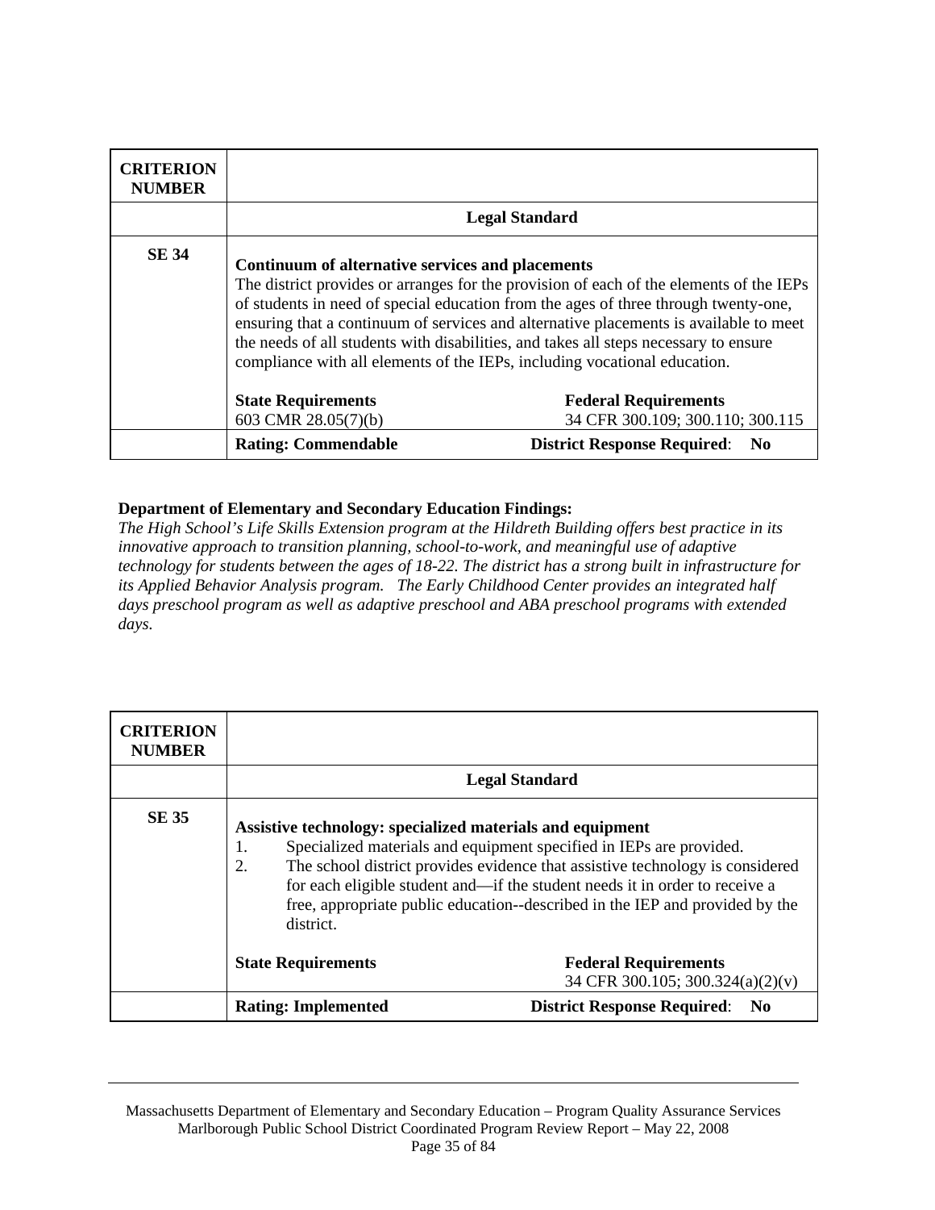| CRITERION NUMBER | |
|---|---|
| | **Legal Standard** |
| **SE 34** | **Continuum of alternative services and placements**<br>The district provides or arranges for the provision of each of the elements of the IEPs of students in need of special education from the ages of three through twenty-one, ensuring that a continuum of services and alternative placements is available to meet the needs of all students with disabilities, and takes all steps necessary to ensure compliance with all elements of the IEPs, including vocational education.<br><br>**State Requirements** 603 CMR 28.05(7)(b)<br>**Federal Requirements** 34 CFR 300.109; 300.110; 300.115 |
| | **Rating: Commendable** — **District Response Required**: **No** |

**Department of Elementary and Secondary Education Findings:**

*The High School's Life Skills Extension program at the Hildreth Building offers best practice in its innovative approach to transition planning, school-to-work, and meaningful use of adaptive technology for students between the ages of 18-22. The district has a strong built in infrastructure for its Applied Behavior Analysis program. The Early Childhood Center provides an integrated half days preschool program as well as adaptive preschool and ABA preschool programs with extended days.*

| CRITERION NUMBER | |
|---|---|
| | **Legal Standard** |
| **SE 35** | **Assistive technology: specialized materials and equipment**<br>1. Specialized materials and equipment specified in IEPs are provided.<br>2. The school district provides evidence that assistive technology is considered for each eligible student and—if the student needs it in order to receive a free, appropriate public education--described in the IEP and provided by the district.<br><br>**State Requirements**<br>**Federal Requirements** 34 CFR 300.105; 300.324(a)(2)(v) |
| | **Rating: Implemented** — **District Response Required**: **No** |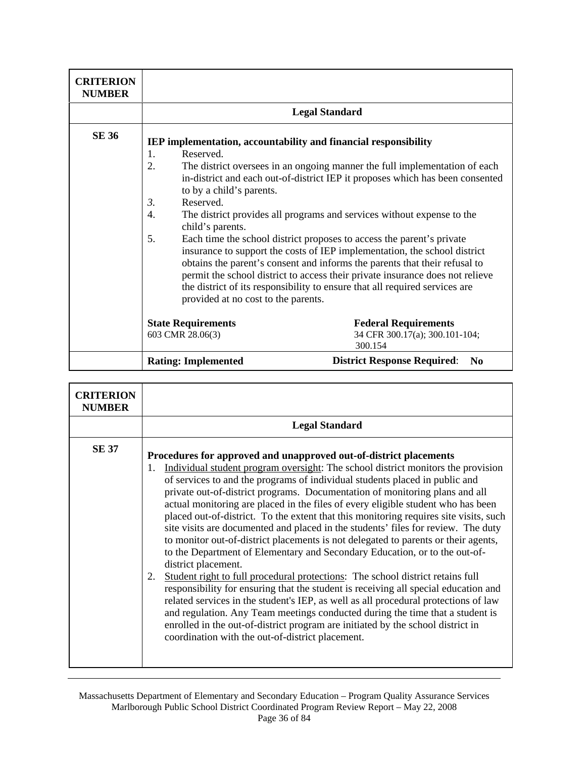| CRITERION NUMBER | |
|---|---|
| | **Legal Standard** |
| **SE 36** | **IEP implementation, accountability and financial responsibility**<br>1. Reserved.<br>2. The district oversees in an ongoing manner the full implementation of each in-district and each out-of-district IEP it proposes which has been consented to by a child's parents.<br>3. Reserved.<br>4. The district provides all programs and services without expense to the child's parents.<br>5. Each time the school district proposes to access the parent's private insurance to support the costs of IEP implementation, the school district obtains the parent's consent and informs the parents that their refusal to permit the school district to access their private insurance does not relieve the district of its responsibility to ensure that all required services are provided at no cost to the parents.<br><br>**State Requirements**: 603 CMR 28.06(3)<br>**Federal Requirements**: 34 CFR 300.17(a); 300.101-104; 300.154 |
| | **Rating: Implemented** &nbsp;&nbsp;&nbsp; **District Response Required: No** |

| CRITERION NUMBER | |
|---|---|
| | **Legal Standard** |
| **SE 37** | **Procedures for approved and unapproved out-of-district placements**<br>1. Individual student program oversight: The school district monitors the provision of services to and the programs of individual students placed in public and private out-of-district programs. Documentation of monitoring plans and all actual monitoring are placed in the files of every eligible student who has been placed out-of-district. To the extent that this monitoring requires site visits, such site visits are documented and placed in the students' files for review. The duty to monitor out-of-district placements is not delegated to parents or their agents, to the Department of Elementary and Secondary Education, or to the out-of-district placement.<br>2. Student right to full procedural protections: The school district retains full responsibility for ensuring that the student is receiving all special education and related services in the student's IEP, as well as all procedural protections of law and regulation. Any Team meetings conducted during the time that a student is enrolled in the out-of-district program are initiated by the school district in coordination with the out-of-district placement. |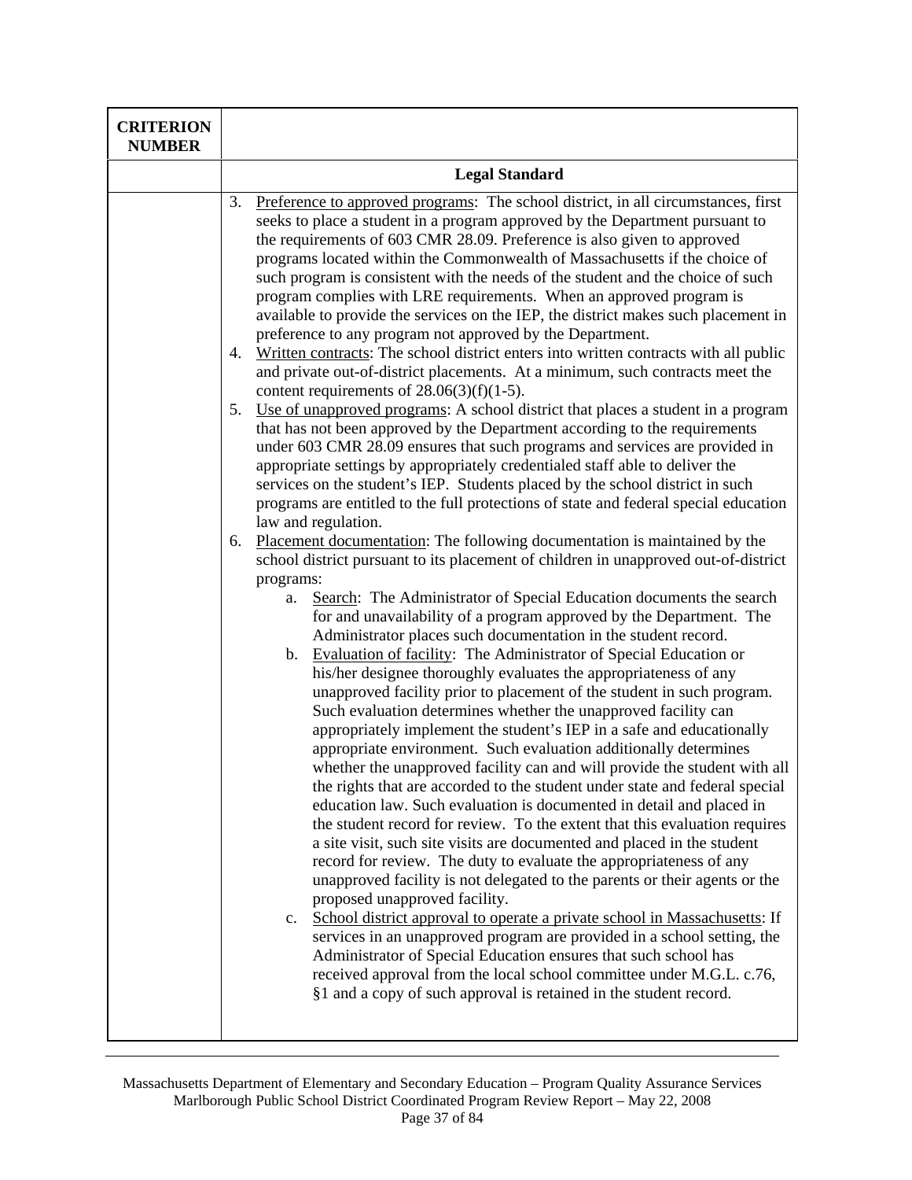| CRITERION NUMBER | |
|---|---|
| | **Legal Standard** |
| | 3. Preference to approved programs: The school district, in all circumstances, first seeks to place a student in a program approved by the Department pursuant to the requirements of 603 CMR 28.09. Preference is also given to approved programs located within the Commonwealth of Massachusetts if the choice of such program is consistent with the needs of the student and the choice of such program complies with LRE requirements. When an approved program is available to provide the services on the IEP, the district makes such placement in preference to any program not approved by the Department.<br>4. Written contracts: The school district enters into written contracts with all public and private out-of-district placements. At a minimum, such contracts meet the content requirements of 28.06(3)(f)(1-5).<br>5. Use of unapproved programs: A school district that places a student in a program that has not been approved by the Department according to the requirements under 603 CMR 28.09 ensures that such programs and services are provided in appropriate settings by appropriately credentialed staff able to deliver the services on the student's IEP. Students placed by the school district in such programs are entitled to the full protections of state and federal special education law and regulation.<br>6. Placement documentation: The following documentation is maintained by the school district pursuant to its placement of children in unapproved out-of-district programs:<br>a. Search: The Administrator of Special Education documents the search for and unavailability of a program approved by the Department. The Administrator places such documentation in the student record.<br>b. Evaluation of facility: The Administrator of Special Education or his/her designee thoroughly evaluates the appropriateness of any unapproved facility prior to placement of the student in such program. Such evaluation determines whether the unapproved facility can appropriately implement the student's IEP in a safe and educationally appropriate environment. Such evaluation additionally determines whether the unapproved facility can and will provide the student with all the rights that are accorded to the student under state and federal special education law. Such evaluation is documented in detail and placed in the student record for review. To the extent that this evaluation requires a site visit, such site visits are documented and placed in the student record for review. The duty to evaluate the appropriateness of any unapproved facility is not delegated to the parents or their agents or the proposed unapproved facility.<br>c. School district approval to operate a private school in Massachusetts: If services in an unapproved program are provided in a school setting, the Administrator of Special Education ensures that such school has received approval from the local school committee under M.G.L. c.76, §1 and a copy of such approval is retained in the student record. |

Massachusetts Department of Elementary and Secondary Education – Program Quality Assurance Services
Marlborough Public School District Coordinated Program Review Report – May 22, 2008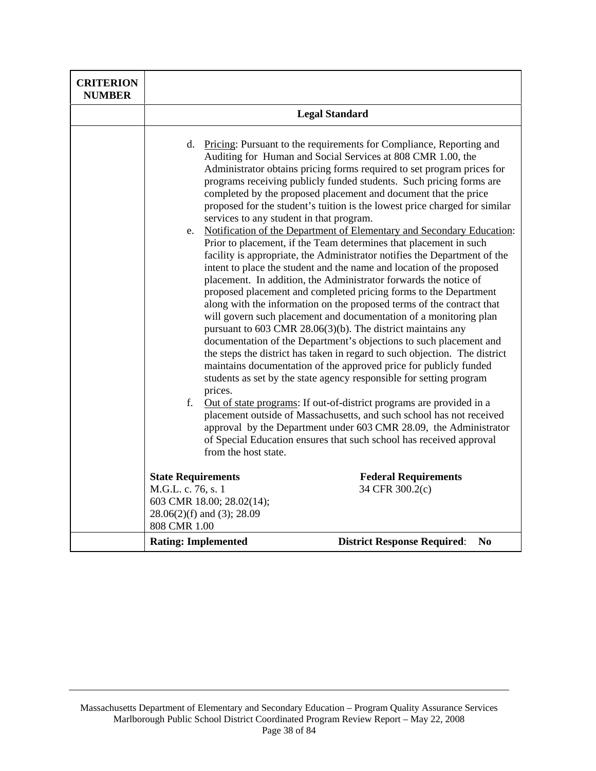| CRITERION NUMBER | |
|---|---|
| | **Legal Standard** |
| | d. Pricing: Pursuant to the requirements for Compliance, Reporting and Auditing for Human and Social Services at 808 CMR 1.00, the Administrator obtains pricing forms required to set program prices for programs receiving publicly funded students. Such pricing forms are completed by the proposed placement and document that the price proposed for the student's tuition is the lowest price charged for similar services to any student in that program.<br>e. Notification of the Department of Elementary and Secondary Education: Prior to placement, if the Team determines that placement in such facility is appropriate, the Administrator notifies the Department of the intent to place the student and the name and location of the proposed placement. In addition, the Administrator forwards the notice of proposed placement and completed pricing forms to the Department along with the information on the proposed terms of the contract that will govern such placement and documentation of a monitoring plan pursuant to 603 CMR 28.06(3)(b). The district maintains any documentation of the Department's objections to such placement and the steps the district has taken in regard to such objection. The district maintains documentation of the approved price for publicly funded students as set by the state agency responsible for setting program prices.<br>f. Out of state programs: If out-of-district programs are provided in a placement outside of Massachusetts, and such school has not received approval by the Department under 603 CMR 28.09, the Administrator of Special Education ensures that such school has received approval from the host state.<br><br>**State Requirements**<br>M.G.L. c. 76, s. 1<br>603 CMR 18.00; 28.02(14); 28.06(2)(f) and (3); 28.09<br>808 CMR 1.00<br><br>**Federal Requirements**<br>34 CFR 300.2(c) |
| | **Rating: Implemented** &nbsp;&nbsp;&nbsp; **District Response Required**: **No** |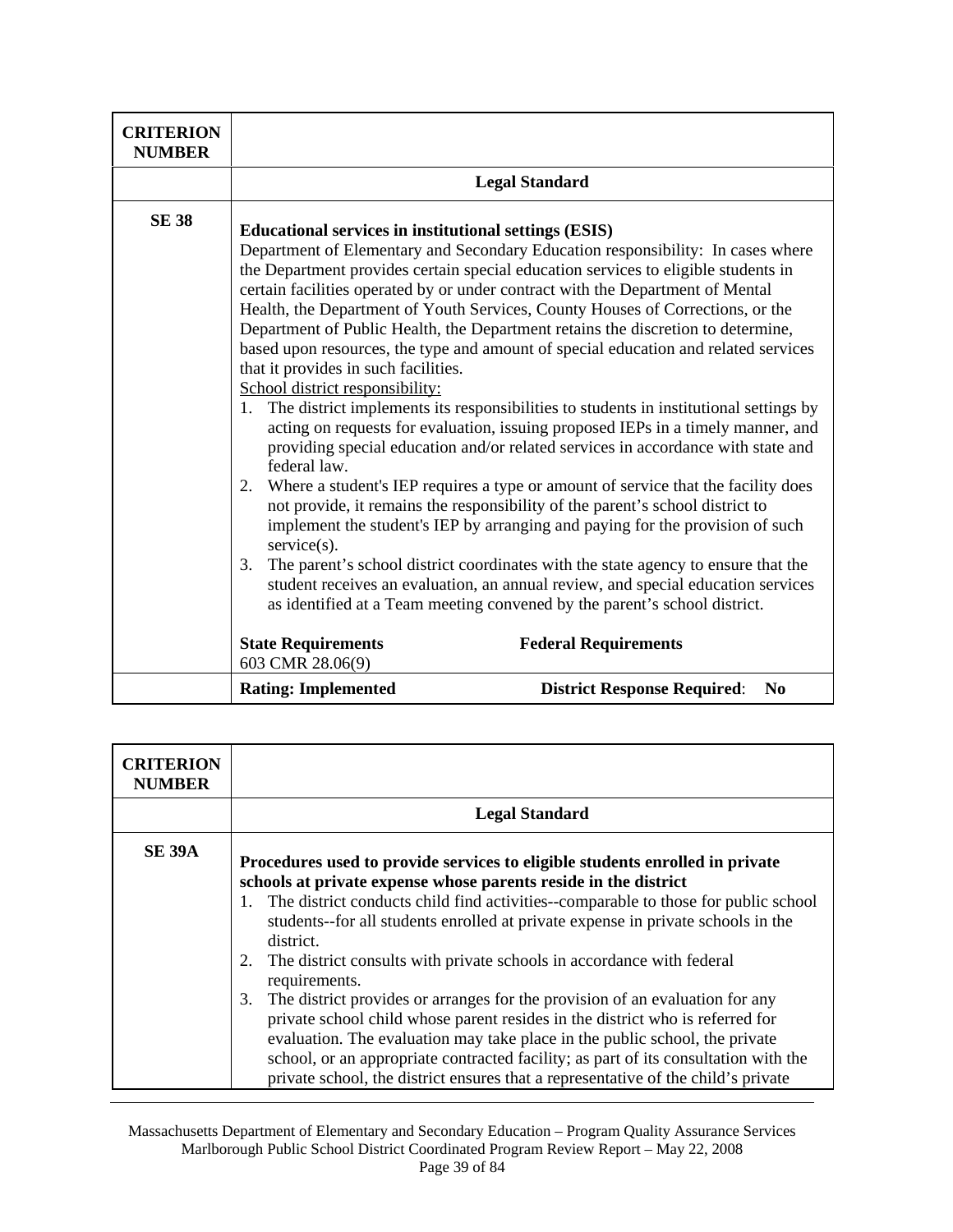| CRITERION NUMBER | |
|---|---|
| | **Legal Standard** |
| **SE 38** | **Educational services in institutional settings (ESIS)**<br>Department of Elementary and Secondary Education responsibility: In cases where the Department provides certain special education services to eligible students in certain facilities operated by or under contract with the Department of Mental Health, the Department of Youth Services, County Houses of Corrections, or the Department of Public Health, the Department retains the discretion to determine, based upon resources, the type and amount of special education and related services that it provides in such facilities.<br>School district responsibility:<br>1. The district implements its responsibilities to students in institutional settings by acting on requests for evaluation, issuing proposed IEPs in a timely manner, and providing special education and/or related services in accordance with state and federal law.<br>2. Where a student's IEP requires a type or amount of service that the facility does not provide, it remains the responsibility of the parent's school district to implement the student's IEP by arranging and paying for the provision of such service(s).<br>3. The parent's school district coordinates with the state agency to ensure that the student receives an evaluation, an annual review, and special education services as identified at a Team meeting convened by the parent's school district.<br><br>**State Requirements** 603 CMR 28.06(9) — **Federal Requirements** |
| | **Rating: Implemented** — **District Response Required**: **No** |

| CRITERION NUMBER | |
|---|---|
| | **Legal Standard** |
| **SE 39A** | **Procedures used to provide services to eligible students enrolled in private schools at private expense whose parents reside in the district**<br>1. The district conducts child find activities--comparable to those for public school students--for all students enrolled at private expense in private schools in the district.<br>2. The district consults with private schools in accordance with federal requirements.<br>3. The district provides or arranges for the provision of an evaluation for any private school child whose parent resides in the district who is referred for evaluation. The evaluation may take place in the public school, the private school, or an appropriate contracted facility; as part of its consultation with the private school, the district ensures that a representative of the child's private |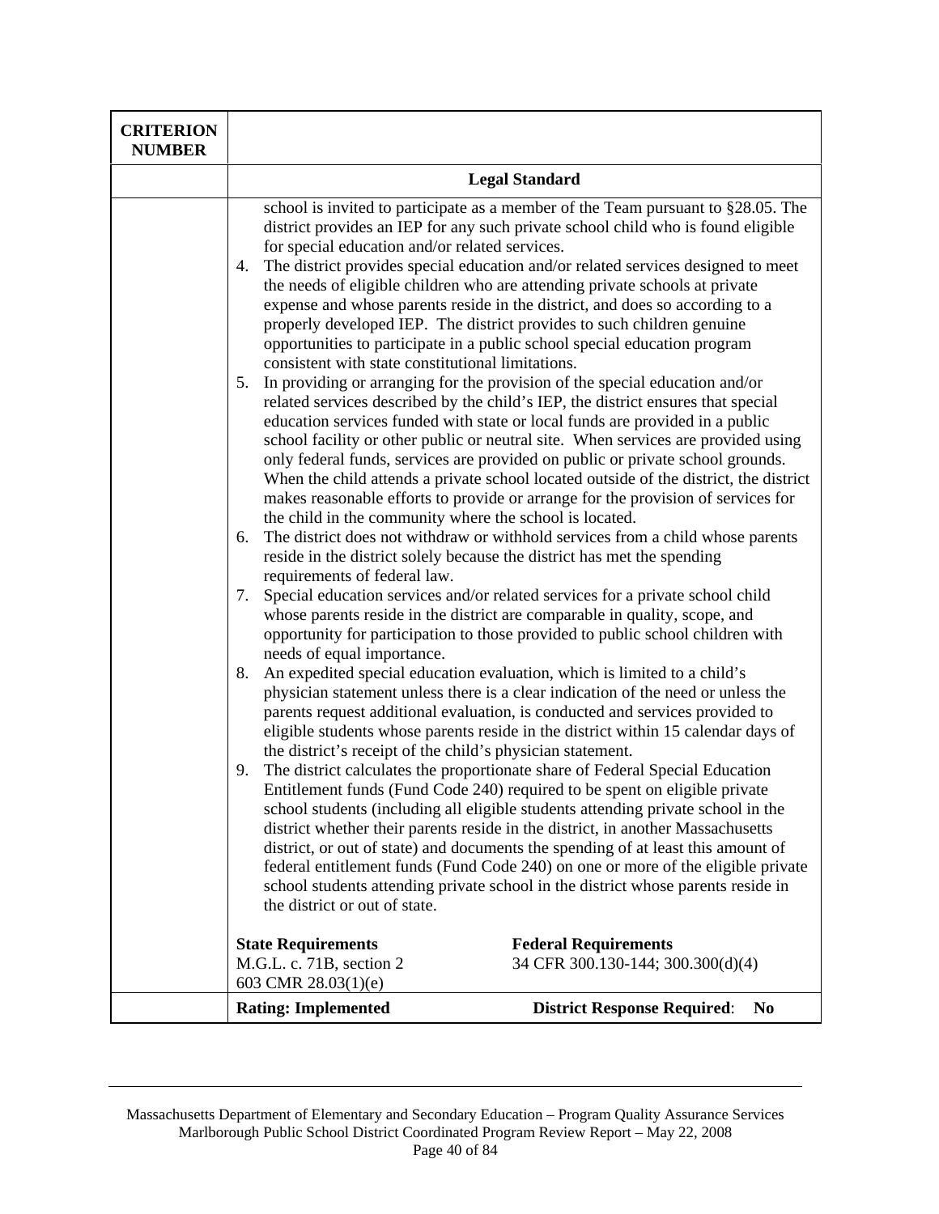| CRITERION NUMBER | |
|---|---|
| | **Legal Standard** |
| | school is invited to participate as a member of the Team pursuant to §28.05. The district provides an IEP for any such private school child who is found eligible for special education and/or related services.<br>4. The district provides special education and/or related services designed to meet the needs of eligible children who are attending private schools at private expense and whose parents reside in the district, and does so according to a properly developed IEP. The district provides to such children genuine opportunities to participate in a public school special education program consistent with state constitutional limitations.<br>5. In providing or arranging for the provision of the special education and/or related services described by the child's IEP, the district ensures that special education services funded with state or local funds are provided in a public school facility or other public or neutral site. When services are provided using only federal funds, services are provided on public or private school grounds. When the child attends a private school located outside of the district, the district makes reasonable efforts to provide or arrange for the provision of services for the child in the community where the school is located.<br>6. The district does not withdraw or withhold services from a child whose parents reside in the district solely because the district has met the spending requirements of federal law.<br>7. Special education services and/or related services for a private school child whose parents reside in the district are comparable in quality, scope, and opportunity for participation to those provided to public school children with needs of equal importance.<br>8. An expedited special education evaluation, which is limited to a child's physician statement unless there is a clear indication of the need or unless the parents request additional evaluation, is conducted and services provided to eligible students whose parents reside in the district within 15 calendar days of the district's receipt of the child's physician statement.<br>9. The district calculates the proportionate share of Federal Special Education Entitlement funds (Fund Code 240) required to be spent on eligible private school students (including all eligible students attending private school in the district whether their parents reside in the district, in another Massachusetts district, or out of state) and documents the spending of at least this amount of federal entitlement funds (Fund Code 240) on one or more of the eligible private school students attending private school in the district whose parents reside in the district or out of state.<br><br>**State Requirements**<br>M.G.L. c. 71B, section 2<br>603 CMR 28.03(1)(e)<br><br>**Federal Requirements**<br>34 CFR 300.130-144; 300.300(d)(4) |
| | **Rating: Implemented** &nbsp;&nbsp;&nbsp; **District Response Required**: **No** |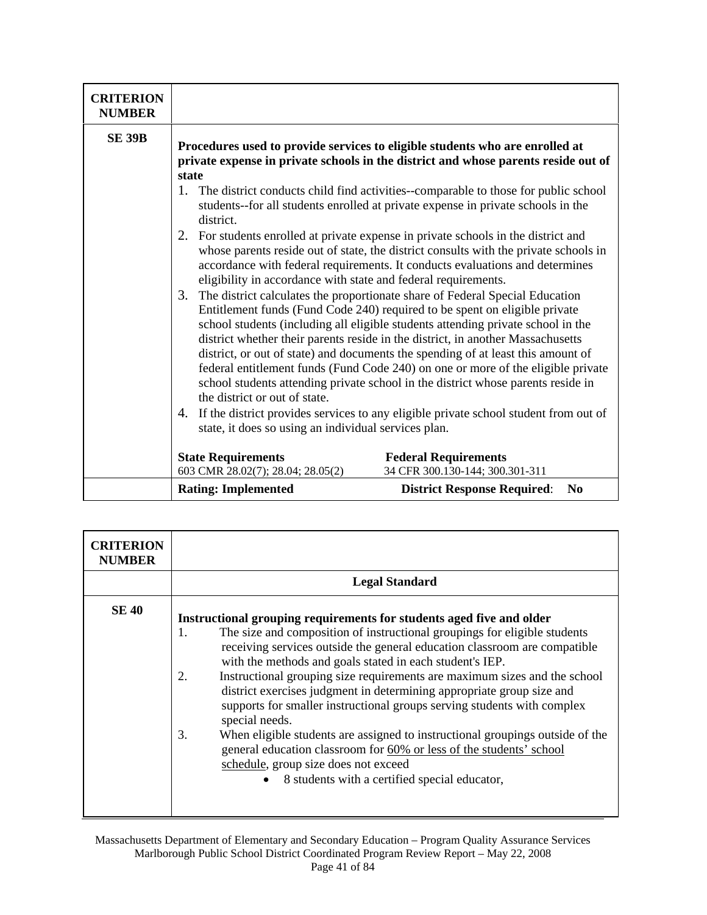| CRITERION NUMBER | |
|---|---|
| SE 39B | **Procedures used to provide services to eligible students who are enrolled at private expense in private schools in the district and whose parents reside out of state**<br>1. The district conducts child find activities--comparable to those for public school students--for all students enrolled at private expense in private schools in the district.<br>2. For students enrolled at private expense in private schools in the district and whose parents reside out of state, the district consults with the private schools in accordance with federal requirements. It conducts evaluations and determines eligibility in accordance with state and federal requirements.<br>3. The district calculates the proportionate share of Federal Special Education Entitlement funds (Fund Code 240) required to be spent on eligible private school students (including all eligible students attending private school in the district whether their parents reside in the district, in another Massachusetts district, or out of state) and documents the spending of at least this amount of federal entitlement funds (Fund Code 240) on one or more of the eligible private school students attending private school in the district whose parents reside in the district or out of state.<br>4. If the district provides services to any eligible private school student from out of state, it does so using an individual services plan.<br><br>**State Requirements** 603 CMR 28.02(7); 28.04; 28.05(2) — **Federal Requirements** 34 CFR 300.130-144; 300.301-311 |
| | **Rating: Implemented** — **District Response Required**: **No** |

| CRITERION NUMBER | |
|---|---|
| | **Legal Standard** |
| SE 40 | **Instructional grouping requirements for students aged five and older**<br>1. The size and composition of instructional groupings for eligible students receiving services outside the general education classroom are compatible with the methods and goals stated in each student's IEP.<br>2. Instructional grouping size requirements are maximum sizes and the school district exercises judgment in determining appropriate group size and supports for smaller instructional groups serving students with complex special needs.<br>3. When eligible students are assigned to instructional groupings outside of the general education classroom for <u>60% or less of the students' school schedule</u>, group size does not exceed<br>• 8 students with a certified special educator, |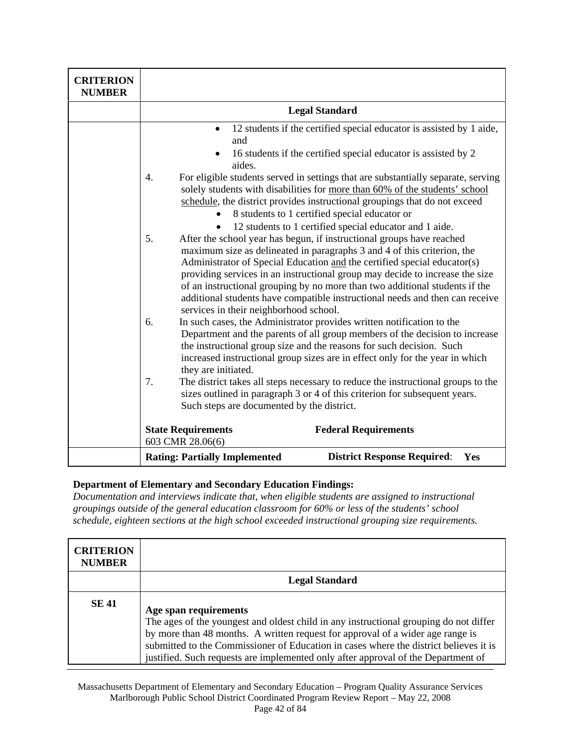| CRITERION NUMBER | |
|---|---|
| | **Legal Standard** |
| | • 12 students if the certified special educator is assisted by 1 aide, and<br>• 16 students if the certified special educator is assisted by 2 aides.<br>4. For eligible students served in settings that are substantially separate, serving solely students with disabilities for <u>more than 60% of the students' school schedule</u>, the district provides instructional groupings that do not exceed<br>• 8 students to 1 certified special educator or<br>• 12 students to 1 certified special educator and 1 aide.<br>5. After the school year has begun, if instructional groups have reached maximum size as delineated in paragraphs 3 and 4 of this criterion, the Administrator of Special Education <u>and</u> the certified special educator(s) providing services in an instructional group may decide to increase the size of an instructional grouping by no more than two additional students if the additional students have compatible instructional needs and then can receive services in their neighborhood school.<br>6. In such cases, the Administrator provides written notification to the Department and the parents of all group members of the decision to increase the instructional group size and the reasons for such decision. Such increased instructional group sizes are in effect only for the year in which they are initiated.<br>7. The district takes all steps necessary to reduce the instructional groups to the sizes outlined in paragraph 3 or 4 of this criterion for subsequent years. Such steps are documented by the district. |
| | **State Requirements** 603 CMR 28.06(6) &nbsp;&nbsp;&nbsp;&nbsp; **Federal Requirements** |
| | **Rating: Partially Implemented** &nbsp;&nbsp;&nbsp;&nbsp; **District Response Required**: **Yes** |

**Department of Elementary and Secondary Education Findings:**

*Documentation and interviews indicate that, when eligible students are assigned to instructional groupings outside of the general education classroom for 60% or less of the students' school schedule, eighteen sections at the high school exceeded instructional grouping size requirements.*

| CRITERION NUMBER | |
|---|---|
| | **Legal Standard** |
| **SE 41** | **Age span requirements**<br>The ages of the youngest and oldest child in any instructional grouping do not differ by more than 48 months. A written request for approval of a wider age range is submitted to the Commissioner of Education in cases where the district believes it is justified. Such requests are implemented only after approval of the Department of |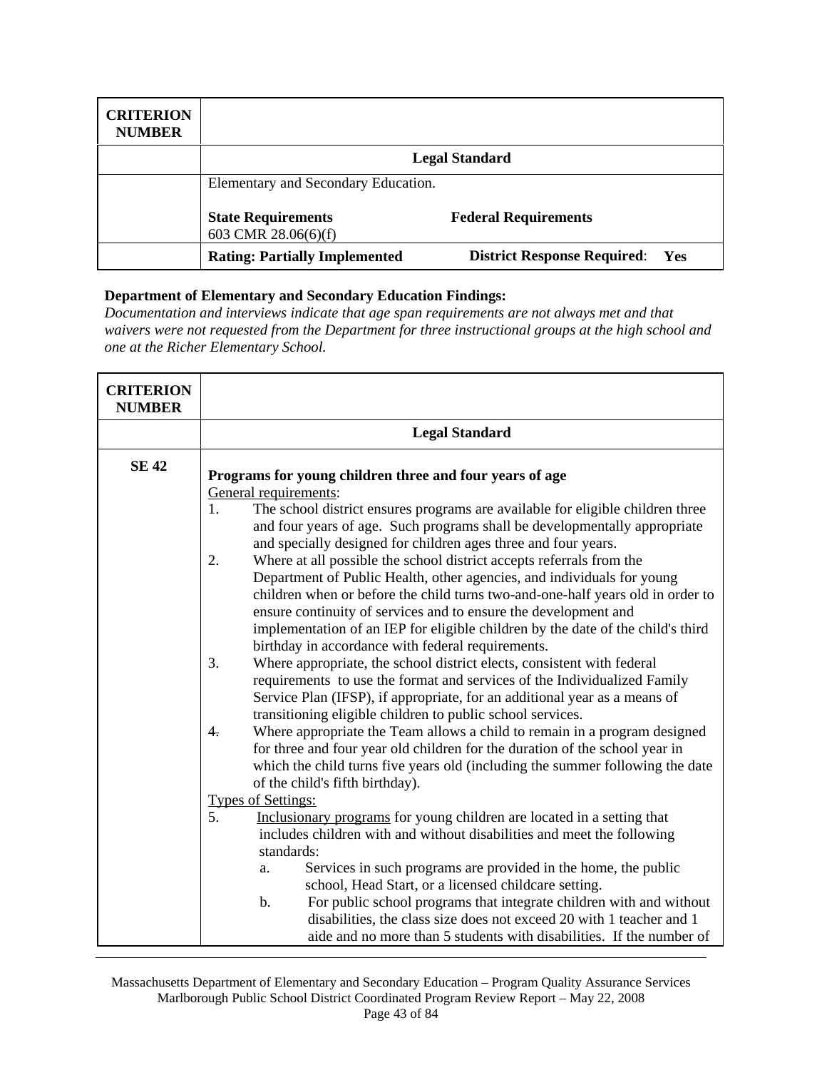| CRITERION NUMBER | |
|---|---|
| | **Legal Standard** |
| | Elementary and Secondary Education.<br><br>**State Requirements** 603 CMR 28.06(6)(f) **Federal Requirements** |
| | **Rating: Partially Implemented** **District Response Required**: **Yes** |

**Department of Elementary and Secondary Education Findings:**

*Documentation and interviews indicate that age span requirements are not always met and that waivers were not requested from the Department for three instructional groups at the high school and one at the Richer Elementary School.*

| CRITERION NUMBER | |
|---|---|
| | **Legal Standard** |
| **SE 42** | **Programs for young children three and four years of age**<br>General requirements:<br>1. The school district ensures programs are available for eligible children three and four years of age. Such programs shall be developmentally appropriate and specially designed for children ages three and four years.<br>2. Where at all possible the school district accepts referrals from the Department of Public Health, other agencies, and individuals for young children when or before the child turns two-and-one-half years old in order to ensure continuity of services and to ensure the development and implementation of an IEP for eligible children by the date of the child's third birthday in accordance with federal requirements.<br>3. Where appropriate, the school district elects, consistent with federal requirements to use the format and services of the Individualized Family Service Plan (IFSP), if appropriate, for an additional year as a means of transitioning eligible children to public school services.<br>4. Where appropriate the Team allows a child to remain in a program designed for three and four year old children for the duration of the school year in which the child turns five years old (including the summer following the date of the child's fifth birthday).<br>Types of Settings:<br>5. Inclusionary programs for young children are located in a setting that includes children with and without disabilities and meet the following standards:<br>a. Services in such programs are provided in the home, the public school, Head Start, or a licensed childcare setting.<br>b. For public school programs that integrate children with and without disabilities, the class size does not exceed 20 with 1 teacher and 1 aide and no more than 5 students with disabilities. If the number of |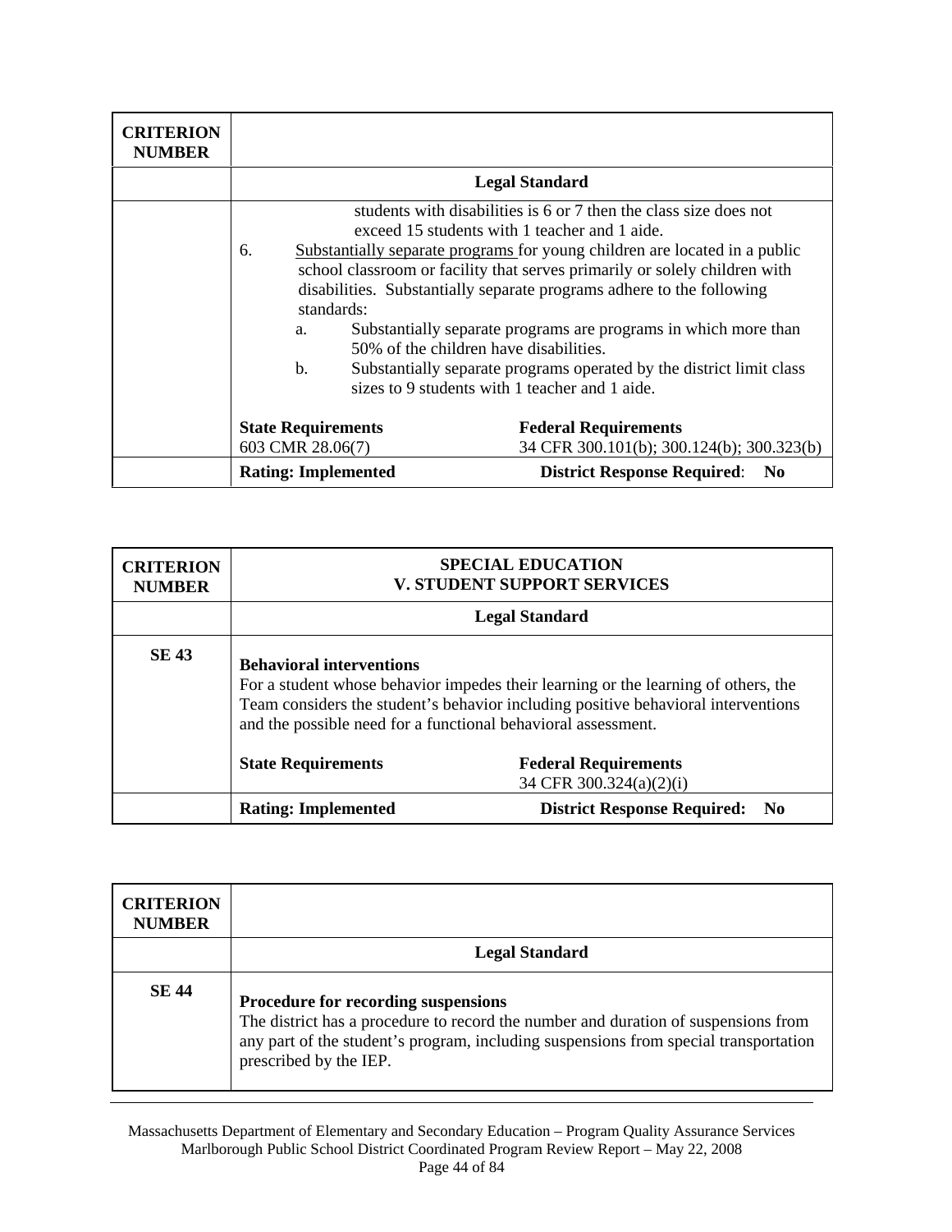| CRITERION NUMBER | |
|---|---|
| | **Legal Standard** |
| | students with disabilities is 6 or 7 then the class size does not exceed 15 students with 1 teacher and 1 aide.<br>6. Substantially separate programs for young children are located in a public school classroom or facility that serves primarily or solely children with disabilities. Substantially separate programs adhere to the following standards:<br>a. Substantially separate programs are programs in which more than 50% of the children have disabilities.<br>b. Substantially separate programs operated by the district limit class sizes to 9 students with 1 teacher and 1 aide.<br><br>**State Requirements** 603 CMR 28.06(7) — **Federal Requirements** 34 CFR 300.101(b); 300.124(b); 300.323(b) |
| | **Rating: Implemented** — **District Response Required**: **No** |

| CRITERION NUMBER | SPECIAL EDUCATION<br>V. STUDENT SUPPORT SERVICES |
|---|---|
| | **Legal Standard** |
| **SE 43** | **Behavioral interventions**<br>For a student whose behavior impedes their learning or the learning of others, the Team considers the student's behavior including positive behavioral interventions and the possible need for a functional behavioral assessment.<br><br>**State Requirements** — **Federal Requirements** 34 CFR 300.324(a)(2)(i) |
| | **Rating: Implemented** — **District Response Required: No** |

| CRITERION NUMBER | |
|---|---|
| | **Legal Standard** |
| **SE 44** | **Procedure for recording suspensions**<br>The district has a procedure to record the number and duration of suspensions from any part of the student's program, including suspensions from special transportation prescribed by the IEP. |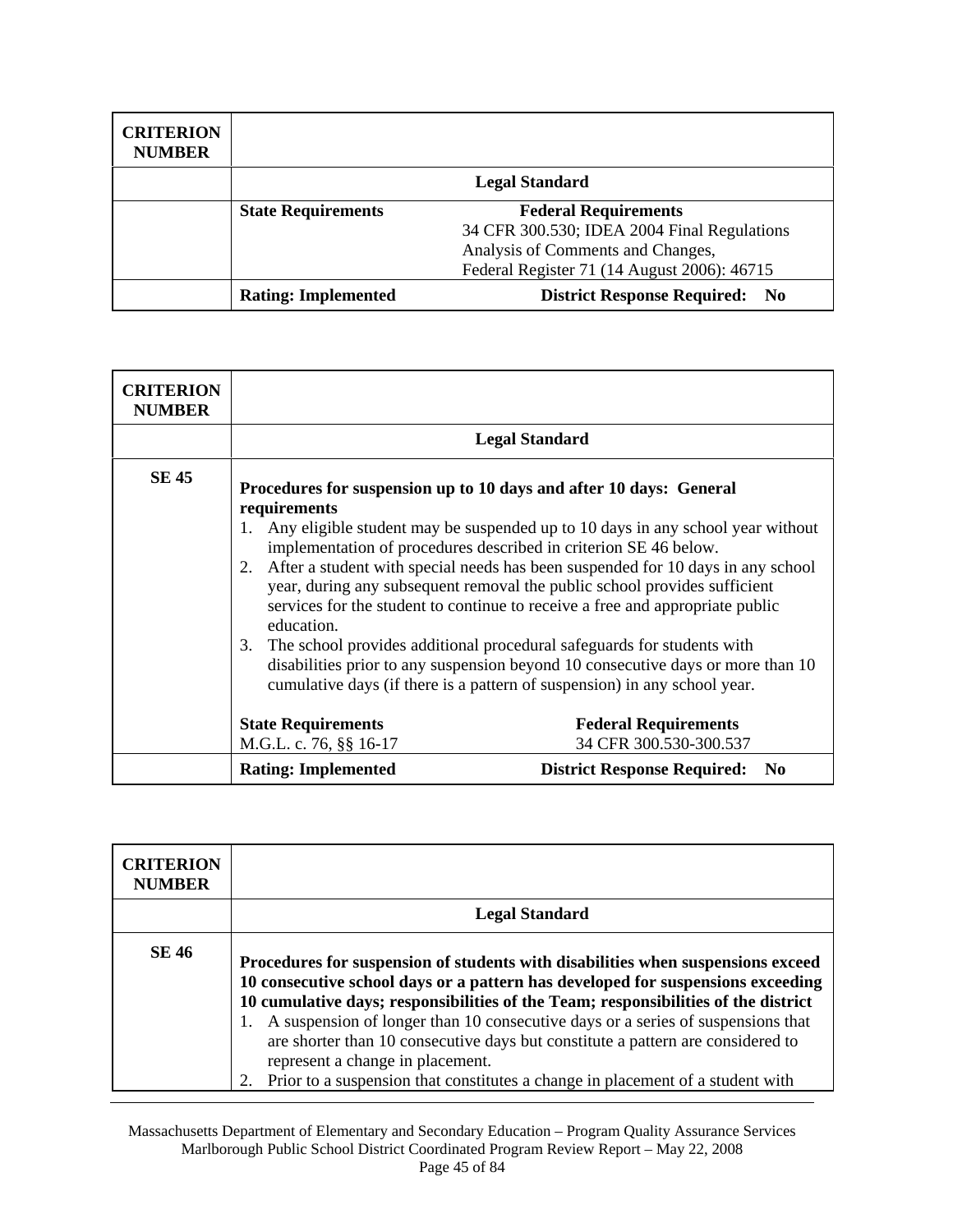| CRITERION NUMBER | | |
|---|---|---|
| | **Legal Standard** | |
| | **State Requirements** | **Federal Requirements**<br>34 CFR 300.530; IDEA 2004 Final Regulations Analysis of Comments and Changes, Federal Register 71 (14 August 2006): 46715 |
| | **Rating: Implemented** | **District Response Required: No** |

| CRITERION NUMBER | | |
|---|---|---|
| | **Legal Standard** | |
| **SE 45** | **Procedures for suspension up to 10 days and after 10 days: General requirements**<br>1. Any eligible student may be suspended up to 10 days in any school year without implementation of procedures described in criterion SE 46 below.<br>2. After a student with special needs has been suspended for 10 days in any school year, during any subsequent removal the public school provides sufficient services for the student to continue to receive a free and appropriate public education.<br>3. The school provides additional procedural safeguards for students with disabilities prior to any suspension beyond 10 consecutive days or more than 10 cumulative days (if there is a pattern of suspension) in any school year.<br><br>**State Requirements**<br>M.G.L. c. 76, §§ 16-17 | <br><br><br><br><br><br><br><br><br><br><br>**Federal Requirements**<br>34 CFR 300.530-300.537 |
| | **Rating: Implemented** | **District Response Required: No** |

| CRITERION NUMBER | |
|---|---|
| | **Legal Standard** |
| **SE 46** | **Procedures for suspension of students with disabilities when suspensions exceed 10 consecutive school days or a pattern has developed for suspensions exceeding 10 cumulative days; responsibilities of the Team; responsibilities of the district**<br>1. A suspension of longer than 10 consecutive days or a series of suspensions that are shorter than 10 consecutive days but constitute a pattern are considered to represent a change in placement.<br>2. Prior to a suspension that constitutes a change in placement of a student with |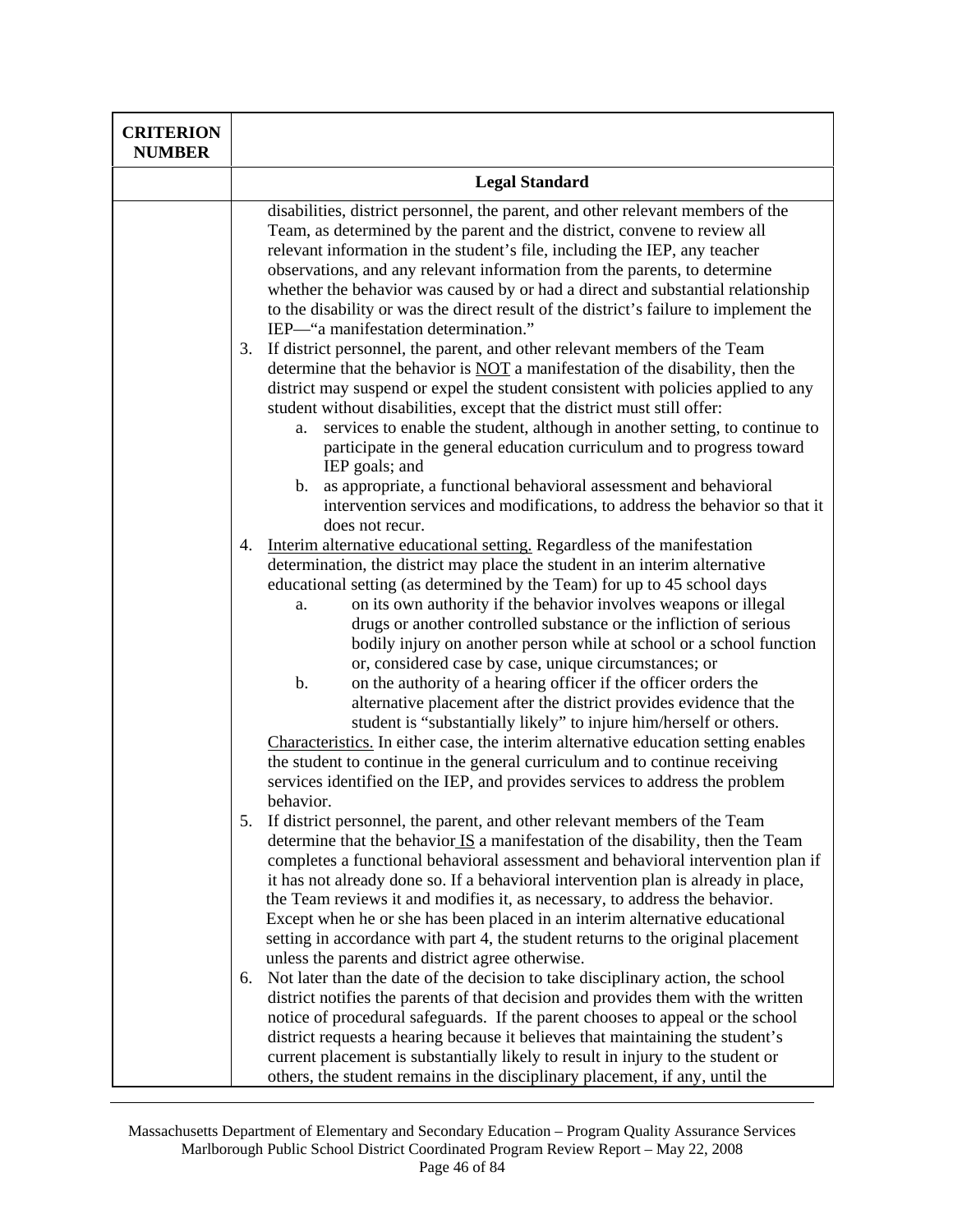| CRITERION NUMBER | |
|---|---|
| | **Legal Standard** |
| | disabilities, district personnel, the parent, and other relevant members of the Team, as determined by the parent and the district, convene to review all relevant information in the student's file, including the IEP, any teacher observations, and any relevant information from the parents, to determine whether the behavior was caused by or had a direct and substantial relationship to the disability or was the direct result of the district's failure to implement the IEP—"a manifestation determination."<br>3. If district personnel, the parent, and other relevant members of the Team determine that the behavior is <u>NOT</u> a manifestation of the disability, then the district may suspend or expel the student consistent with policies applied to any student without disabilities, except that the district must still offer:<br>a. services to enable the student, although in another setting, to continue to participate in the general education curriculum and to progress toward IEP goals; and<br>b. as appropriate, a functional behavioral assessment and behavioral intervention services and modifications, to address the behavior so that it does not recur.<br>4. <u>Interim alternative educational setting.</u> Regardless of the manifestation determination, the district may place the student in an interim alternative educational setting (as determined by the Team) for up to 45 school days<br>a. on its own authority if the behavior involves weapons or illegal drugs or another controlled substance or the infliction of serious bodily injury on another person while at school or a school function or, considered case by case, unique circumstances; or<br>b. on the authority of a hearing officer if the officer orders the alternative placement after the district provides evidence that the student is "substantially likely" to injure him/herself or others.<br><u>Characteristics.</u> In either case, the interim alternative education setting enables the student to continue in the general curriculum and to continue receiving services identified on the IEP, and provides services to address the problem behavior.<br>5. If district personnel, the parent, and other relevant members of the Team determine that the behavior <u>IS</u> a manifestation of the disability, then the Team completes a functional behavioral assessment and behavioral intervention plan if it has not already done so. If a behavioral intervention plan is already in place, the Team reviews it and modifies it, as necessary, to address the behavior. Except when he or she has been placed in an interim alternative educational setting in accordance with part 4, the student returns to the original placement unless the parents and district agree otherwise.<br>6. Not later than the date of the decision to take disciplinary action, the school district notifies the parents of that decision and provides them with the written notice of procedural safeguards. If the parent chooses to appeal or the school district requests a hearing because it believes that maintaining the student's current placement is substantially likely to result in injury to the student or others, the student remains in the disciplinary placement, if any, until the |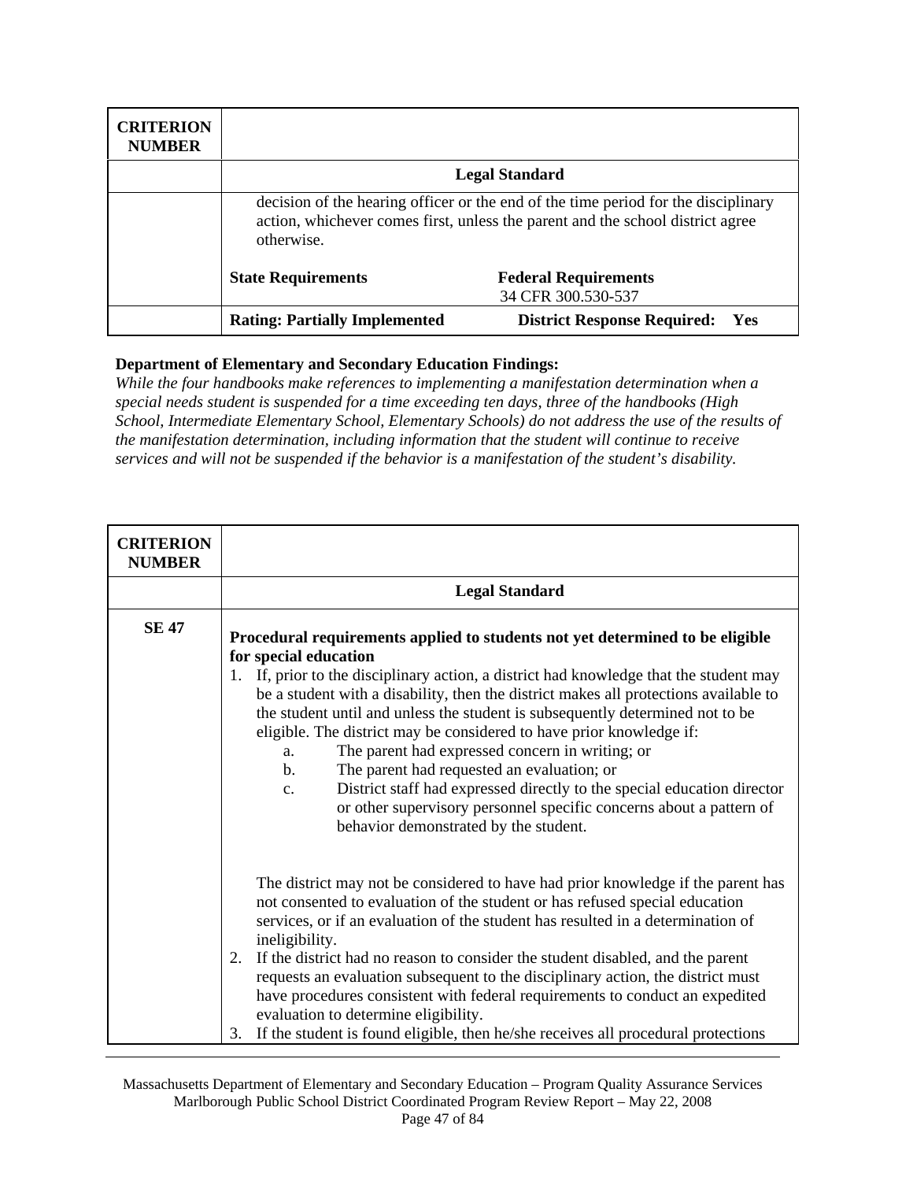| CRITERION NUMBER | |
|---|---|
| | **Legal Standard** |
| | decision of the hearing officer or the end of the time period for the disciplinary action, whichever comes first, unless the parent and the school district agree otherwise.<br><br>**State Requirements** **Federal Requirements**<br>34 CFR 300.530-537 |
| | **Rating: Partially Implemented** **District Response Required: Yes** |

**Department of Elementary and Secondary Education Findings:**
*While the four handbooks make references to implementing a manifestation determination when a special needs student is suspended for a time exceeding ten days, three of the handbooks (High School, Intermediate Elementary School, Elementary Schools) do not address the use of the results of the manifestation determination, including information that the student will continue to receive services and will not be suspended if the behavior is a manifestation of the student's disability.*

| CRITERION NUMBER | |
|---|---|
| | **Legal Standard** |
| **SE 47** | **Procedural requirements applied to students not yet determined to be eligible for special education**<br>1. If, prior to the disciplinary action, a district had knowledge that the student may be a student with a disability, then the district makes all protections available to the student until and unless the student is subsequently determined not to be eligible. The district may be considered to have prior knowledge if:<br>a. The parent had expressed concern in writing; or<br>b. The parent had requested an evaluation; or<br>c. District staff had expressed directly to the special education director or other supervisory personnel specific concerns about a pattern of behavior demonstrated by the student.<br><br>The district may not be considered to have had prior knowledge if the parent has not consented to evaluation of the student or has refused special education services, or if an evaluation of the student has resulted in a determination of ineligibility.<br>2. If the district had no reason to consider the student disabled, and the parent requests an evaluation subsequent to the disciplinary action, the district must have procedures consistent with federal requirements to conduct an expedited evaluation to determine eligibility.<br>3. If the student is found eligible, then he/she receives all procedural protections |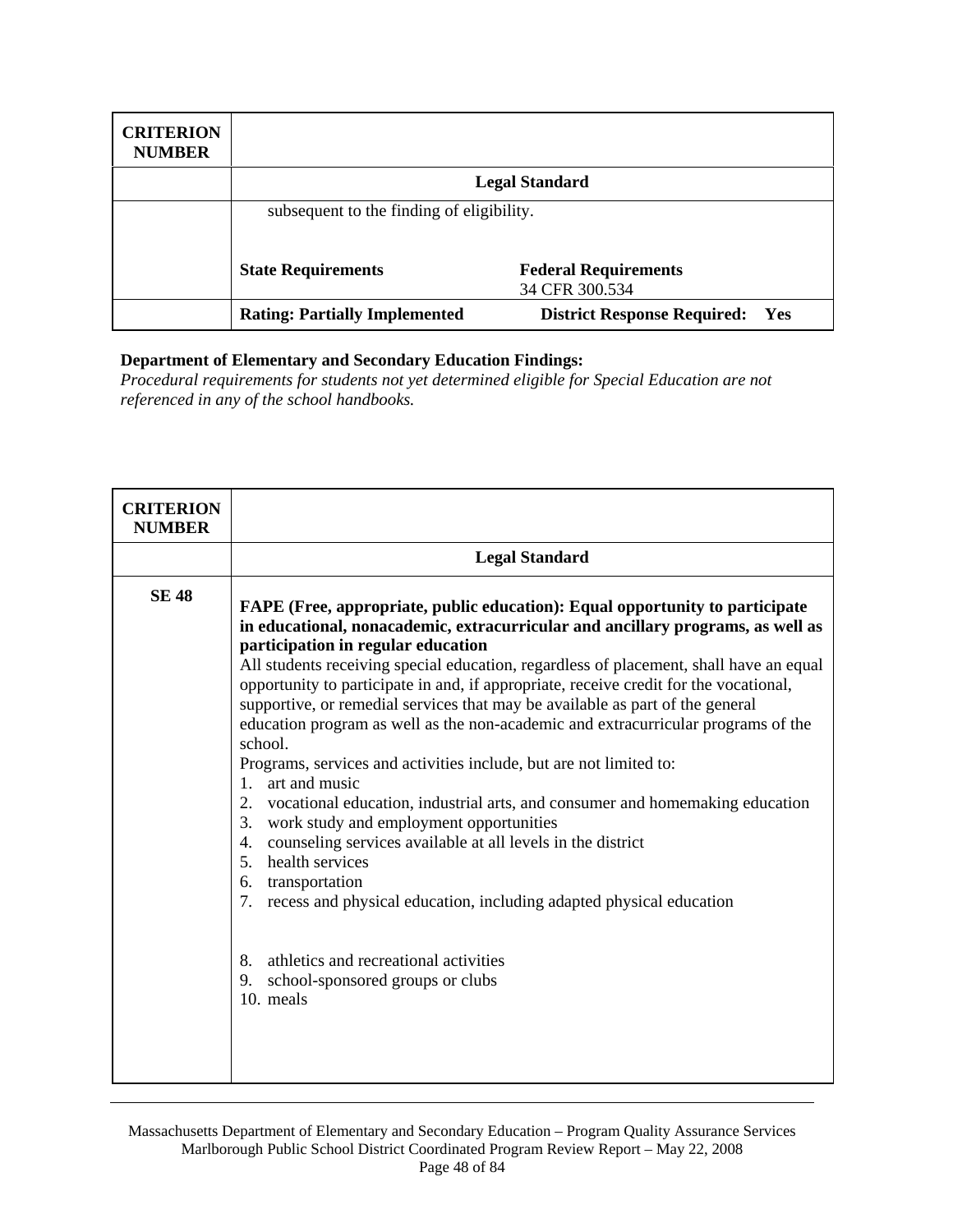| CRITERION NUMBER | | |
|---|---|---|
| | **Legal Standard** | |
| | subsequent to the finding of eligibility. | |
| | **State Requirements** | **Federal Requirements** 34 CFR 300.534 |
| | **Rating: Partially Implemented** | **District Response Required: Yes** |

**Department of Elementary and Secondary Education Findings:**
*Procedural requirements for students not yet determined eligible for Special Education are not referenced in any of the school handbooks.*

| CRITERION NUMBER | |
|---|---|
| | **Legal Standard** |
| **SE 48** | **FAPE (Free, appropriate, public education): Equal opportunity to participate in educational, nonacademic, extracurricular and ancillary programs, as well as participation in regular education**<br>All students receiving special education, regardless of placement, shall have an equal opportunity to participate in and, if appropriate, receive credit for the vocational, supportive, or remedial services that may be available as part of the general education program as well as the non-academic and extracurricular programs of the school.<br>Programs, services and activities include, but are not limited to:<br>1. art and music<br>2. vocational education, industrial arts, and consumer and homemaking education<br>3. work study and employment opportunities<br>4. counseling services available at all levels in the district<br>5. health services<br>6. transportation<br>7. recess and physical education, including adapted physical education<br>8. athletics and recreational activities<br>9. school-sponsored groups or clubs<br>10. meals |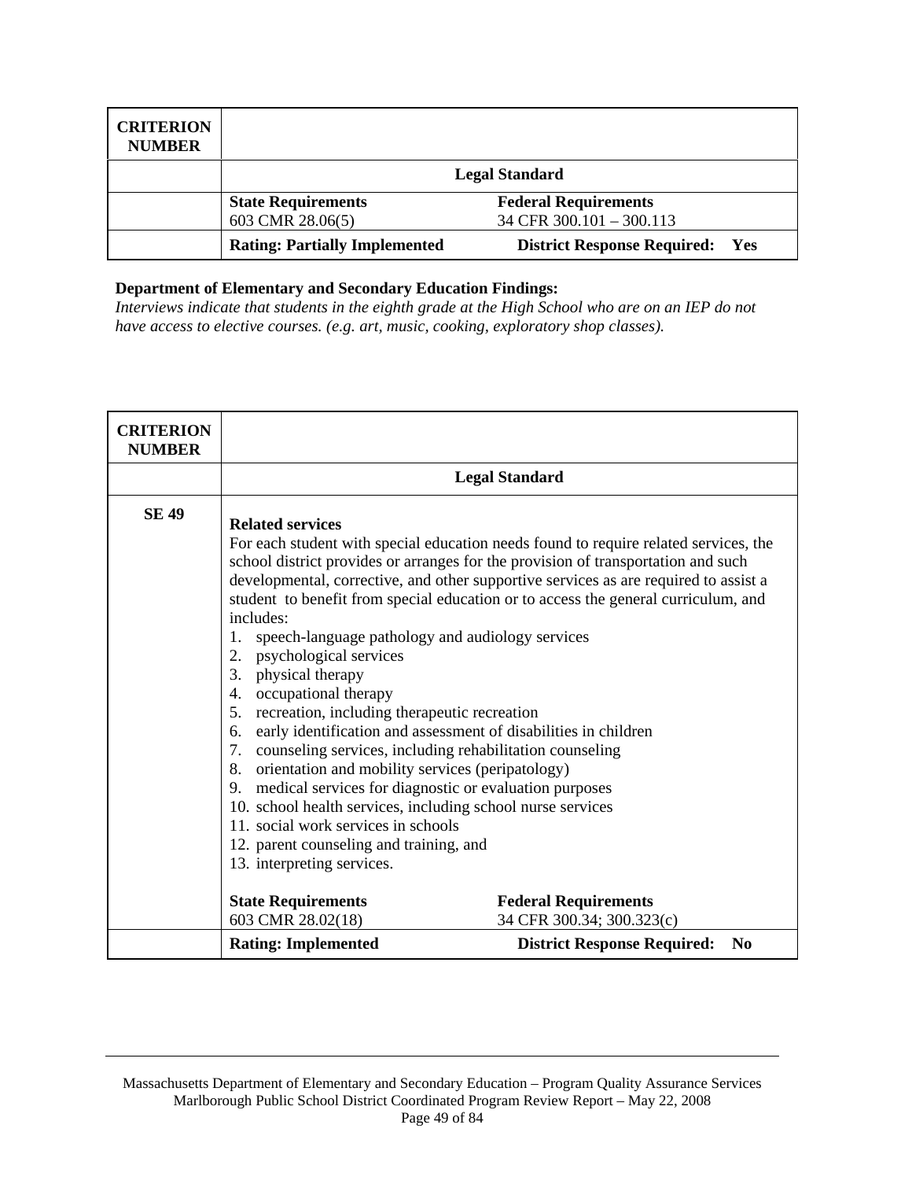| CRITERION NUMBER | | |
|---|---|---|
| | **Legal Standard** | |
| | **State Requirements**<br>603 CMR 28.06(5) | **Federal Requirements**<br>34 CFR 300.101 – 300.113 |
| | **Rating: Partially Implemented** | **District Response Required: Yes** |

**Department of Elementary and Secondary Education Findings:**
*Interviews indicate that students in the eighth grade at the High School who are on an IEP do not have access to elective courses. (e.g. art, music, cooking, exploratory shop classes).*

| CRITERION NUMBER | | |
|---|---|---|
| | **Legal Standard** | |
| **SE 49** | **Related services**<br>For each student with special education needs found to require related services, the school district provides or arranges for the provision of transportation and such developmental, corrective, and other supportive services as are required to assist a student to benefit from special education or to access the general curriculum, and includes:<br>1. speech-language pathology and audiology services<br>2. psychological services<br>3. physical therapy<br>4. occupational therapy<br>5. recreation, including therapeutic recreation<br>6. early identification and assessment of disabilities in children<br>7. counseling services, including rehabilitation counseling<br>8. orientation and mobility services (peripatology)<br>9. medical services for diagnostic or evaluation purposes<br>10. school health services, including school nurse services<br>11. social work services in schools<br>12. parent counseling and training, and<br>13. interpreting services. | |
| | **State Requirements**<br>603 CMR 28.02(18) | **Federal Requirements**<br>34 CFR 300.34; 300.323(c) |
| | **Rating: Implemented** | **District Response Required: No** |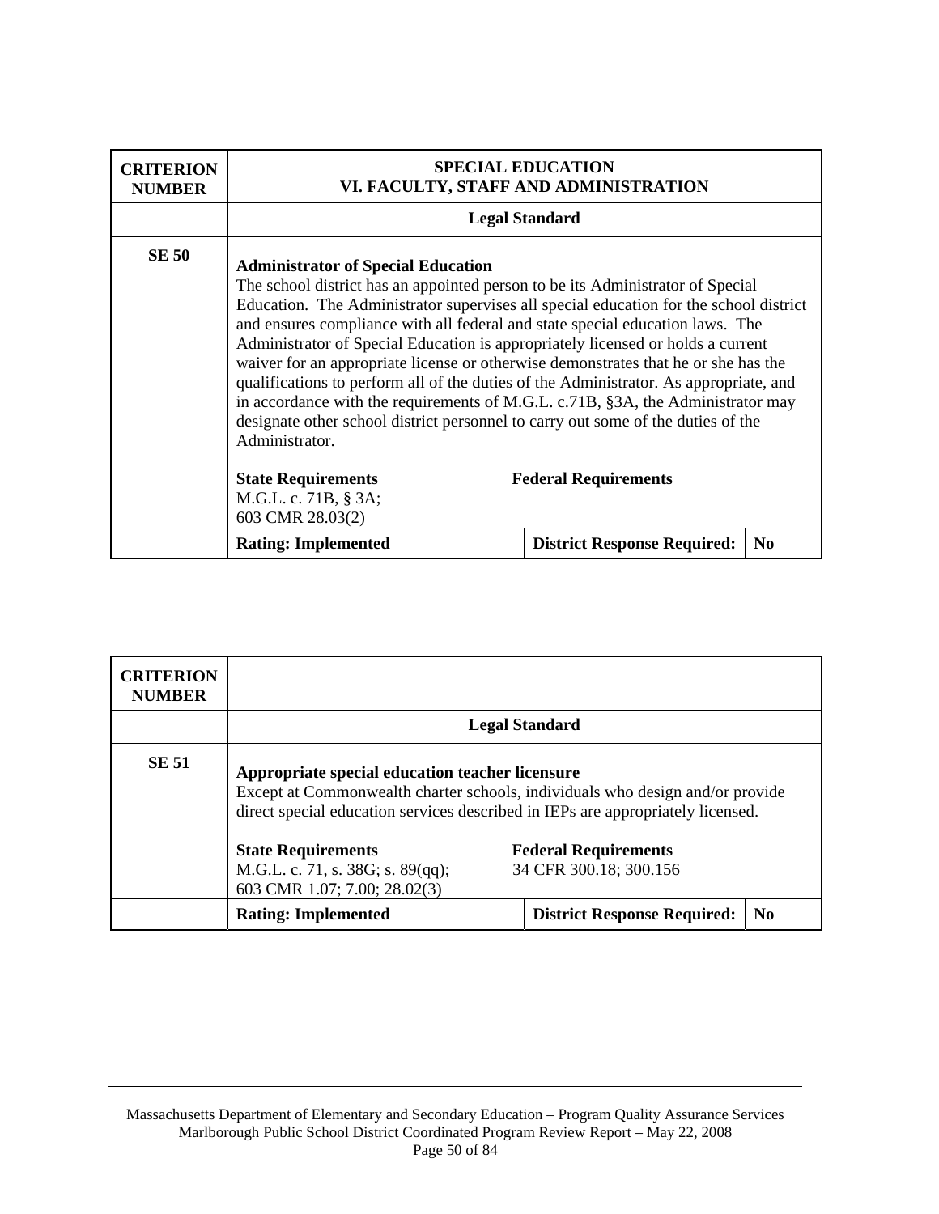| CRITERION NUMBER | SPECIAL EDUCATION<br>VI. FACULTY, STAFF AND ADMINISTRATION | | |
|---|---|---|---|
| | **Legal Standard** | | |
| **SE 50** | **Administrator of Special Education**<br>The school district has an appointed person to be its Administrator of Special Education. The Administrator supervises all special education for the school district and ensures compliance with all federal and state special education laws. The Administrator of Special Education is appropriately licensed or holds a current waiver for an appropriate license or otherwise demonstrates that he or she has the qualifications to perform all of the duties of the Administrator. As appropriate, and in accordance with the requirements of M.G.L. c.71B, §3A, the Administrator may designate other school district personnel to carry out some of the duties of the Administrator.<br><br>**State Requirements**<br>M.G.L. c. 71B, § 3A;<br>603 CMR 28.03(2) | **Federal Requirements** | |
| | **Rating: Implemented** | **District Response Required:** | **No** |

| CRITERION NUMBER | | | |
|---|---|---|---|
| | **Legal Standard** | | |
| **SE 51** | **Appropriate special education teacher licensure**<br>Except at Commonwealth charter schools, individuals who design and/or provide direct special education services described in IEPs are appropriately licensed.<br><br>**State Requirements**<br>M.G.L. c. 71, s. 38G; s. 89(qq);<br>603 CMR 1.07; 7.00; 28.02(3) | **Federal Requirements**<br>34 CFR 300.18; 300.156 | |
| | **Rating: Implemented** | **District Response Required:** | **No** |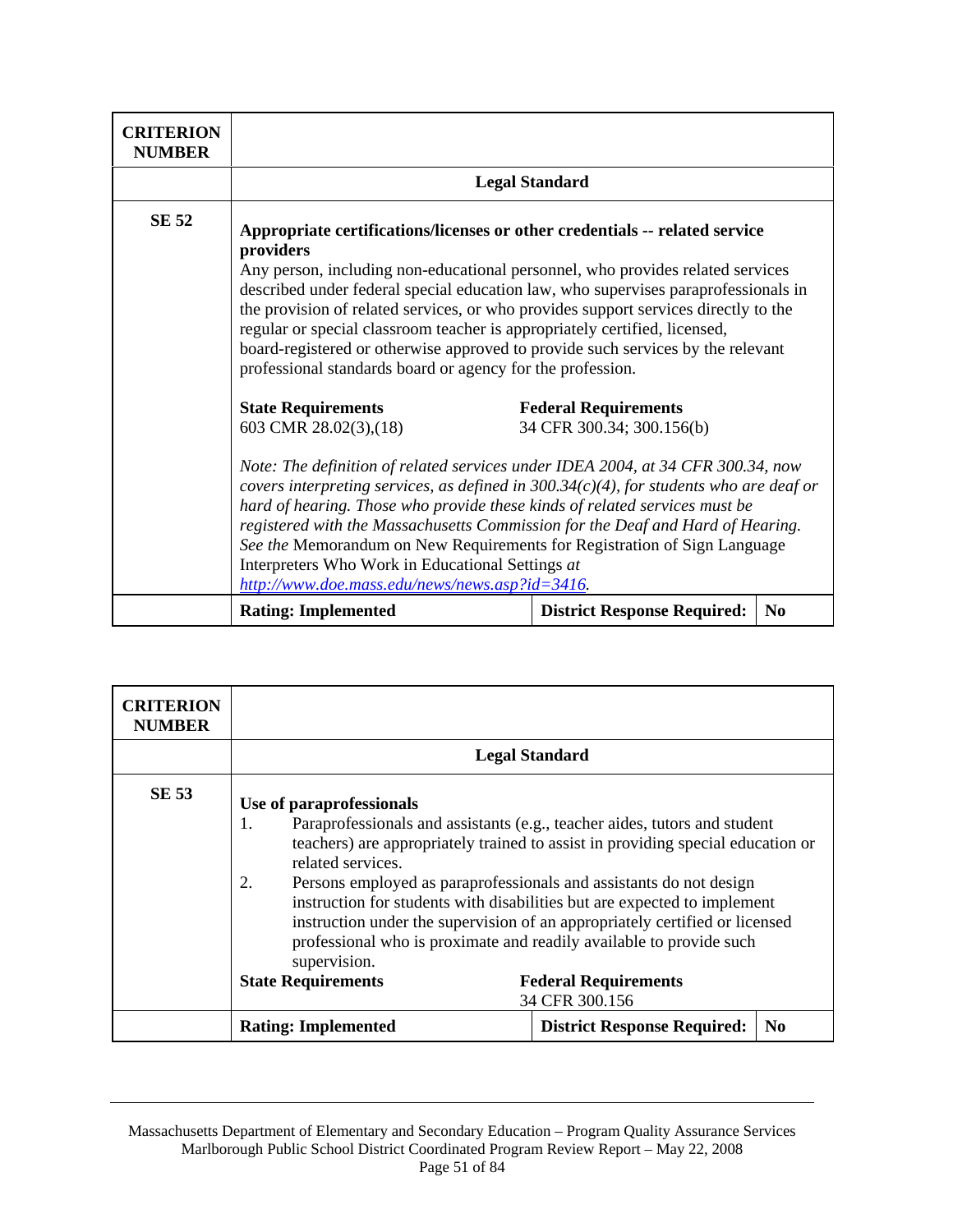| CRITERION NUMBER | | | |
|---|---|---|---|
| | **Legal Standard** | | |
| **SE 52** | **Appropriate certifications/licenses or other credentials -- related service providers**<br>Any person, including non-educational personnel, who provides related services described under federal special education law, who supervises paraprofessionals in the provision of related services, or who provides support services directly to the regular or special classroom teacher is appropriately certified, licensed, board-registered or otherwise approved to provide such services by the relevant professional standards board or agency for the profession.<br><br>**State Requirements**<br>603 CMR 28.02(3),(18)<br><br>**Federal Requirements**<br>34 CFR 300.34; 300.156(b)<br><br>*Note: The definition of related services under IDEA 2004, at 34 CFR 300.34, now covers interpreting services, as defined in 300.34(c)(4), for students who are deaf or hard of hearing. Those who provide these kinds of related services must be registered with the Massachusetts Commission for the Deaf and Hard of Hearing. See the* Memorandum on New Requirements for Registration of Sign Language Interpreters Who Work in Educational Settings *at* [http://www.doe.mass.edu/news/news.asp?id=3416](http://www.doe.mass.edu/news/news.asp?id=3416). | | |
| | **Rating: Implemented** | **District Response Required:** | **No** |

| CRITERION NUMBER | | | |
|---|---|---|---|
| | **Legal Standard** | | |
| **SE 53** | **Use of paraprofessionals**<br>1. Paraprofessionals and assistants (e.g., teacher aides, tutors and student teachers) are appropriately trained to assist in providing special education or related services.<br>2. Persons employed as paraprofessionals and assistants do not design instruction for students with disabilities but are expected to implement instruction under the supervision of an appropriately certified or licensed professional who is proximate and readily available to provide such supervision.<br><br>**State Requirements**<br><br>**Federal Requirements**<br>34 CFR 300.156 | | |
| | **Rating: Implemented** | **District Response Required:** | **No** |

Massachusetts Department of Elementary and Secondary Education – Program Quality Assurance Services
Marlborough Public School District Coordinated Program Review Report – May 22, 2008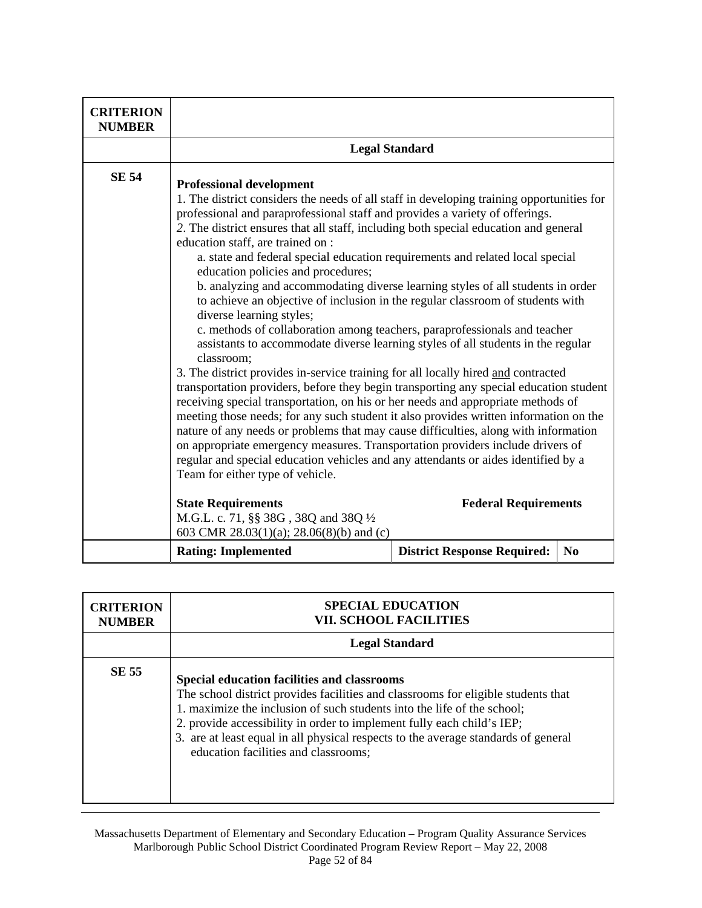| CRITERION NUMBER | | | |
|---|---|---|---|
| | **Legal Standard** | | |
| **SE 54** | **Professional development**<br>1. The district considers the needs of all staff in developing training opportunities for professional and paraprofessional staff and provides a variety of offerings.<br>*2*. The district ensures that all staff, including both special education and general education staff, are trained on :<br>a. state and federal special education requirements and related local special education policies and procedures;<br>b. analyzing and accommodating diverse learning styles of all students in order to achieve an objective of inclusion in the regular classroom of students with diverse learning styles;<br>c. methods of collaboration among teachers, paraprofessionals and teacher assistants to accommodate diverse learning styles of all students in the regular classroom;<br>3. The district provides in-service training for all locally hired <u>and</u> contracted transportation providers, before they begin transporting any special education student receiving special transportation, on his or her needs and appropriate methods of meeting those needs; for any such student it also provides written information on the nature of any needs or problems that may cause difficulties, along with information on appropriate emergency measures. Transportation providers include drivers of regular and special education vehicles and any attendants or aides identified by a Team for either type of vehicle.<br><br>**State Requirements**<br>M.G.L. c. 71, §§ 38G , 38Q and 38Q ½<br>603 CMR 28.03(1)(a); 28.06(8)(b) and (c) | **Federal Requirements** | |
| | **Rating: Implemented** | **District Response Required:** | **No** |

| CRITERION NUMBER | SPECIAL EDUCATION<br>VII. SCHOOL FACILITIES |
|---|---|
| | **Legal Standard** |
| **SE 55** | **Special education facilities and classrooms**<br>The school district provides facilities and classrooms for eligible students that<br>1. maximize the inclusion of such students into the life of the school;<br>2. provide accessibility in order to implement fully each child's IEP;<br>3. are at least equal in all physical respects to the average standards of general education facilities and classrooms; |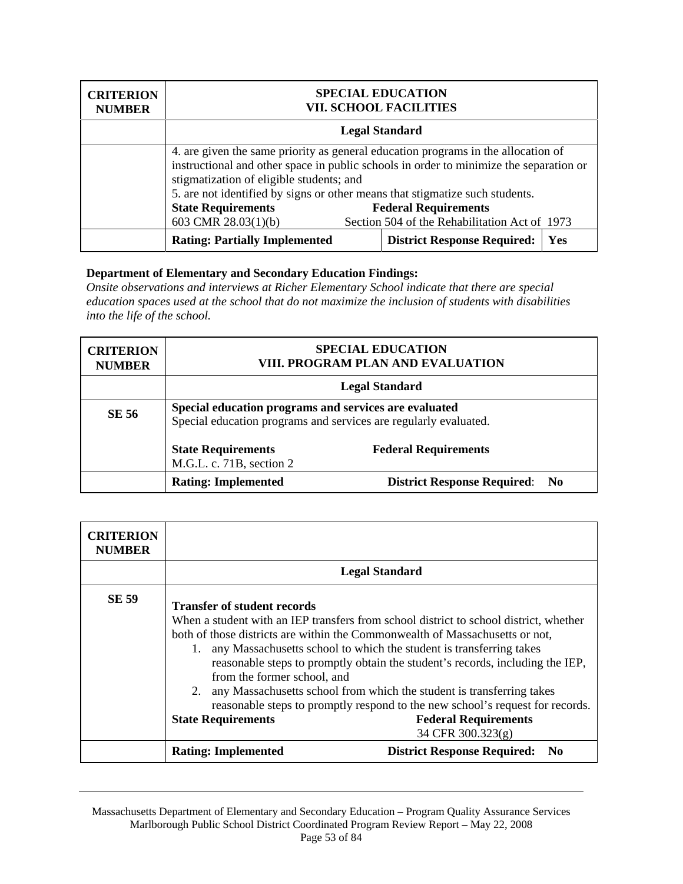| CRITERION NUMBER | SPECIAL EDUCATION<br>VII. SCHOOL FACILITIES | | |
|---|---|---|---|
| | **Legal Standard** | | |
| | 4. are given the same priority as general education programs in the allocation of instructional and other space in public schools in order to minimize the separation or stigmatization of eligible students; and<br>5. are not identified by signs or other means that stigmatize such students.<br>**State Requirements** 603 CMR 28.03(1)(b)<br>**Federal Requirements** Section 504 of the Rehabilitation Act of 1973 | | |
| | **Rating: Partially Implemented** | **District Response Required:** | **Yes** |

**Department of Elementary and Secondary Education Findings:**
*Onsite observations and interviews at Richer Elementary School indicate that there are special education spaces used at the school that do not maximize the inclusion of students with disabilities into the life of the school.*

| CRITERION NUMBER | SPECIAL EDUCATION<br>VIII. PROGRAM PLAN AND EVALUATION | |
|---|---|---|
| | **Legal Standard** | |
| **SE 56** | **Special education programs and services are evaluated**<br>Special education programs and services are regularly evaluated.<br><br>**State Requirements** M.G.L. c. 71B, section 2<br>**Federal Requirements** | |
| | **Rating: Implemented** | **District Response Required: No** |

| CRITERION NUMBER | | |
|---|---|---|
| | **Legal Standard** | |
| **SE 59** | **Transfer of student records**<br>When a student with an IEP transfers from school district to school district, whether both of those districts are within the Commonwealth of Massachusetts or not,<br>1. any Massachusetts school to which the student is transferring takes reasonable steps to promptly obtain the student's records, including the IEP, from the former school, and<br>2. any Massachusetts school from which the student is transferring takes reasonable steps to promptly respond to the new school's request for records.<br>**State Requirements**<br>**Federal Requirements** 34 CFR 300.323(g) | |
| | **Rating: Implemented** | **District Response Required: No** |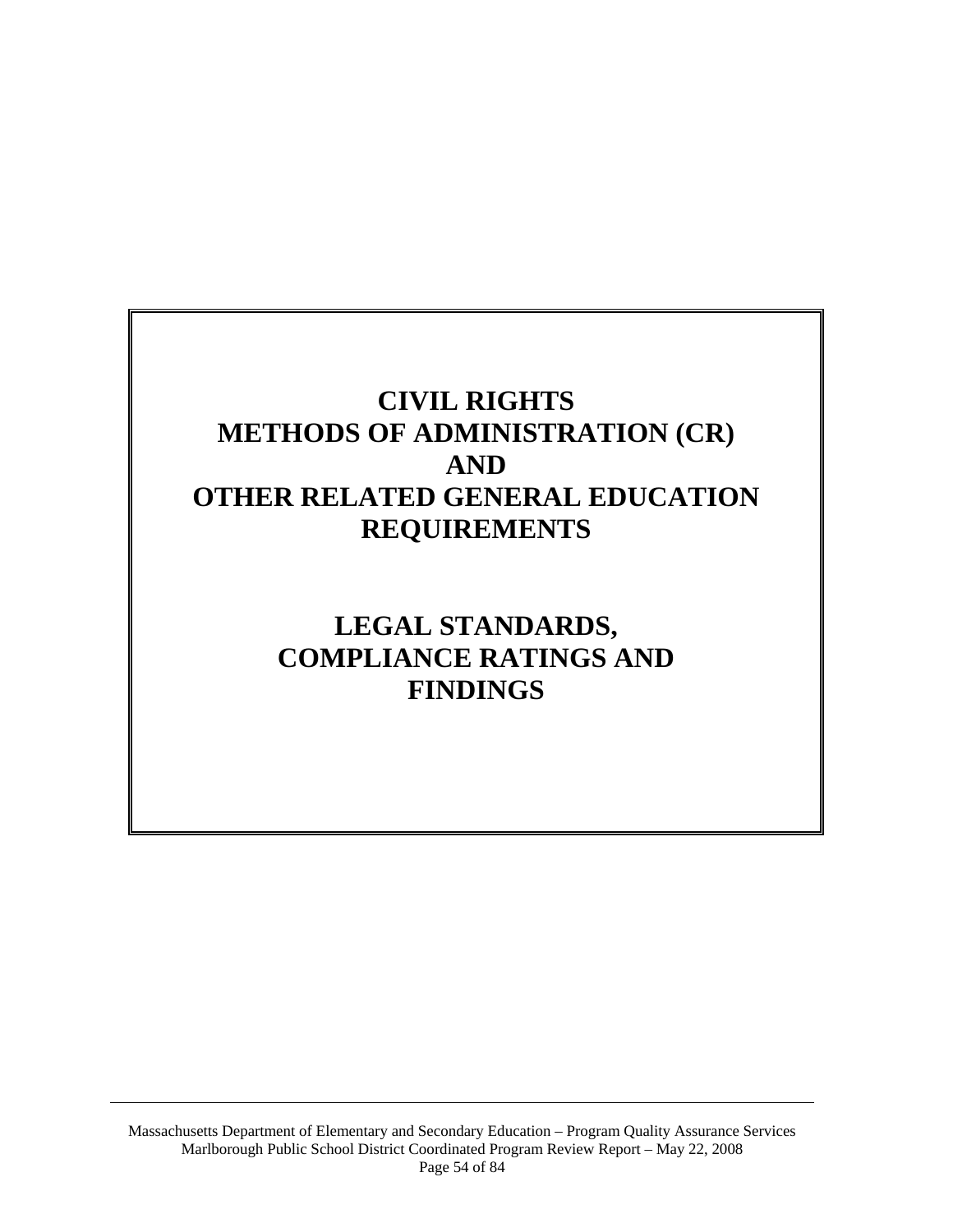# CIVIL RIGHTS METHODS OF ADMINISTRATION (CR) AND OTHER RELATED GENERAL EDUCATION REQUIREMENTS

# LEGAL STANDARDS, COMPLIANCE RATINGS AND FINDINGS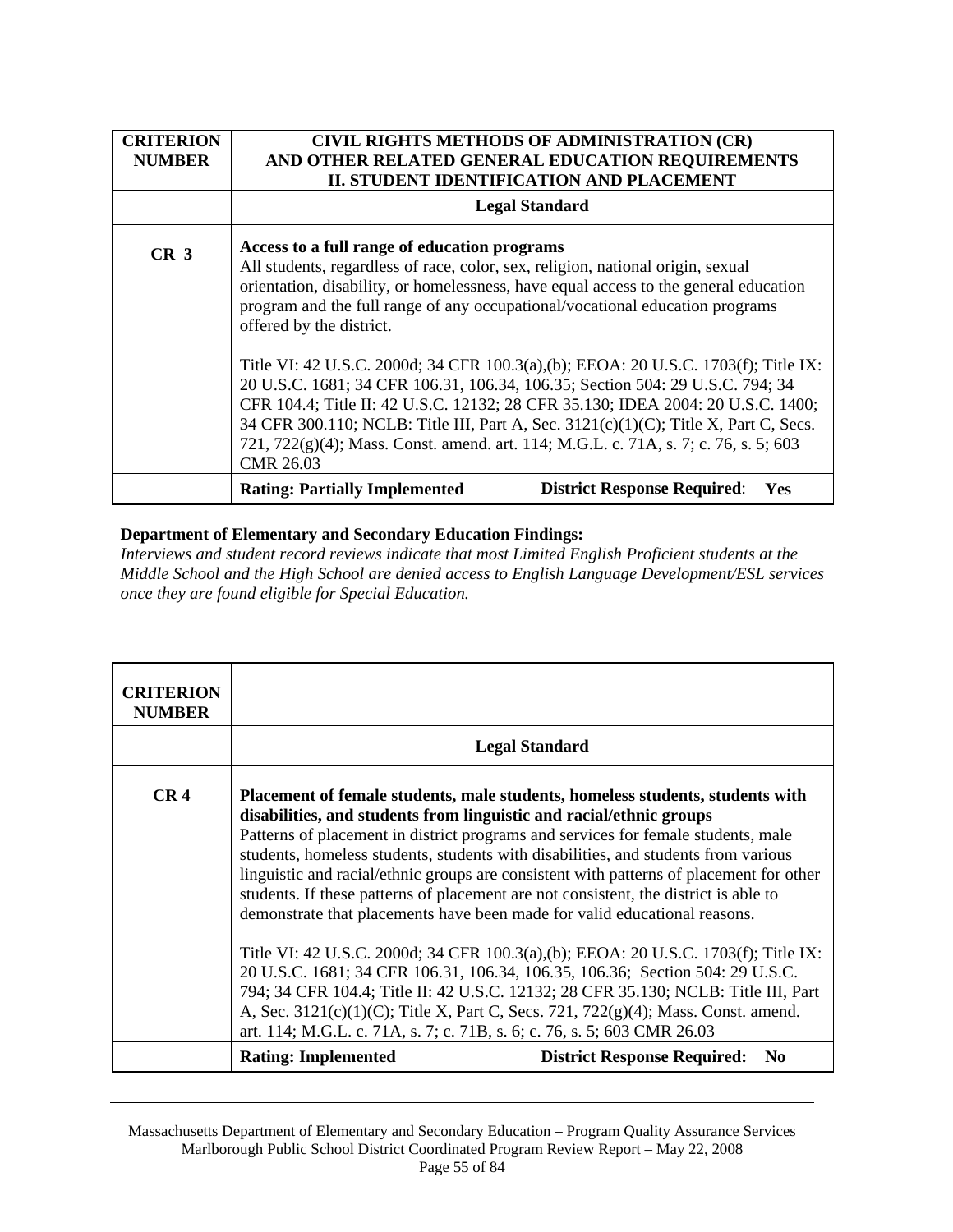| CRITERION NUMBER | CIVIL RIGHTS METHODS OF ADMINISTRATION (CR) AND OTHER RELATED GENERAL EDUCATION REQUIREMENTS II. STUDENT IDENTIFICATION AND PLACEMENT |
|---|---|
| | **Legal Standard** |
| **CR 3** | **Access to a full range of education programs**<br>All students, regardless of race, color, sex, religion, national origin, sexual orientation, disability, or homelessness, have equal access to the general education program and the full range of any occupational/vocational education programs offered by the district.<br><br>Title VI: 42 U.S.C. 2000d; 34 CFR 100.3(a),(b); EEOA: 20 U.S.C. 1703(f); Title IX: 20 U.S.C. 1681; 34 CFR 106.31, 106.34, 106.35; Section 504: 29 U.S.C. 794; 34 CFR 104.4; Title II: 42 U.S.C. 12132; 28 CFR 35.130; IDEA 2004: 20 U.S.C. 1400; 34 CFR 300.110; NCLB: Title III, Part A, Sec. 3121(c)(1)(C); Title X, Part C, Secs. 721, 722(g)(4); Mass. Const. amend. art. 114; M.G.L. c. 71A, s. 7; c. 76, s. 5; 603 CMR 26.03 |
| | **Rating: Partially Implemented** **District Response Required**: **Yes** |

**Department of Elementary and Secondary Education Findings:**

*Interviews and student record reviews indicate that most Limited English Proficient students at the Middle School and the High School are denied access to English Language Development/ESL services once they are found eligible for Special Education.*

| CRITERION NUMBER | |
|---|---|
| | **Legal Standard** |
| **CR 4** | **Placement of female students, male students, homeless students, students with disabilities, and students from linguistic and racial/ethnic groups**<br>Patterns of placement in district programs and services for female students, male students, homeless students, students with disabilities, and students from various linguistic and racial/ethnic groups are consistent with patterns of placement for other students. If these patterns of placement are not consistent, the district is able to demonstrate that placements have been made for valid educational reasons.<br><br>Title VI: 42 U.S.C. 2000d; 34 CFR 100.3(a),(b); EEOA: 20 U.S.C. 1703(f); Title IX: 20 U.S.C. 1681; 34 CFR 106.31, 106.34, 106.35, 106.36; Section 504: 29 U.S.C. 794; 34 CFR 104.4; Title II: 42 U.S.C. 12132; 28 CFR 35.130; NCLB: Title III, Part A, Sec. 3121(c)(1)(C); Title X, Part C, Secs. 721, 722(g)(4); Mass. Const. amend. art. 114; M.G.L. c. 71A, s. 7; c. 71B, s. 6; c. 76, s. 5; 603 CMR 26.03 |
| | **Rating: Implemented** **District Response Required: No** |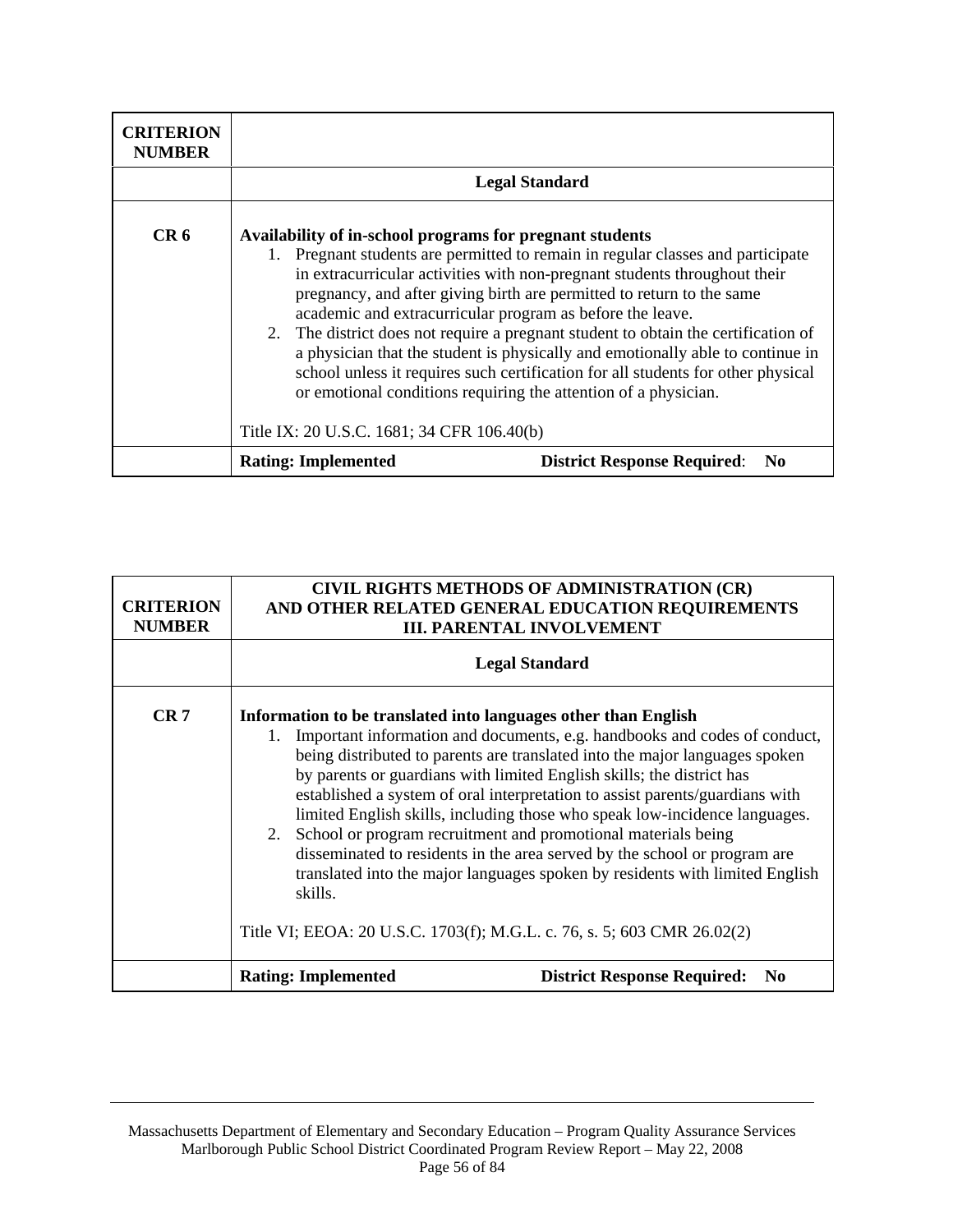| CRITERION NUMBER | |
|---|---|
| | **Legal Standard** |
| **CR 6** | **Availability of in-school programs for pregnant students**<br>1. Pregnant students are permitted to remain in regular classes and participate in extracurricular activities with non-pregnant students throughout their pregnancy, and after giving birth are permitted to return to the same academic and extracurricular program as before the leave.<br>2. The district does not require a pregnant student to obtain the certification of a physician that the student is physically and emotionally able to continue in school unless it requires such certification for all students for other physical or emotional conditions requiring the attention of a physician.<br><br>Title IX: 20 U.S.C. 1681; 34 CFR 106.40(b) |
| | **Rating: Implemented** **District Response Required**: **No** |

| CRITERION NUMBER | CIVIL RIGHTS METHODS OF ADMINISTRATION (CR) AND OTHER RELATED GENERAL EDUCATION REQUIREMENTS III. PARENTAL INVOLVEMENT |
|---|---|
| | **Legal Standard** |
| **CR 7** | **Information to be translated into languages other than English**<br>1. Important information and documents, e.g. handbooks and codes of conduct, being distributed to parents are translated into the major languages spoken by parents or guardians with limited English skills; the district has established a system of oral interpretation to assist parents/guardians with limited English skills, including those who speak low-incidence languages.<br>2. School or program recruitment and promotional materials being disseminated to residents in the area served by the school or program are translated into the major languages spoken by residents with limited English skills.<br><br>Title VI; EEOA: 20 U.S.C. 1703(f); M.G.L. c. 76, s. 5; 603 CMR 26.02(2) |
| | **Rating: Implemented** **District Response Required: No** |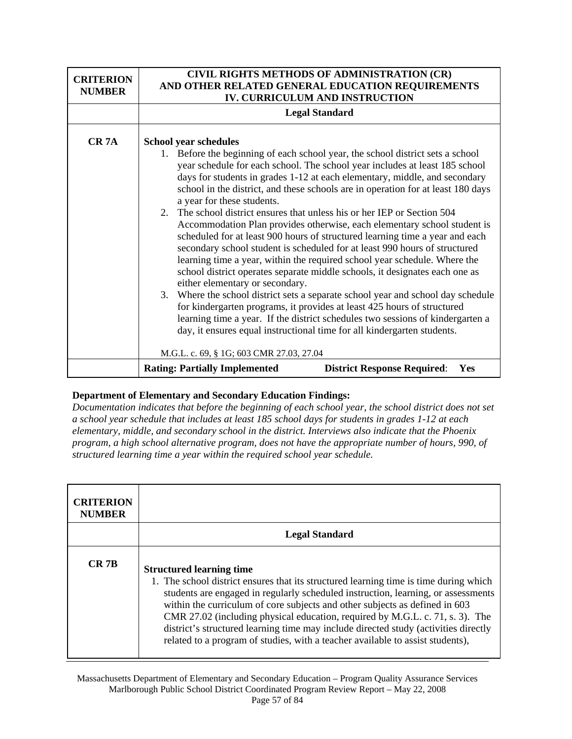| CRITERION NUMBER | CIVIL RIGHTS METHODS OF ADMINISTRATION (CR) AND OTHER RELATED GENERAL EDUCATION REQUIREMENTS IV. CURRICULUM AND INSTRUCTION |
|---|---|
| | **Legal Standard** |
| **CR 7A** | **School year schedules**<br>1. Before the beginning of each school year, the school district sets a school year schedule for each school. The school year includes at least 185 school days for students in grades 1-12 at each elementary, middle, and secondary school in the district, and these schools are in operation for at least 180 days a year for these students.<br>2. The school district ensures that unless his or her IEP or Section 504 Accommodation Plan provides otherwise, each elementary school student is scheduled for at least 900 hours of structured learning time a year and each secondary school student is scheduled for at least 990 hours of structured learning time a year, within the required school year schedule. Where the school district operates separate middle schools, it designates each one as either elementary or secondary.<br>3. Where the school district sets a separate school year and school day schedule for kindergarten programs, it provides at least 425 hours of structured learning time a year. If the district schedules two sessions of kindergarten a day, it ensures equal instructional time for all kindergarten students.<br><br>M.G.L. c. 69, § 1G; 603 CMR 27.03, 27.04 |
| | **Rating: Partially Implemented** **District Response Required: Yes** |

**Department of Elementary and Secondary Education Findings:**

*Documentation indicates that before the beginning of each school year, the school district does not set a school year schedule that includes at least 185 school days for students in grades 1-12 at each elementary, middle, and secondary school in the district. Interviews also indicate that the Phoenix program, a high school alternative program, does not have the appropriate number of hours, 990, of structured learning time a year within the required school year schedule.*

| CRITERION NUMBER | |
|---|---|
| | **Legal Standard** |
| **CR 7B** | **Structured learning time**<br>1. The school district ensures that its structured learning time is time during which students are engaged in regularly scheduled instruction, learning, or assessments within the curriculum of core subjects and other subjects as defined in 603 CMR 27.02 (including physical education, required by M.G.L. c. 71, s. 3). The district's structured learning time may include directed study (activities directly related to a program of studies, with a teacher available to assist students), |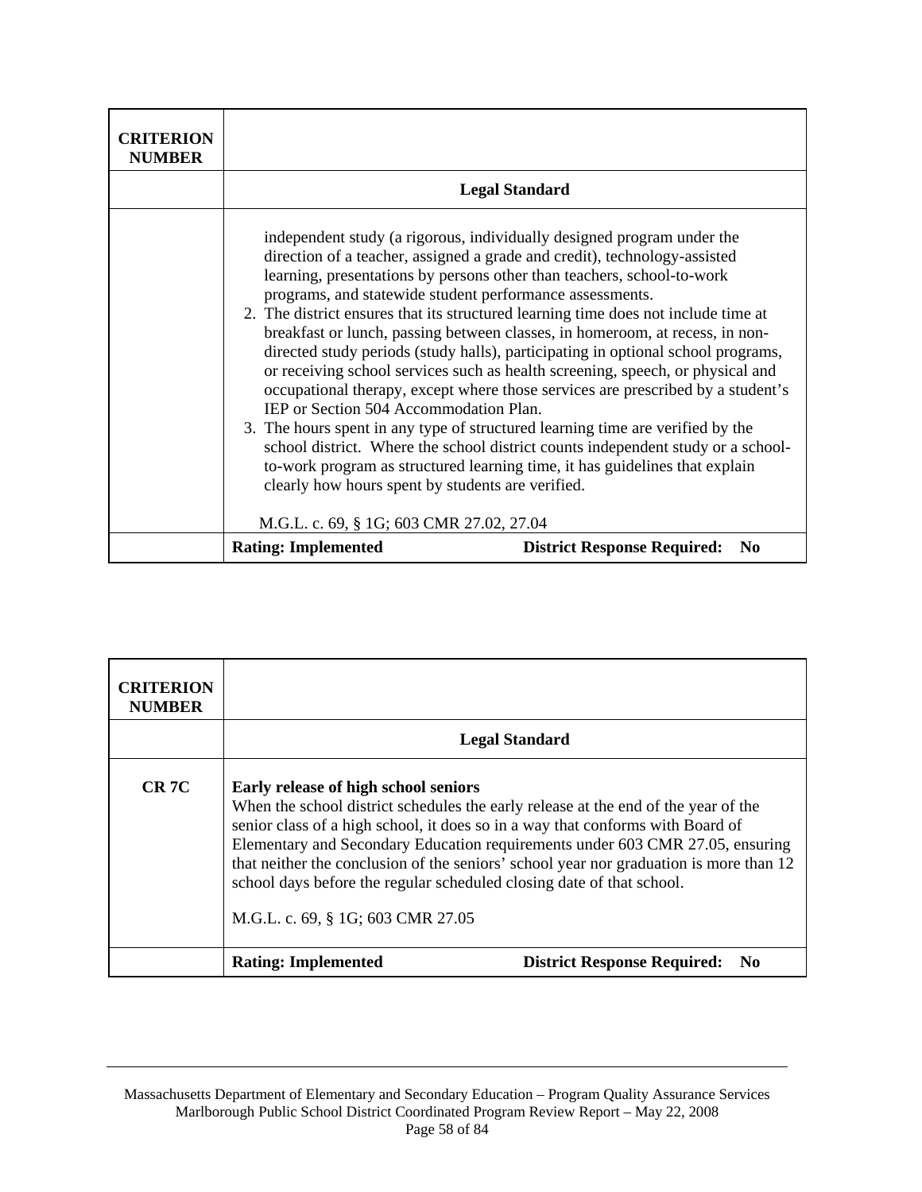| CRITERION NUMBER | |
|---|---|
| | **Legal Standard** |
| | independent study (a rigorous, individually designed program under the direction of a teacher, assigned a grade and credit), technology-assisted learning, presentations by persons other than teachers, school-to-work programs, and statewide student performance assessments.<br>2. The district ensures that its structured learning time does not include time at breakfast or lunch, passing between classes, in homeroom, at recess, in non-directed study periods (study halls), participating in optional school programs, or receiving school services such as health screening, speech, or physical and occupational therapy, except where those services are prescribed by a student's IEP or Section 504 Accommodation Plan.<br>3. The hours spent in any type of structured learning time are verified by the school district. Where the school district counts independent study or a school-to-work program as structured learning time, it has guidelines that explain clearly how hours spent by students are verified.<br><br>M.G.L. c. 69, § 1G; 603 CMR 27.02, 27.04 |
| | **Rating: Implemented** **District Response Required: No** |

| CRITERION NUMBER | |
|---|---|
| | **Legal Standard** |
| **CR 7C** | **Early release of high school seniors**<br>When the school district schedules the early release at the end of the year of the senior class of a high school, it does so in a way that conforms with Board of Elementary and Secondary Education requirements under 603 CMR 27.05, ensuring that neither the conclusion of the seniors' school year nor graduation is more than 12 school days before the regular scheduled closing date of that school.<br><br>M.G.L. c. 69, § 1G; 603 CMR 27.05 |
| | **Rating: Implemented** **District Response Required: No** |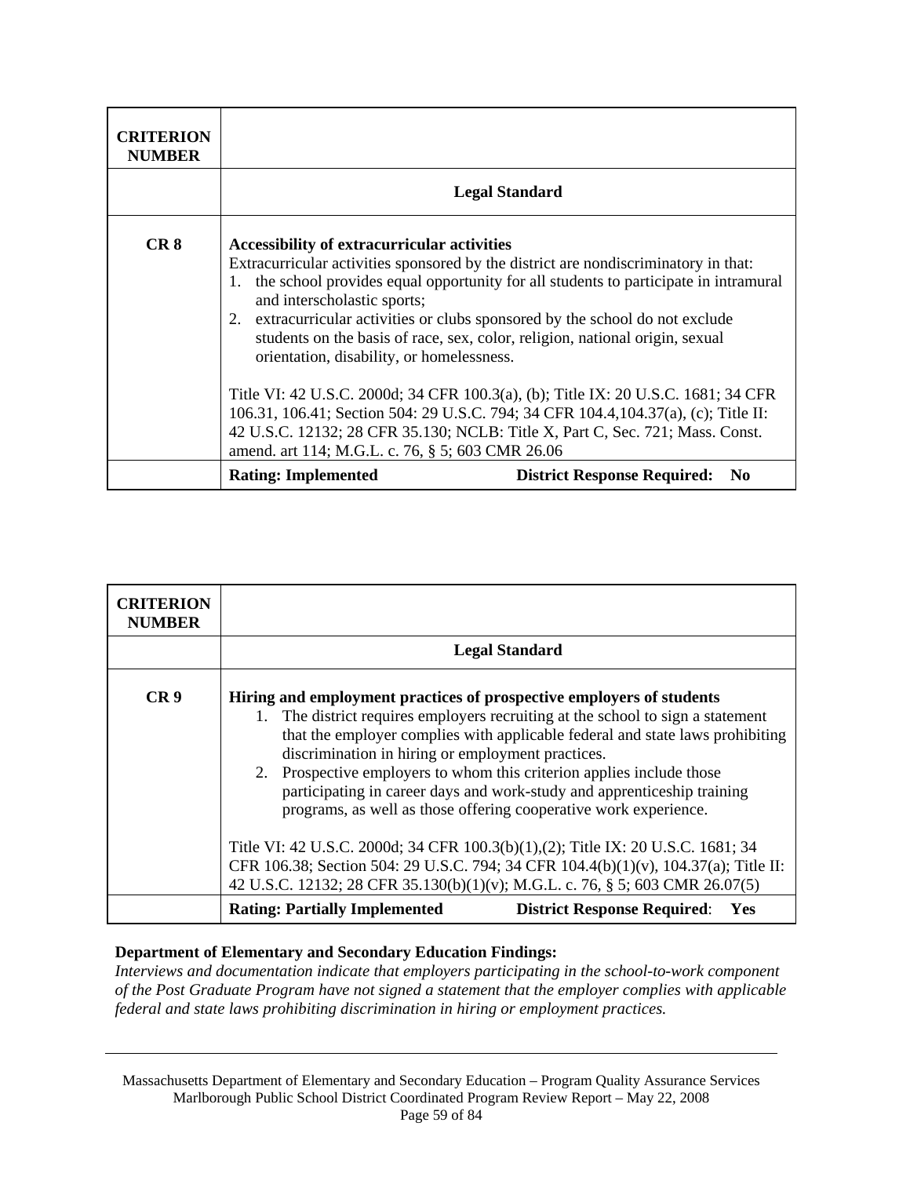| CRITERION NUMBER | |
| --- | --- |
| | **Legal Standard** |
| **CR 8** | **Accessibility of extracurricular activities**<br>Extracurricular activities sponsored by the district are nondiscriminatory in that:<br>1. the school provides equal opportunity for all students to participate in intramural and interscholastic sports;<br>2. extracurricular activities or clubs sponsored by the school do not exclude students on the basis of race, sex, color, religion, national origin, sexual orientation, disability, or homelessness.<br><br>Title VI: 42 U.S.C. 2000d; 34 CFR 100.3(a), (b); Title IX: 20 U.S.C. 1681; 34 CFR 106.31, 106.41; Section 504: 29 U.S.C. 794; 34 CFR 104.4,104.37(a), (c); Title II: 42 U.S.C. 12132; 28 CFR 35.130; NCLB: Title X, Part C, Sec. 721; Mass. Const. amend. art 114; M.G.L. c. 76, § 5; 603 CMR 26.06 |
| | **Rating: Implemented** **District Response Required: No** |

| CRITERION NUMBER | |
| --- | --- |
| | **Legal Standard** |
| **CR 9** | **Hiring and employment practices of prospective employers of students**<br>1. The district requires employers recruiting at the school to sign a statement that the employer complies with applicable federal and state laws prohibiting discrimination in hiring or employment practices.<br>2. Prospective employers to whom this criterion applies include those participating in career days and work-study and apprenticeship training programs, as well as those offering cooperative work experience.<br><br>Title VI: 42 U.S.C. 2000d; 34 CFR 100.3(b)(1),(2); Title IX: 20 U.S.C. 1681; 34 CFR 106.38; Section 504: 29 U.S.C. 794; 34 CFR 104.4(b)(1)(v), 104.37(a); Title II: 42 U.S.C. 12132; 28 CFR 35.130(b)(1)(v); M.G.L. c. 76, § 5; 603 CMR 26.07(5) |
| | **Rating: Partially Implemented** **District Response Required: Yes** |

**Department of Elementary and Secondary Education Findings:**

*Interviews and documentation indicate that employers participating in the school-to-work component of the Post Graduate Program have not signed a statement that the employer complies with applicable federal and state laws prohibiting discrimination in hiring or employment practices.*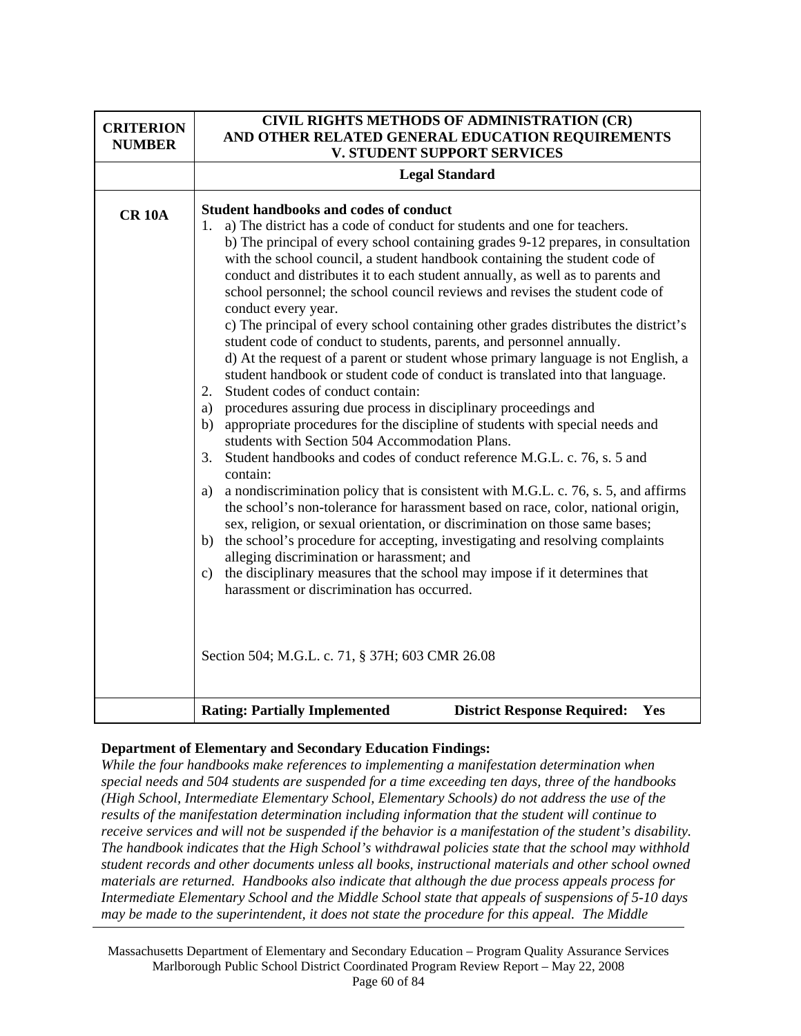| CRITERION NUMBER | CIVIL RIGHTS METHODS OF ADMINISTRATION (CR) AND OTHER RELATED GENERAL EDUCATION REQUIREMENTS V. STUDENT SUPPORT SERVICES |
|---|---|
| | **Legal Standard** |
| **CR 10A** | **Student handbooks and codes of conduct**<br>1. a) The district has a code of conduct for students and one for teachers.<br>b) The principal of every school containing grades 9-12 prepares, in consultation with the school council, a student handbook containing the student code of conduct and distributes it to each student annually, as well as to parents and school personnel; the school council reviews and revises the student code of conduct every year.<br>c) The principal of every school containing other grades distributes the district's student code of conduct to students, parents, and personnel annually.<br>d) At the request of a parent or student whose primary language is not English, a student handbook or student code of conduct is translated into that language.<br>2. Student codes of conduct contain:<br>a) procedures assuring due process in disciplinary proceedings and<br>b) appropriate procedures for the discipline of students with special needs and students with Section 504 Accommodation Plans.<br>3. Student handbooks and codes of conduct reference M.G.L. c. 76, s. 5 and contain:<br>a) a nondiscrimination policy that is consistent with M.G.L. c. 76, s. 5, and affirms the school's non-tolerance for harassment based on race, color, national origin, sex, religion, or sexual orientation, or discrimination on those same bases;<br>b) the school's procedure for accepting, investigating and resolving complaints alleging discrimination or harassment; and<br>c) the disciplinary measures that the school may impose if it determines that harassment or discrimination has occurred.<br><br>Section 504; M.G.L. c. 71, § 37H; 603 CMR 26.08 |
| | **Rating: Partially Implemented** **District Response Required: Yes** |

**Department of Elementary and Secondary Education Findings:**

*While the four handbooks make references to implementing a manifestation determination when special needs and 504 students are suspended for a time exceeding ten days, three of the handbooks (High School, Intermediate Elementary School, Elementary Schools) do not address the use of the results of the manifestation determination including information that the student will continue to receive services and will not be suspended if the behavior is a manifestation of the student's disability. The handbook indicates that the High School's withdrawal policies state that the school may withhold student records and other documents unless all books, instructional materials and other school owned materials are returned. Handbooks also indicate that although the due process appeals process for Intermediate Elementary School and the Middle School state that appeals of suspensions of 5-10 days may be made to the superintendent, it does not state the procedure for this appeal. The Middle*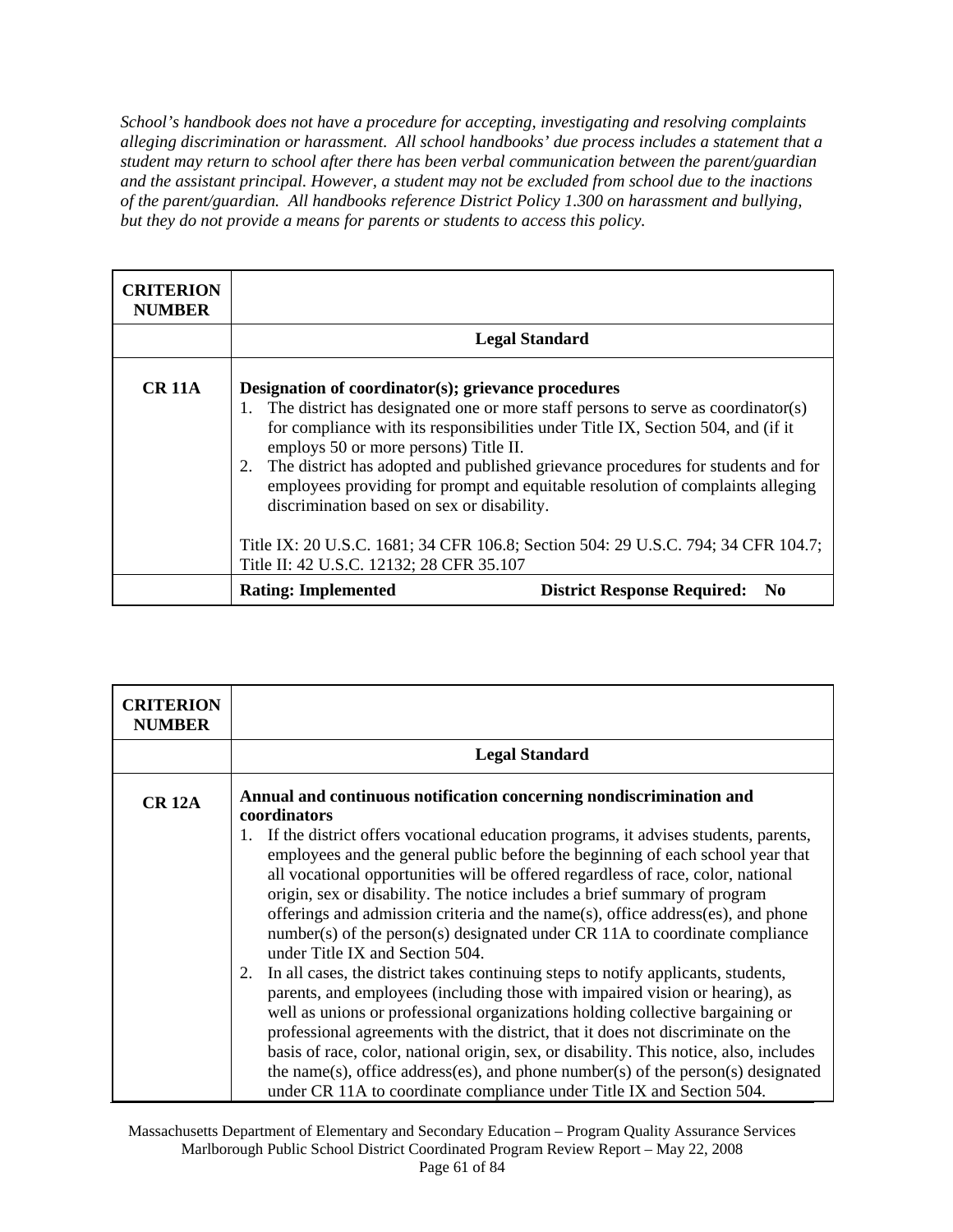*School's handbook does not have a procedure for accepting, investigating and resolving complaints alleging discrimination or harassment. All school handbooks' due process includes a statement that a student may return to school after there has been verbal communication between the parent/guardian and the assistant principal. However, a student may not be excluded from school due to the inactions of the parent/guardian. All handbooks reference District Policy 1.300 on harassment and bullying, but they do not provide a means for parents or students to access this policy.*

| **CRITERION NUMBER** | |
|---|---|
| | **Legal Standard** |
| **CR 11A** | **Designation of coordinator(s); grievance procedures**<br>1. The district has designated one or more staff persons to serve as coordinator(s) for compliance with its responsibilities under Title IX, Section 504, and (if it employs 50 or more persons) Title II.<br>2. The district has adopted and published grievance procedures for students and for employees providing for prompt and equitable resolution of complaints alleging discrimination based on sex or disability.<br><br>Title IX: 20 U.S.C. 1681; 34 CFR 106.8; Section 504: 29 U.S.C. 794; 34 CFR 104.7; Title II: 42 U.S.C. 12132; 28 CFR 35.107 |
| | **Rating: Implemented** **District Response Required: No** |

| **CRITERION NUMBER** | |
|---|---|
| | **Legal Standard** |
| **CR 12A** | **Annual and continuous notification concerning nondiscrimination and coordinators**<br>1. If the district offers vocational education programs, it advises students, parents, employees and the general public before the beginning of each school year that all vocational opportunities will be offered regardless of race, color, national origin, sex or disability. The notice includes a brief summary of program offerings and admission criteria and the name(s), office address(es), and phone number(s) of the person(s) designated under CR 11A to coordinate compliance under Title IX and Section 504.<br>2. In all cases, the district takes continuing steps to notify applicants, students, parents, and employees (including those with impaired vision or hearing), as well as unions or professional organizations holding collective bargaining or professional agreements with the district, that it does not discriminate on the basis of race, color, national origin, sex, or disability. This notice, also, includes the name(s), office address(es), and phone number(s) of the person(s) designated under CR 11A to coordinate compliance under Title IX and Section 504. |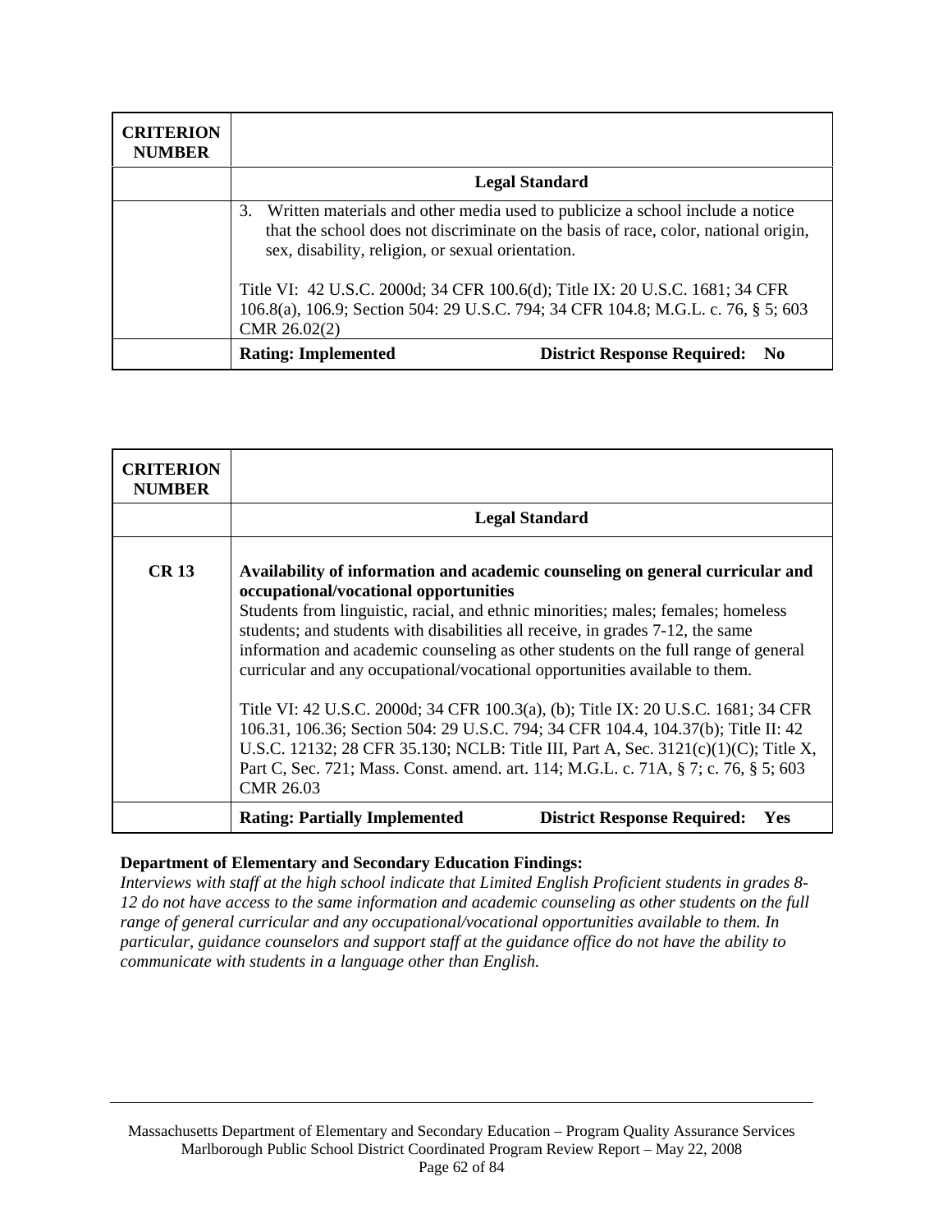| CRITERION NUMBER | |
|---|---|
| | **Legal Standard** |
| | 3. Written materials and other media used to publicize a school include a notice that the school does not discriminate on the basis of race, color, national origin, sex, disability, religion, or sexual orientation.<br><br>Title VI: 42 U.S.C. 2000d; 34 CFR 100.6(d); Title IX: 20 U.S.C. 1681; 34 CFR 106.8(a), 106.9; Section 504: 29 U.S.C. 794; 34 CFR 104.8; M.G.L. c. 76, § 5; 603 CMR 26.02(2) |
| | **Rating: Implemented** **District Response Required: No** |

| CRITERION NUMBER | |
|---|---|
| | **Legal Standard** |
| **CR 13** | **Availability of information and academic counseling on general curricular and occupational/vocational opportunities**<br>Students from linguistic, racial, and ethnic minorities; males; females; homeless students; and students with disabilities all receive, in grades 7-12, the same information and academic counseling as other students on the full range of general curricular and any occupational/vocational opportunities available to them.<br><br>Title VI: 42 U.S.C. 2000d; 34 CFR 100.3(a), (b); Title IX: 20 U.S.C. 1681; 34 CFR 106.31, 106.36; Section 504: 29 U.S.C. 794; 34 CFR 104.4, 104.37(b); Title II: 42 U.S.C. 12132; 28 CFR 35.130; NCLB: Title III, Part A, Sec. 3121(c)(1)(C); Title X, Part C, Sec. 721; Mass. Const. amend. art. 114; M.G.L. c. 71A, § 7; c. 76, § 5; 603 CMR 26.03 |
| | **Rating: Partially Implemented** **District Response Required: Yes** |

**Department of Elementary and Secondary Education Findings:**

*Interviews with staff at the high school indicate that Limited English Proficient students in grades 8-12 do not have access to the same information and academic counseling as other students on the full range of general curricular and any occupational/vocational opportunities available to them. In particular, guidance counselors and support staff at the guidance office do not have the ability to communicate with students in a language other than English.*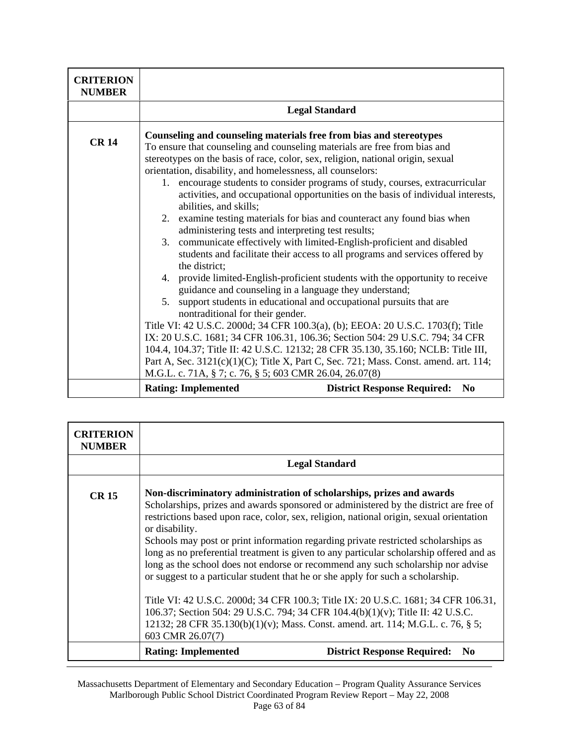| CRITERION NUMBER | |
|---|---|
| | **Legal Standard** |
| **CR 14** | **Counseling and counseling materials free from bias and stereotypes**<br>To ensure that counseling and counseling materials are free from bias and stereotypes on the basis of race, color, sex, religion, national origin, sexual orientation, disability, and homelessness, all counselors:<br>1. encourage students to consider programs of study, courses, extracurricular activities, and occupational opportunities on the basis of individual interests, abilities, and skills;<br>2. examine testing materials for bias and counteract any found bias when administering tests and interpreting test results;<br>3. communicate effectively with limited-English-proficient and disabled students and facilitate their access to all programs and services offered by the district;<br>4. provide limited-English-proficient students with the opportunity to receive guidance and counseling in a language they understand;<br>5. support students in educational and occupational pursuits that are nontraditional for their gender.<br>Title VI: 42 U.S.C. 2000d; 34 CFR 100.3(a), (b); EEOA: 20 U.S.C. 1703(f); Title IX: 20 U.S.C. 1681; 34 CFR 106.31, 106.36; Section 504: 29 U.S.C. 794; 34 CFR 104.4, 104.37; Title II: 42 U.S.C. 12132; 28 CFR 35.130, 35.160; NCLB: Title III, Part A, Sec. 3121(c)(1)(C); Title X, Part C, Sec. 721; Mass. Const. amend. art. 114; M.G.L. c. 71A, § 7; c. 76, § 5; 603 CMR 26.04, 26.07(8) |
| | **Rating: Implemented** **District Response Required: No** |

| CRITERION NUMBER | |
|---|---|
| | **Legal Standard** |
| **CR 15** | **Non-discriminatory administration of scholarships, prizes and awards**<br>Scholarships, prizes and awards sponsored or administered by the district are free of restrictions based upon race, color, sex, religion, national origin, sexual orientation or disability.<br>Schools may post or print information regarding private restricted scholarships as long as no preferential treatment is given to any particular scholarship offered and as long as the school does not endorse or recommend any such scholarship nor advise or suggest to a particular student that he or she apply for such a scholarship.<br><br>Title VI: 42 U.S.C. 2000d; 34 CFR 100.3; Title IX: 20 U.S.C. 1681; 34 CFR 106.31, 106.37; Section 504: 29 U.S.C. 794; 34 CFR 104.4(b)(1)(v); Title II: 42 U.S.C. 12132; 28 CFR 35.130(b)(1)(v); Mass. Const. amend. art. 114; M.G.L. c. 76, § 5; 603 CMR 26.07(7) |
| | **Rating: Implemented** **District Response Required: No** |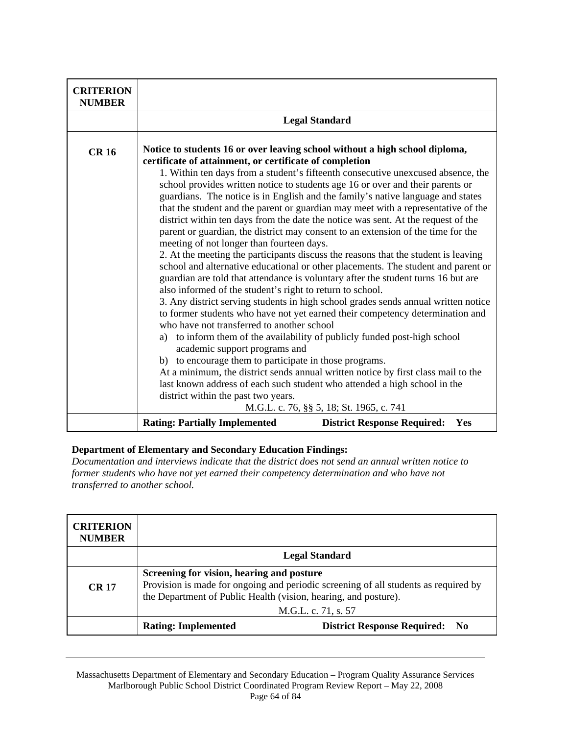| CRITERION NUMBER | |
|---|---|
| | **Legal Standard** |
| **CR 16** | **Notice to students 16 or over leaving school without a high school diploma, certificate of attainment, or certificate of completion**<br>1. Within ten days from a student's fifteenth consecutive unexcused absence, the school provides written notice to students age 16 or over and their parents or guardians. The notice is in English and the family's native language and states that the student and the parent or guardian may meet with a representative of the district within ten days from the date the notice was sent. At the request of the parent or guardian, the district may consent to an extension of the time for the meeting of not longer than fourteen days.<br>2. At the meeting the participants discuss the reasons that the student is leaving school and alternative educational or other placements. The student and parent or guardian are told that attendance is voluntary after the student turns 16 but are also informed of the student's right to return to school.<br>3. Any district serving students in high school grades sends annual written notice to former students who have not yet earned their competency determination and who have not transferred to another school<br>a) to inform them of the availability of publicly funded post-high school academic support programs and<br>b) to encourage them to participate in those programs.<br>At a minimum, the district sends annual written notice by first class mail to the last known address of each such student who attended a high school in the district within the past two years.<br>M.G.L. c. 76, §§ 5, 18; St. 1965, c. 741 |
| | **Rating: Partially Implemented** **District Response Required: Yes** |

**Department of Elementary and Secondary Education Findings:**
*Documentation and interviews indicate that the district does not send an annual written notice to former students who have not yet earned their competency determination and who have not transferred to another school.*

| CRITERION NUMBER | |
|---|---|
| | **Legal Standard** |
| **CR 17** | **Screening for vision, hearing and posture**<br>Provision is made for ongoing and periodic screening of all students as required by the Department of Public Health (vision, hearing, and posture).<br>M.G.L. c. 71, s. 57 |
| | **Rating: Implemented** **District Response Required: No** |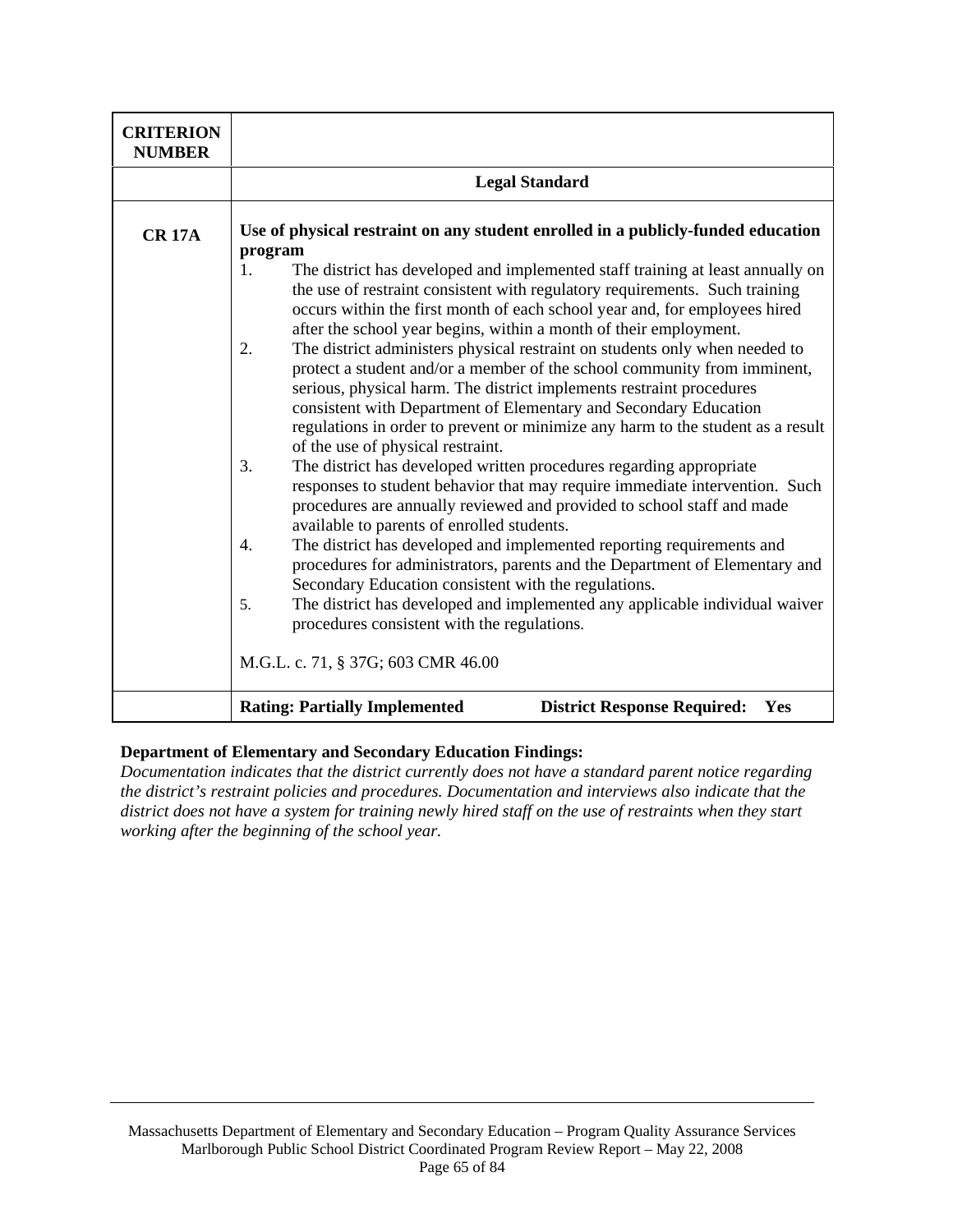| CRITERION NUMBER | |
|---|---|
| | **Legal Standard** |
| **CR 17A** | **Use of physical restraint on any student enrolled in a publicly-funded education program**<br>1. The district has developed and implemented staff training at least annually on the use of restraint consistent with regulatory requirements. Such training occurs within the first month of each school year and, for employees hired after the school year begins, within a month of their employment.<br>2. The district administers physical restraint on students only when needed to protect a student and/or a member of the school community from imminent, serious, physical harm. The district implements restraint procedures consistent with Department of Elementary and Secondary Education regulations in order to prevent or minimize any harm to the student as a result of the use of physical restraint.<br>3. The district has developed written procedures regarding appropriate responses to student behavior that may require immediate intervention. Such procedures are annually reviewed and provided to school staff and made available to parents of enrolled students.<br>4. The district has developed and implemented reporting requirements and procedures for administrators, parents and the Department of Elementary and Secondary Education consistent with the regulations.<br>5. The district has developed and implemented any applicable individual waiver procedures consistent with the regulations.<br><br>M.G.L. c. 71, § 37G; 603 CMR 46.00 |
| | **Rating: Partially Implemented** **District Response Required: Yes** |

**Department of Elementary and Secondary Education Findings:**

*Documentation indicates that the district currently does not have a standard parent notice regarding the district's restraint policies and procedures. Documentation and interviews also indicate that the district does not have a system for training newly hired staff on the use of restraints when they start working after the beginning of the school year.*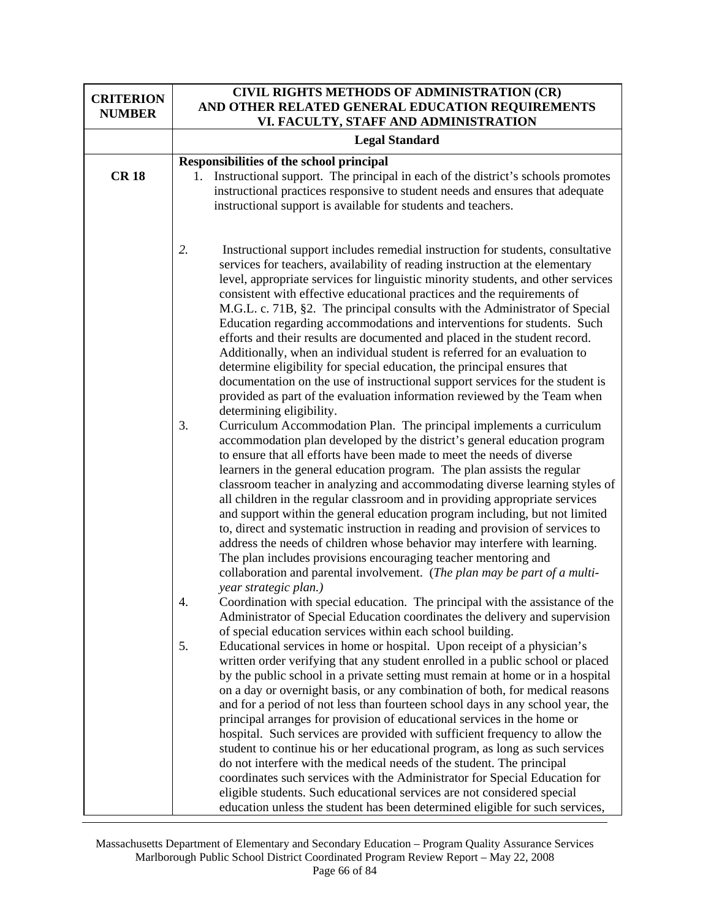| CRITERION NUMBER | CIVIL RIGHTS METHODS OF ADMINISTRATION (CR) AND OTHER RELATED GENERAL EDUCATION REQUIREMENTS VI. FACULTY, STAFF AND ADMINISTRATION |
|---|---|
| | **Legal Standard** |
| **CR 18** | **Responsibilities of the school principal**<br>1. Instructional support. The principal in each of the district's schools promotes instructional practices responsive to student needs and ensures that adequate instructional support is available for students and teachers.<br><br>*2.* Instructional support includes remedial instruction for students, consultative services for teachers, availability of reading instruction at the elementary level, appropriate services for linguistic minority students, and other services consistent with effective educational practices and the requirements of M.G.L. c. 71B, §2. The principal consults with the Administrator of Special Education regarding accommodations and interventions for students. Such efforts and their results are documented and placed in the student record. Additionally, when an individual student is referred for an evaluation to determine eligibility for special education, the principal ensures that documentation on the use of instructional support services for the student is provided as part of the evaluation information reviewed by the Team when determining eligibility.<br>3. Curriculum Accommodation Plan. The principal implements a curriculum accommodation plan developed by the district's general education program to ensure that all efforts have been made to meet the needs of diverse learners in the general education program. The plan assists the regular classroom teacher in analyzing and accommodating diverse learning styles of all children in the regular classroom and in providing appropriate services and support within the general education program including, but not limited to, direct and systematic instruction in reading and provision of services to address the needs of children whose behavior may interfere with learning. The plan includes provisions encouraging teacher mentoring and collaboration and parental involvement. (*The plan may be part of a multi-year strategic plan.)*<br>4. Coordination with special education. The principal with the assistance of the Administrator of Special Education coordinates the delivery and supervision of special education services within each school building.<br>5. Educational services in home or hospital. Upon receipt of a physician's written order verifying that any student enrolled in a public school or placed by the public school in a private setting must remain at home or in a hospital on a day or overnight basis, or any combination of both, for medical reasons and for a period of not less than fourteen school days in any school year, the principal arranges for provision of educational services in the home or hospital. Such services are provided with sufficient frequency to allow the student to continue his or her educational program, as long as such services do not interfere with the medical needs of the student. The principal coordinates such services with the Administrator for Special Education for eligible students. Such educational services are not considered special education unless the student has been determined eligible for such services, |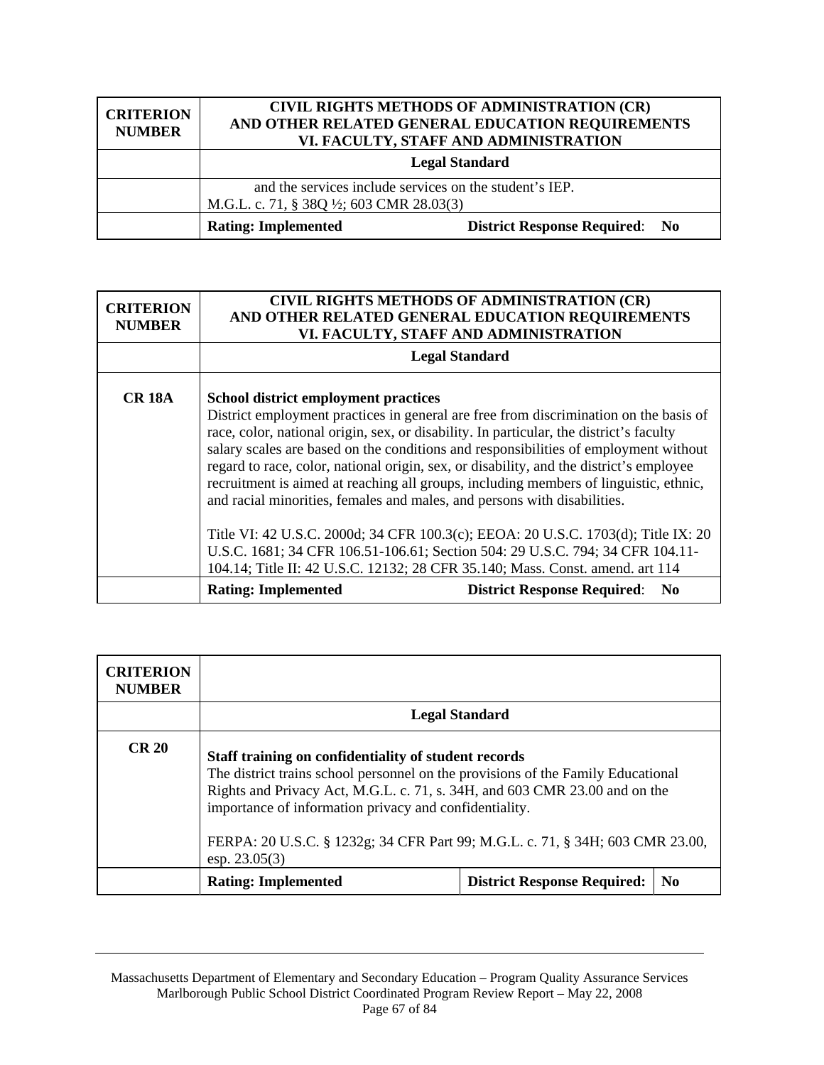| CRITERION NUMBER | CIVIL RIGHTS METHODS OF ADMINISTRATION (CR) AND OTHER RELATED GENERAL EDUCATION REQUIREMENTS VI. FACULTY, STAFF AND ADMINISTRATION | |
|---|---|---|
| | **Legal Standard** | |
| | and the services include services on the student's IEP. M.G.L. c. 71, § 38Q ½; 603 CMR 28.03(3) | |
| | **Rating: Implemented** | **District Response Required: No** |

| CRITERION NUMBER | CIVIL RIGHTS METHODS OF ADMINISTRATION (CR) AND OTHER RELATED GENERAL EDUCATION REQUIREMENTS VI. FACULTY, STAFF AND ADMINISTRATION | |
|---|---|---|
| | **Legal Standard** | |
| **CR 18A** | **School district employment practices**<br>District employment practices in general are free from discrimination on the basis of race, color, national origin, sex, or disability. In particular, the district's faculty salary scales are based on the conditions and responsibilities of employment without regard to race, color, national origin, sex, or disability, and the district's employee recruitment is aimed at reaching all groups, including members of linguistic, ethnic, and racial minorities, females and males, and persons with disabilities.<br><br>Title VI: 42 U.S.C. 2000d; 34 CFR 100.3(c); EEOA: 20 U.S.C. 1703(d); Title IX: 20 U.S.C. 1681; 34 CFR 106.51-106.61; Section 504: 29 U.S.C. 794; 34 CFR 104.11-104.14; Title II: 42 U.S.C. 12132; 28 CFR 35.140; Mass. Const. amend. art 114 | |
| | **Rating: Implemented** | **District Response Required: No** |

| CRITERION NUMBER | | | |
|---|---|---|---|
| | **Legal Standard** | | |
| **CR 20** | **Staff training on confidentiality of student records**<br>The district trains school personnel on the provisions of the Family Educational Rights and Privacy Act, M.G.L. c. 71, s. 34H, and 603 CMR 23.00 and on the importance of information privacy and confidentiality.<br><br>FERPA: 20 U.S.C. § 1232g; 34 CFR Part 99; M.G.L. c. 71, § 34H; 603 CMR 23.00, esp. 23.05(3) | | |
| | **Rating: Implemented** | **District Response Required:** | **No** |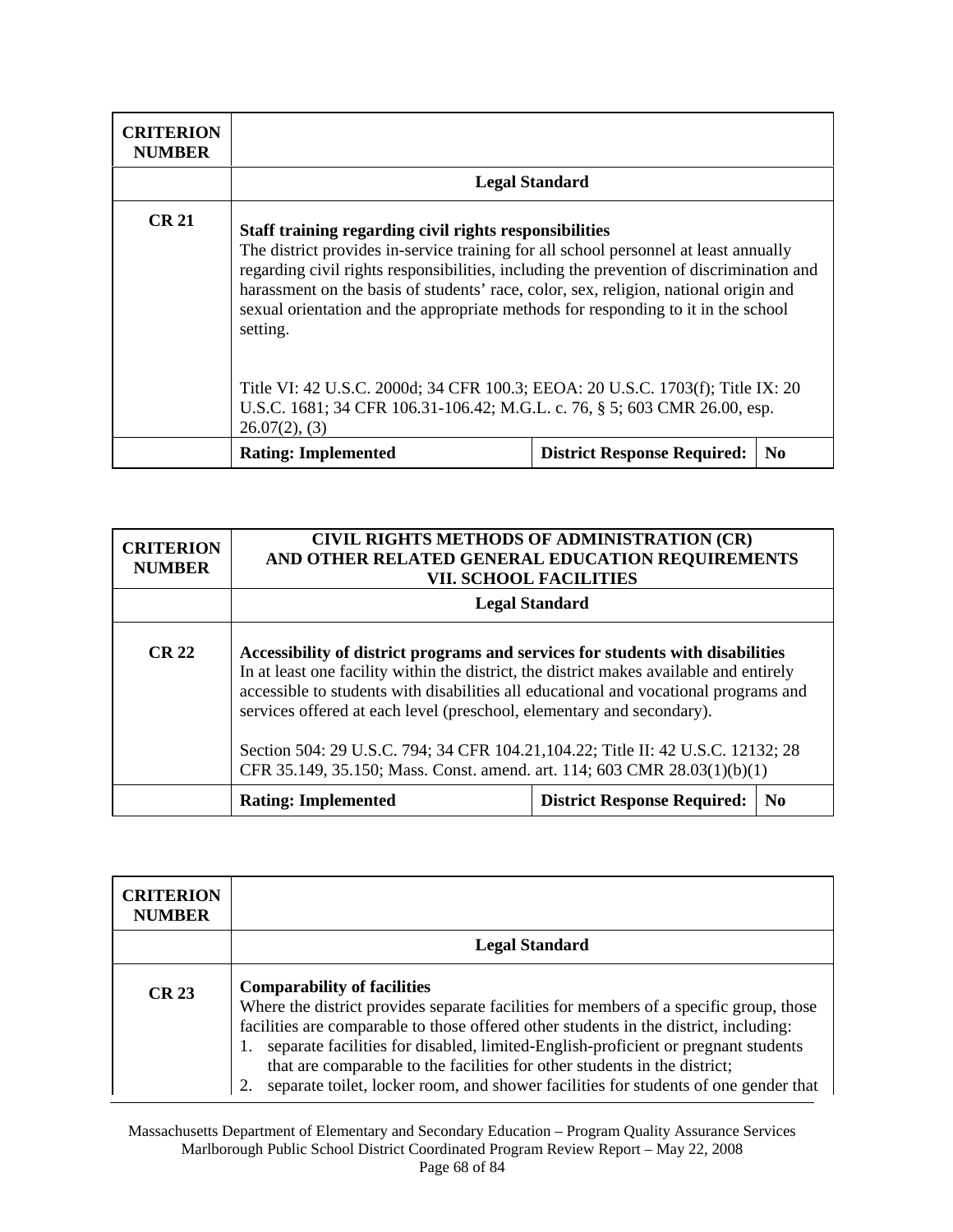| CRITERION NUMBER | | | |
|---|---|---|---|
| | **Legal Standard** | | |
| **CR 21** | **Staff training regarding civil rights responsibilities**<br>The district provides in-service training for all school personnel at least annually regarding civil rights responsibilities, including the prevention of discrimination and harassment on the basis of students' race, color, sex, religion, national origin and sexual orientation and the appropriate methods for responding to it in the school setting.<br><br>Title VI: 42 U.S.C. 2000d; 34 CFR 100.3; EEOA: 20 U.S.C. 1703(f); Title IX: 20 U.S.C. 1681; 34 CFR 106.31-106.42; M.G.L. c. 76, § 5; 603 CMR 26.00, esp. 26.07(2), (3) | | |
| | **Rating: Implemented** | **District Response Required:** | **No** |

| CRITERION NUMBER | CIVIL RIGHTS METHODS OF ADMINISTRATION (CR) AND OTHER RELATED GENERAL EDUCATION REQUIREMENTS VII. SCHOOL FACILITIES | | |
|---|---|---|---|
| | **Legal Standard** | | |
| **CR 22** | **Accessibility of district programs and services for students with disabilities**<br>In at least one facility within the district, the district makes available and entirely accessible to students with disabilities all educational and vocational programs and services offered at each level (preschool, elementary and secondary).<br><br>Section 504: 29 U.S.C. 794; 34 CFR 104.21,104.22; Title II: 42 U.S.C. 12132; 28 CFR 35.149, 35.150; Mass. Const. amend. art. 114; 603 CMR 28.03(1)(b)(1) | | |
| | **Rating: Implemented** | **District Response Required:** | **No** |

| CRITERION NUMBER | |
|---|---|
| | **Legal Standard** |
| **CR 23** | **Comparability of facilities**<br>Where the district provides separate facilities for members of a specific group, those facilities are comparable to those offered other students in the district, including:<br>1. separate facilities for disabled, limited-English-proficient or pregnant students that are comparable to the facilities for other students in the district;<br>2. separate toilet, locker room, and shower facilities for students of one gender that |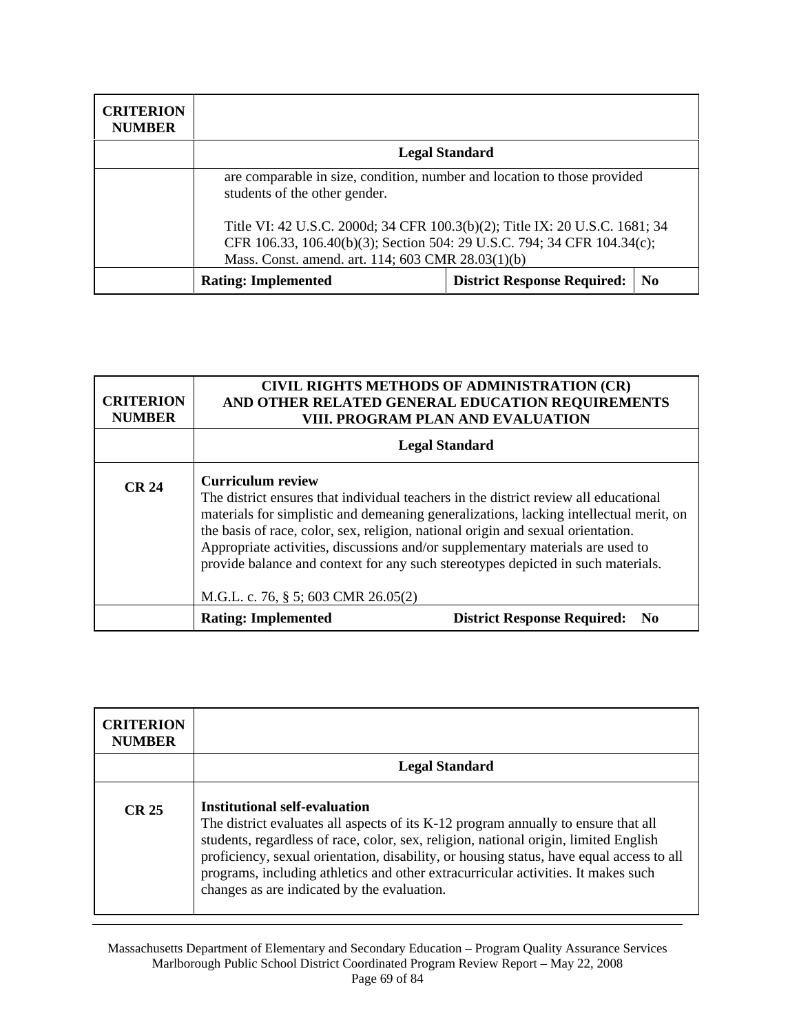| CRITERION NUMBER | | | |
|---|---|---|---|
| | **Legal Standard** | | |
| | are comparable in size, condition, number and location to those provided students of the other gender.<br><br>Title VI: 42 U.S.C. 2000d; 34 CFR 100.3(b)(2); Title IX: 20 U.S.C. 1681; 34 CFR 106.33, 106.40(b)(3); Section 504: 29 U.S.C. 794; 34 CFR 104.34(c); Mass. Const. amend. art. 114; 603 CMR 28.03(1)(b) | | |
| | **Rating: Implemented** | **District Response Required:** | **No** |

| CRITERION NUMBER | CIVIL RIGHTS METHODS OF ADMINISTRATION (CR) AND OTHER RELATED GENERAL EDUCATION REQUIREMENTS VIII. PROGRAM PLAN AND EVALUATION | |
|---|---|---|
| | **Legal Standard** | |
| **CR 24** | **Curriculum review**<br>The district ensures that individual teachers in the district review all educational materials for simplistic and demeaning generalizations, lacking intellectual merit, on the basis of race, color, sex, religion, national origin and sexual orientation. Appropriate activities, discussions and/or supplementary materials are used to provide balance and context for any such stereotypes depicted in such materials.<br><br>M.G.L. c. 76, § 5; 603 CMR 26.05(2) | |
| | **Rating: Implemented** | **District Response Required: No** |

| CRITERION NUMBER | |
|---|---|
| | **Legal Standard** |
| **CR 25** | **Institutional self-evaluation**<br>The district evaluates all aspects of its K-12 program annually to ensure that all students, regardless of race, color, sex, religion, national origin, limited English proficiency, sexual orientation, disability, or housing status, have equal access to all programs, including athletics and other extracurricular activities. It makes such changes as are indicated by the evaluation. |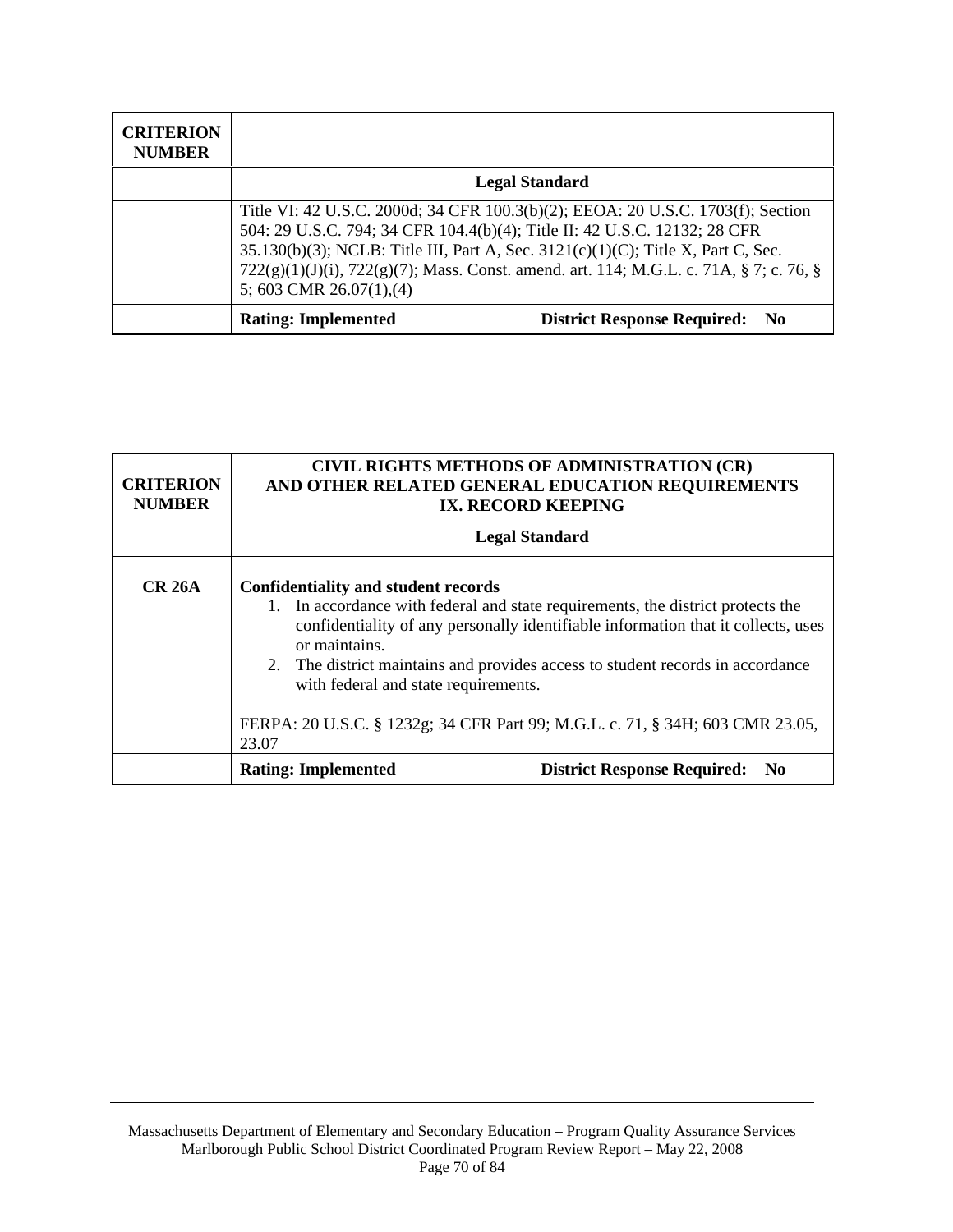| CRITERION NUMBER | |
|---|---|
| | **Legal Standard** |
| | Title VI: 42 U.S.C. 2000d; 34 CFR 100.3(b)(2); EEOA: 20 U.S.C. 1703(f); Section 504: 29 U.S.C. 794; 34 CFR 104.4(b)(4); Title II: 42 U.S.C. 12132; 28 CFR 35.130(b)(3); NCLB: Title III, Part A, Sec. 3121(c)(1)(C); Title X, Part C, Sec. 722(g)(1)(J)(i), 722(g)(7); Mass. Const. amend. art. 114; M.G.L. c. 71A, § 7; c. 76, § 5; 603 CMR 26.07(1),(4) |
| | **Rating: Implemented** **District Response Required: No** |

| CRITERION NUMBER | CIVIL RIGHTS METHODS OF ADMINISTRATION (CR) AND OTHER RELATED GENERAL EDUCATION REQUIREMENTS IX. RECORD KEEPING |
|---|---|
| | **Legal Standard** |
| **CR 26A** | **Confidentiality and student records**<br>1. In accordance with federal and state requirements, the district protects the confidentiality of any personally identifiable information that it collects, uses or maintains.<br>2. The district maintains and provides access to student records in accordance with federal and state requirements.<br><br>FERPA: 20 U.S.C. § 1232g; 34 CFR Part 99; M.G.L. c. 71, § 34H; 603 CMR 23.05, 23.07 |
| | **Rating: Implemented** **District Response Required: No** |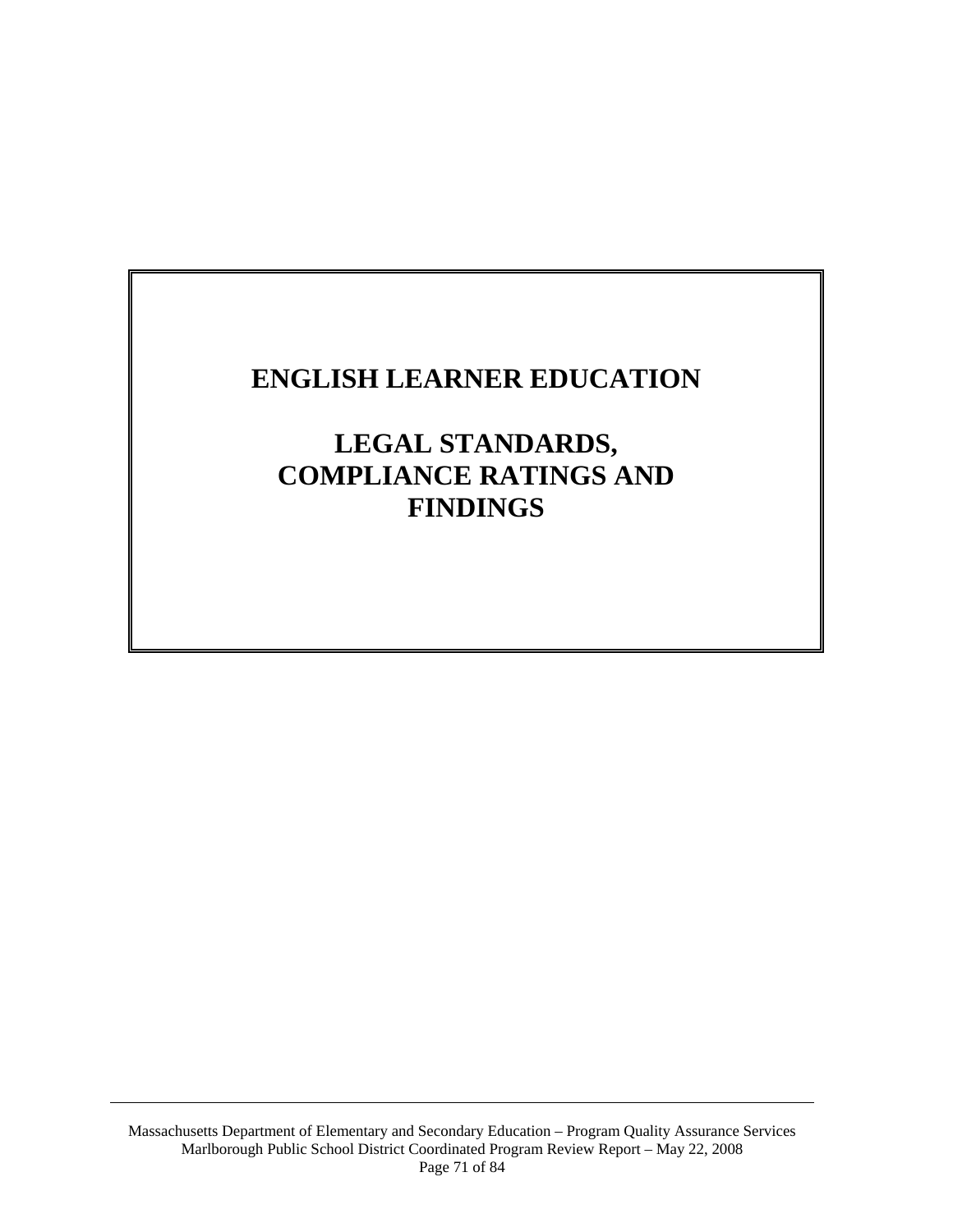# ENGLISH LEARNER EDUCATION

# LEGAL STANDARDS, COMPLIANCE RATINGS AND FINDINGS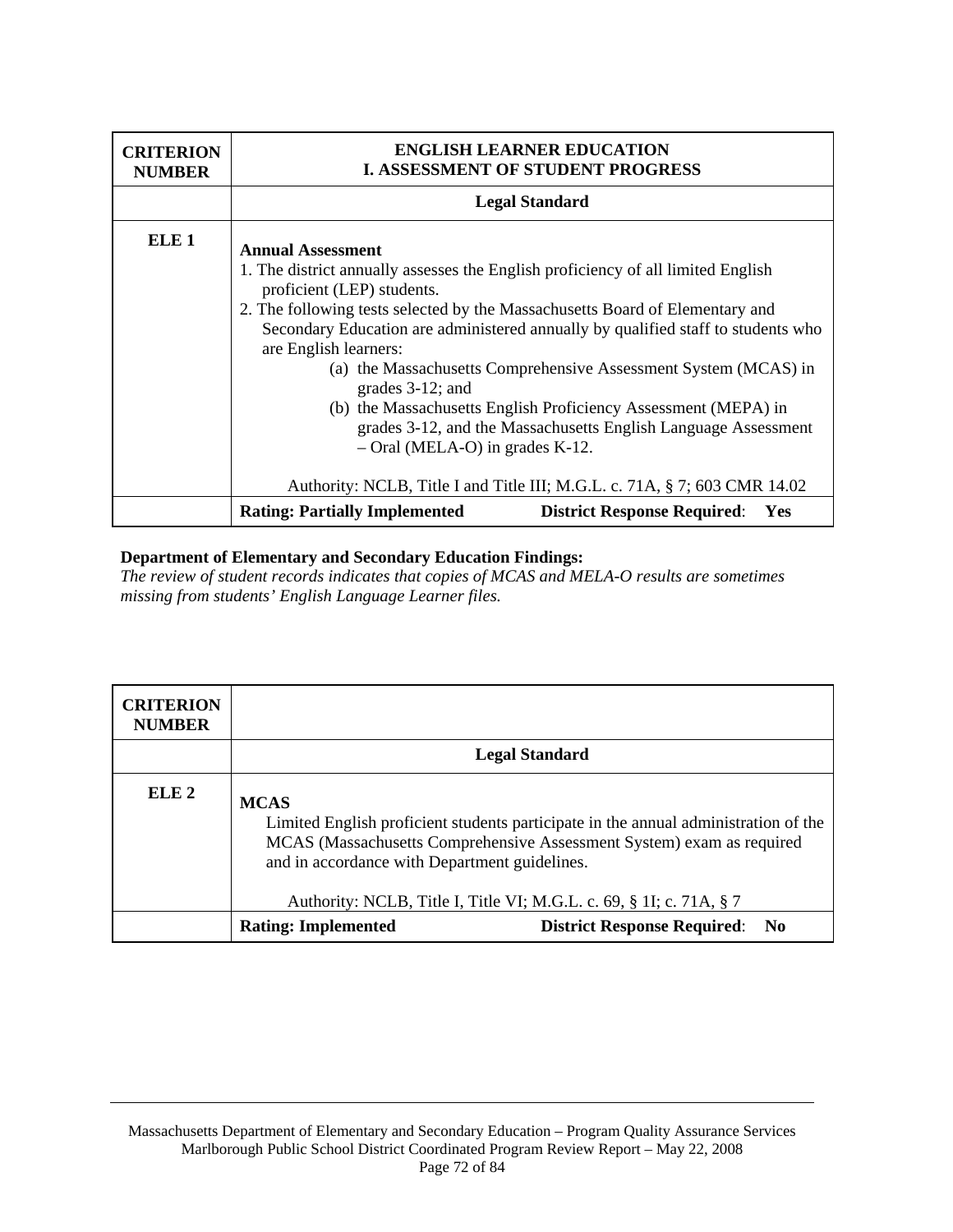| CRITERION NUMBER | ENGLISH LEARNER EDUCATION<br>I. ASSESSMENT OF STUDENT PROGRESS |
|---|---|
| | **Legal Standard** |
| **ELE 1** | **Annual Assessment**<br>1. The district annually assesses the English proficiency of all limited English proficient (LEP) students.<br>2. The following tests selected by the Massachusetts Board of Elementary and Secondary Education are administered annually by qualified staff to students who are English learners:<br>(a) the Massachusetts Comprehensive Assessment System (MCAS) in grades 3-12; and<br>(b) the Massachusetts English Proficiency Assessment (MEPA) in grades 3-12, and the Massachusetts English Language Assessment – Oral (MELA-O) in grades K-12.<br><br>Authority: NCLB, Title I and Title III; M.G.L. c. 71A, § 7; 603 CMR 14.02 |
| | **Rating: Partially Implemented** **District Response Required: Yes** |

**Department of Elementary and Secondary Education Findings:**
*The review of student records indicates that copies of MCAS and MELA-O results are sometimes missing from students' English Language Learner files.*

| CRITERION NUMBER | |
|---|---|
| | **Legal Standard** |
| **ELE 2** | **MCAS**<br>Limited English proficient students participate in the annual administration of the MCAS (Massachusetts Comprehensive Assessment System) exam as required and in accordance with Department guidelines.<br><br>Authority: NCLB, Title I, Title VI; M.G.L. c. 69, § 1I; c. 71A, § 7 |
| | **Rating: Implemented** **District Response Required: No** |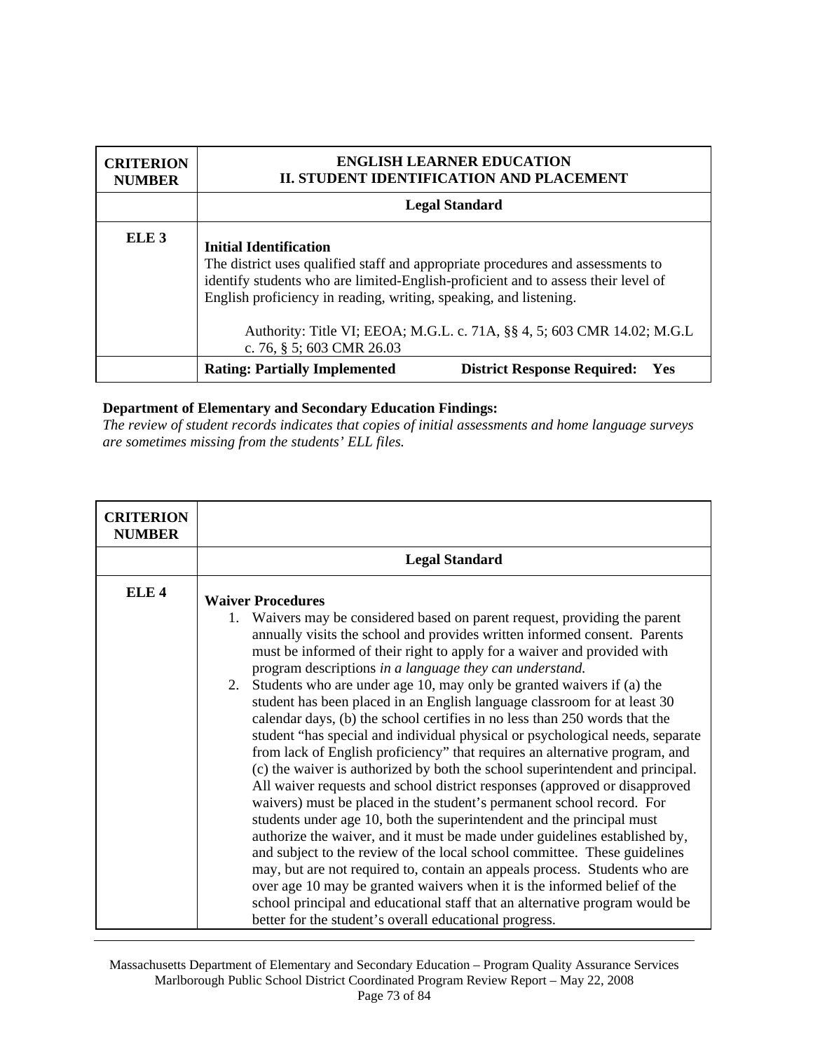| CRITERION NUMBER | ENGLISH LEARNER EDUCATION<br>II. STUDENT IDENTIFICATION AND PLACEMENT |
|---|---|
| | **Legal Standard** |
| **ELE 3** | **Initial Identification**<br>The district uses qualified staff and appropriate procedures and assessments to identify students who are limited-English-proficient and to assess their level of English proficiency in reading, writing, speaking, and listening.<br><br>Authority: Title VI; EEOA; M.G.L. c. 71A, §§ 4, 5; 603 CMR 14.02; M.G.L c. 76, § 5; 603 CMR 26.03 |
| | **Rating: Partially Implemented** **District Response Required: Yes** |

**Department of Elementary and Secondary Education Findings:**

*The review of student records indicates that copies of initial assessments and home language surveys are sometimes missing from the students' ELL files.*

| CRITERION NUMBER | |
|---|---|
| | **Legal Standard** |
| **ELE 4** | **Waiver Procedures**<br>1. Waivers may be considered based on parent request, providing the parent annually visits the school and provides written informed consent. Parents must be informed of their right to apply for a waiver and provided with program descriptions *in a language they can understand.*<br>2. Students who are under age 10, may only be granted waivers if (a) the student has been placed in an English language classroom for at least 30 calendar days, (b) the school certifies in no less than 250 words that the student "has special and individual physical or psychological needs, separate from lack of English proficiency" that requires an alternative program, and (c) the waiver is authorized by both the school superintendent and principal. All waiver requests and school district responses (approved or disapproved waivers) must be placed in the student's permanent school record. For students under age 10, both the superintendent and the principal must authorize the waiver, and it must be made under guidelines established by, and subject to the review of the local school committee. These guidelines may, but are not required to, contain an appeals process. Students who are over age 10 may be granted waivers when it is the informed belief of the school principal and educational staff that an alternative program would be better for the student's overall educational progress. |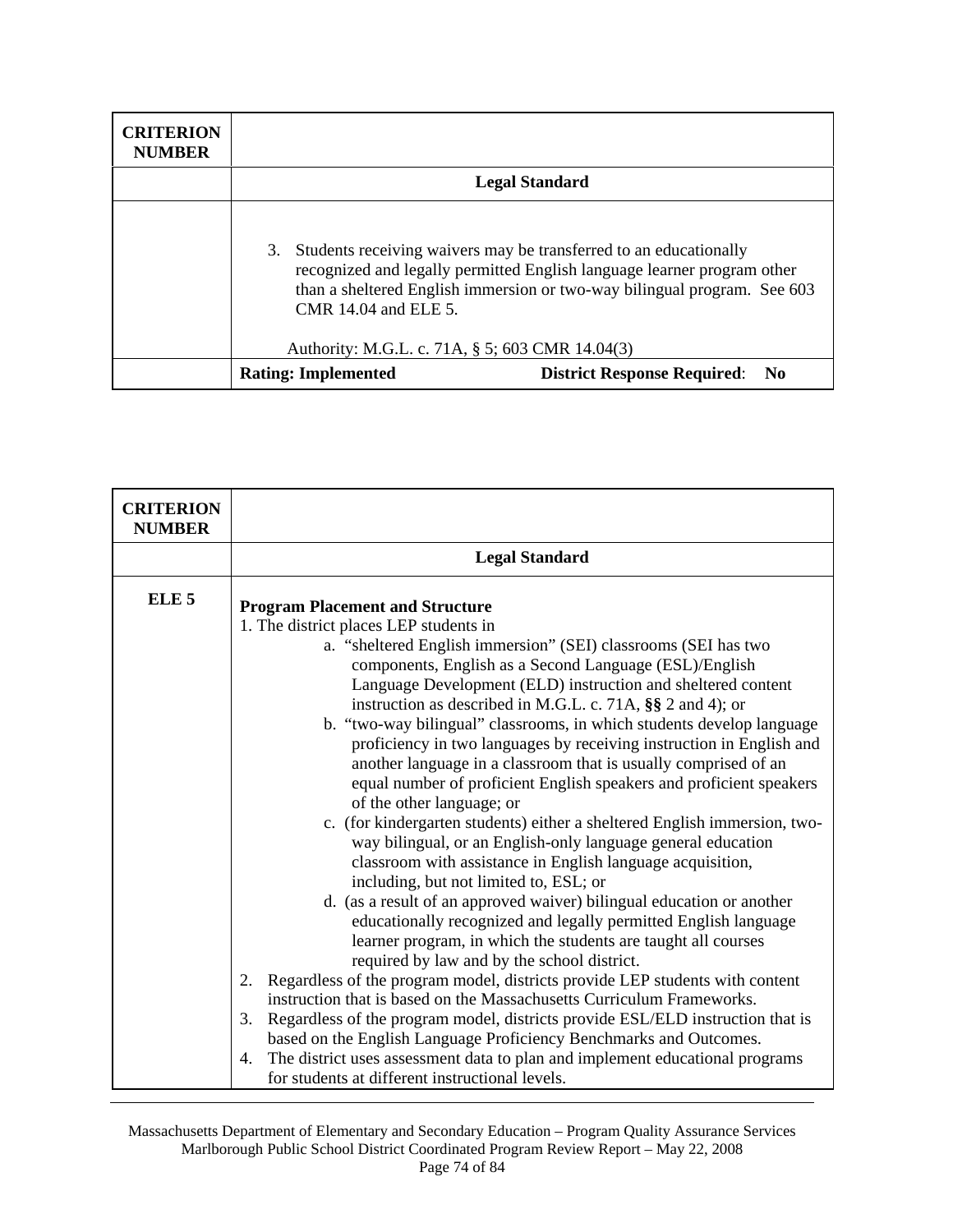| CRITERION NUMBER | |
|---|---|
| | **Legal Standard** |
| | 3. Students receiving waivers may be transferred to an educationally recognized and legally permitted English language learner program other than a sheltered English immersion or two-way bilingual program. See 603 CMR 14.04 and ELE 5.<br><br>Authority: M.G.L. c. 71A, § 5; 603 CMR 14.04(3) |
| | **Rating: Implemented** **District Response Required**: **No** |

| CRITERION NUMBER | |
|---|---|
| | **Legal Standard** |
| **ELE 5** | **Program Placement and Structure**<br>1. The district places LEP students in<br>a. "sheltered English immersion" (SEI) classrooms (SEI has two components, English as a Second Language (ESL)/English Language Development (ELD) instruction and sheltered content instruction as described in M.G.L. c. 71A, **§§** 2 and 4); or<br>b. "two-way bilingual" classrooms, in which students develop language proficiency in two languages by receiving instruction in English and another language in a classroom that is usually comprised of an equal number of proficient English speakers and proficient speakers of the other language; or<br>c. (for kindergarten students) either a sheltered English immersion, two-way bilingual, or an English-only language general education classroom with assistance in English language acquisition, including, but not limited to, ESL; or<br>d. (as a result of an approved waiver) bilingual education or another educationally recognized and legally permitted English language learner program, in which the students are taught all courses required by law and by the school district.<br>2. Regardless of the program model, districts provide LEP students with content instruction that is based on the Massachusetts Curriculum Frameworks.<br>3. Regardless of the program model, districts provide ESL/ELD instruction that is based on the English Language Proficiency Benchmarks and Outcomes.<br>4. The district uses assessment data to plan and implement educational programs for students at different instructional levels. |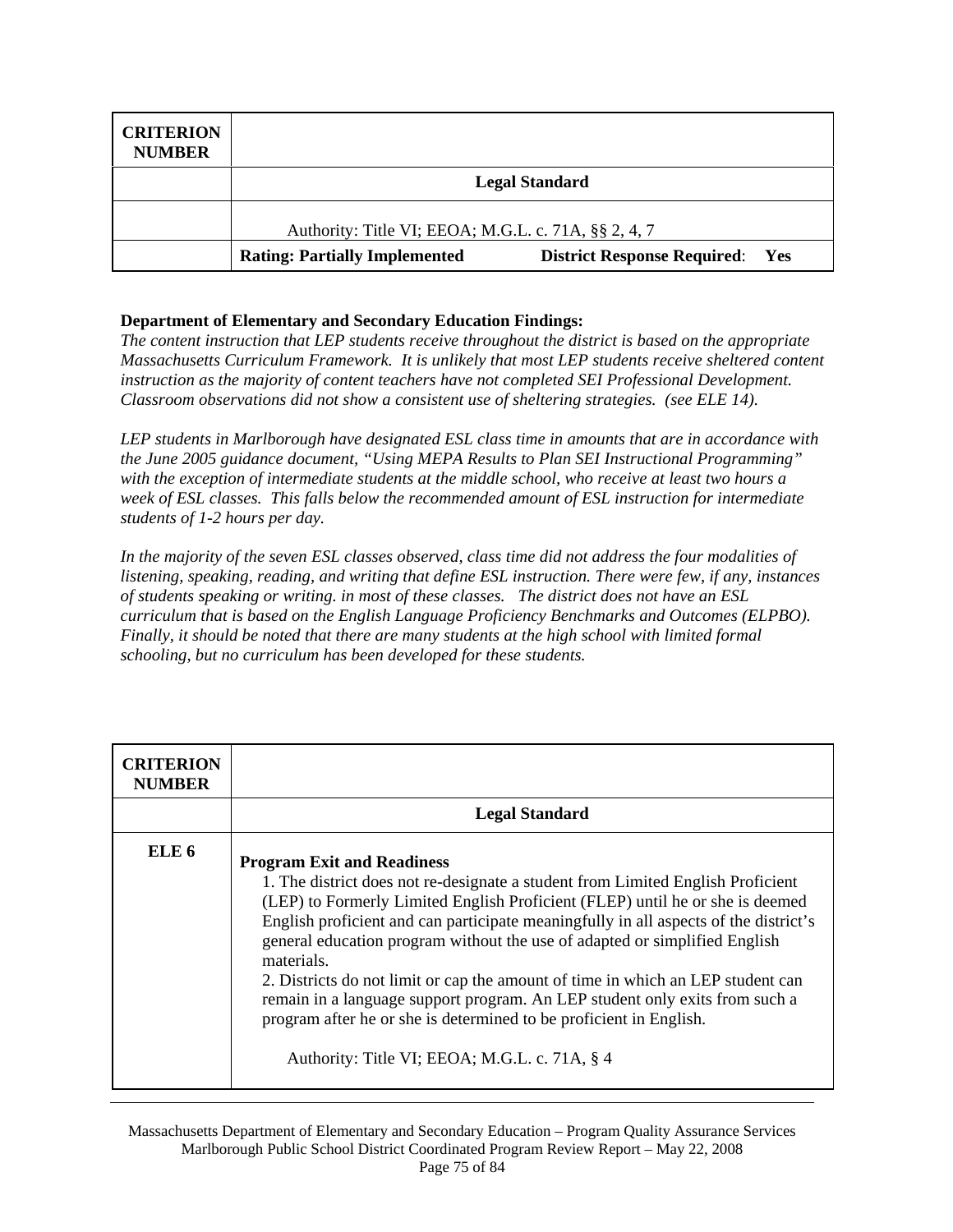| CRITERION NUMBER | |
|---|---|
| | **Legal Standard** |
| | Authority: Title VI; EEOA; M.G.L. c. 71A, §§ 2, 4, 7 |
| | **Rating: Partially Implemented** **District Response Required**: **Yes** |

**Department of Elementary and Secondary Education Findings:**

*The content instruction that LEP students receive throughout the district is based on the appropriate Massachusetts Curriculum Framework. It is unlikely that most LEP students receive sheltered content instruction as the majority of content teachers have not completed SEI Professional Development. Classroom observations did not show a consistent use of sheltering strategies. (see ELE 14).*

*LEP students in Marlborough have designated ESL class time in amounts that are in accordance with the June 2005 guidance document, "Using MEPA Results to Plan SEI Instructional Programming" with the exception of intermediate students at the middle school, who receive at least two hours a week of ESL classes. This falls below the recommended amount of ESL instruction for intermediate students of 1-2 hours per day.*

*In the majority of the seven ESL classes observed, class time did not address the four modalities of listening, speaking, reading, and writing that define ESL instruction. There were few, if any, instances of students speaking or writing. in most of these classes. The district does not have an ESL curriculum that is based on the English Language Proficiency Benchmarks and Outcomes (ELPBO). Finally, it should be noted that there are many students at the high school with limited formal schooling, but no curriculum has been developed for these students.*

| CRITERION NUMBER | |
|---|---|
| | **Legal Standard** |
| **ELE 6** | **Program Exit and Readiness**<br>1. The district does not re-designate a student from Limited English Proficient (LEP) to Formerly Limited English Proficient (FLEP) until he or she is deemed English proficient and can participate meaningfully in all aspects of the district's general education program without the use of adapted or simplified English materials.<br>2. Districts do not limit or cap the amount of time in which an LEP student can remain in a language support program. An LEP student only exits from such a program after he or she is determined to be proficient in English.<br><br>Authority: Title VI; EEOA; M.G.L. c. 71A, § 4 |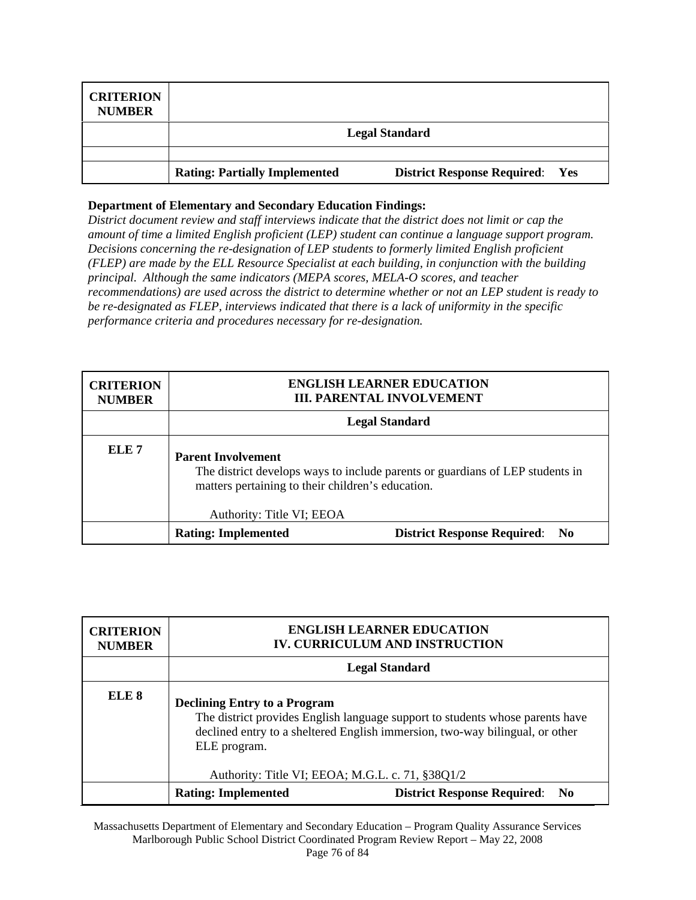| CRITERION NUMBER | |
|---|---|
| | **Legal Standard** |
| | |
| | **Rating: Partially Implemented** &nbsp;&nbsp;&nbsp;&nbsp; **District Response Required**: **Yes** |

**Department of Elementary and Secondary Education Findings:**
*District document review and staff interviews indicate that the district does not limit or cap the amount of time a limited English proficient (LEP) student can continue a language support program. Decisions concerning the re-designation of LEP students to formerly limited English proficient (FLEP) are made by the ELL Resource Specialist at each building, in conjunction with the building principal. Although the same indicators (MEPA scores, MELA-O scores, and teacher recommendations) are used across the district to determine whether or not an LEP student is ready to be re-designated as FLEP, interviews indicated that there is a lack of uniformity in the specific performance criteria and procedures necessary for re-designation.*

| CRITERION NUMBER | ENGLISH LEARNER EDUCATION<br>III. PARENTAL INVOLVEMENT |
|---|---|
| | **Legal Standard** |
| **ELE 7** | **Parent Involvement**<br>The district develops ways to include parents or guardians of LEP students in matters pertaining to their children's education.<br><br>Authority: Title VI; EEOA |
| | **Rating: Implemented** &nbsp;&nbsp;&nbsp;&nbsp; **District Response Required**: **No** |

| CRITERION NUMBER | ENGLISH LEARNER EDUCATION<br>IV. CURRICULUM AND INSTRUCTION |
|---|---|
| | **Legal Standard** |
| **ELE 8** | **Declining Entry to a Program**<br>The district provides English language support to students whose parents have declined entry to a sheltered English immersion, two-way bilingual, or other ELE program.<br><br>Authority: Title VI; EEOA; M.G.L. c. 71, §38Q1/2 |
| | **Rating: Implemented** &nbsp;&nbsp;&nbsp;&nbsp; **District Response Required**: **No** |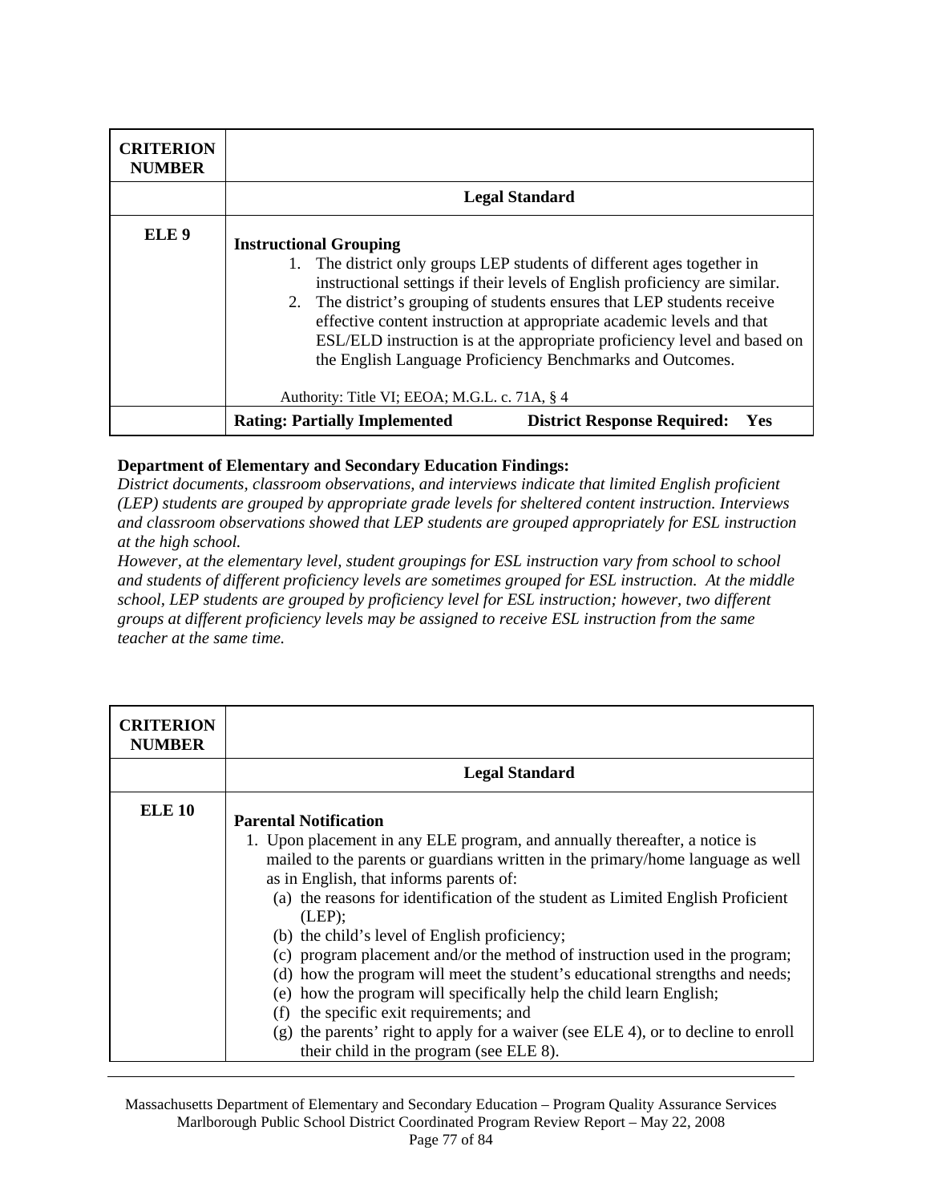| CRITERION NUMBER | |
|---|---|
| | **Legal Standard** |
| **ELE 9** | **Instructional Grouping**<br>1. The district only groups LEP students of different ages together in instructional settings if their levels of English proficiency are similar.<br>2. The district's grouping of students ensures that LEP students receive effective content instruction at appropriate academic levels and that ESL/ELD instruction is at the appropriate proficiency level and based on the English Language Proficiency Benchmarks and Outcomes.<br><br>Authority: Title VI; EEOA; M.G.L. c. 71A, § 4 |
| | **Rating: Partially Implemented** **District Response Required: Yes** |

**Department of Elementary and Secondary Education Findings:**
*District documents, classroom observations, and interviews indicate that limited English proficient (LEP) students are grouped by appropriate grade levels for sheltered content instruction. Interviews and classroom observations showed that LEP students are grouped appropriately for ESL instruction at the high school.*
*However, at the elementary level, student groupings for ESL instruction vary from school to school and students of different proficiency levels are sometimes grouped for ESL instruction. At the middle school, LEP students are grouped by proficiency level for ESL instruction; however, two different groups at different proficiency levels may be assigned to receive ESL instruction from the same teacher at the same time.*

| CRITERION NUMBER | |
|---|---|
| | **Legal Standard** |
| **ELE 10** | **Parental Notification**<br>1. Upon placement in any ELE program, and annually thereafter, a notice is mailed to the parents or guardians written in the primary/home language as well as in English, that informs parents of:<br>(a) the reasons for identification of the student as Limited English Proficient (LEP);<br>(b) the child's level of English proficiency;<br>(c) program placement and/or the method of instruction used in the program;<br>(d) how the program will meet the student's educational strengths and needs;<br>(e) how the program will specifically help the child learn English;<br>(f) the specific exit requirements; and<br>(g) the parents' right to apply for a waiver (see ELE 4), or to decline to enroll their child in the program (see ELE 8). |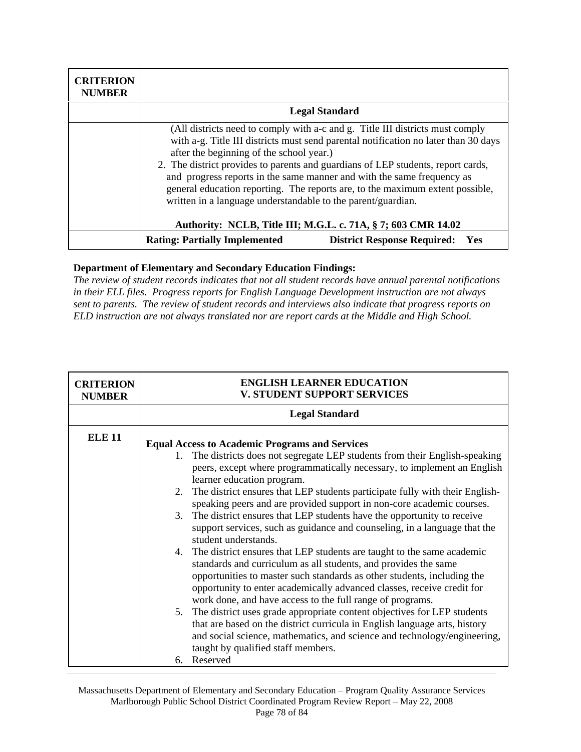| CRITERION NUMBER | |
|---|---|
| | **Legal Standard** |
| | (All districts need to comply with a-c and g. Title III districts must comply with a-g. Title III districts must send parental notification no later than 30 days after the beginning of the school year.)<br>2. The district provides to parents and guardians of LEP students, report cards, and progress reports in the same manner and with the same frequency as general education reporting. The reports are, to the maximum extent possible, written in a language understandable to the parent/guardian.<br><br>**Authority: NCLB, Title III; M.G.L. c. 71A, § 7; 603 CMR 14.02** |
| | **Rating: Partially Implemented** **District Response Required: Yes** |

**Department of Elementary and Secondary Education Findings:**

*The review of student records indicates that not all student records have annual parental notifications in their ELL files. Progress reports for English Language Development instruction are not always sent to parents. The review of student records and interviews also indicate that progress reports on ELD instruction are not always translated nor are report cards at the Middle and High School.*

| CRITERION NUMBER | ENGLISH LEARNER EDUCATION<br>V. STUDENT SUPPORT SERVICES |
|---|---|
| | **Legal Standard** |
| **ELE 11** | **Equal Access to Academic Programs and Services**<br>1. The districts does not segregate LEP students from their English-speaking peers, except where programmatically necessary, to implement an English learner education program.<br>2. The district ensures that LEP students participate fully with their English-speaking peers and are provided support in non-core academic courses.<br>3. The district ensures that LEP students have the opportunity to receive support services, such as guidance and counseling, in a language that the student understands.<br>4. The district ensures that LEP students are taught to the same academic standards and curriculum as all students, and provides the same opportunities to master such standards as other students, including the opportunity to enter academically advanced classes, receive credit for work done, and have access to the full range of programs.<br>5. The district uses grade appropriate content objectives for LEP students that are based on the district curricula in English language arts, history and social science, mathematics, and science and technology/engineering, taught by qualified staff members.<br>6. Reserved |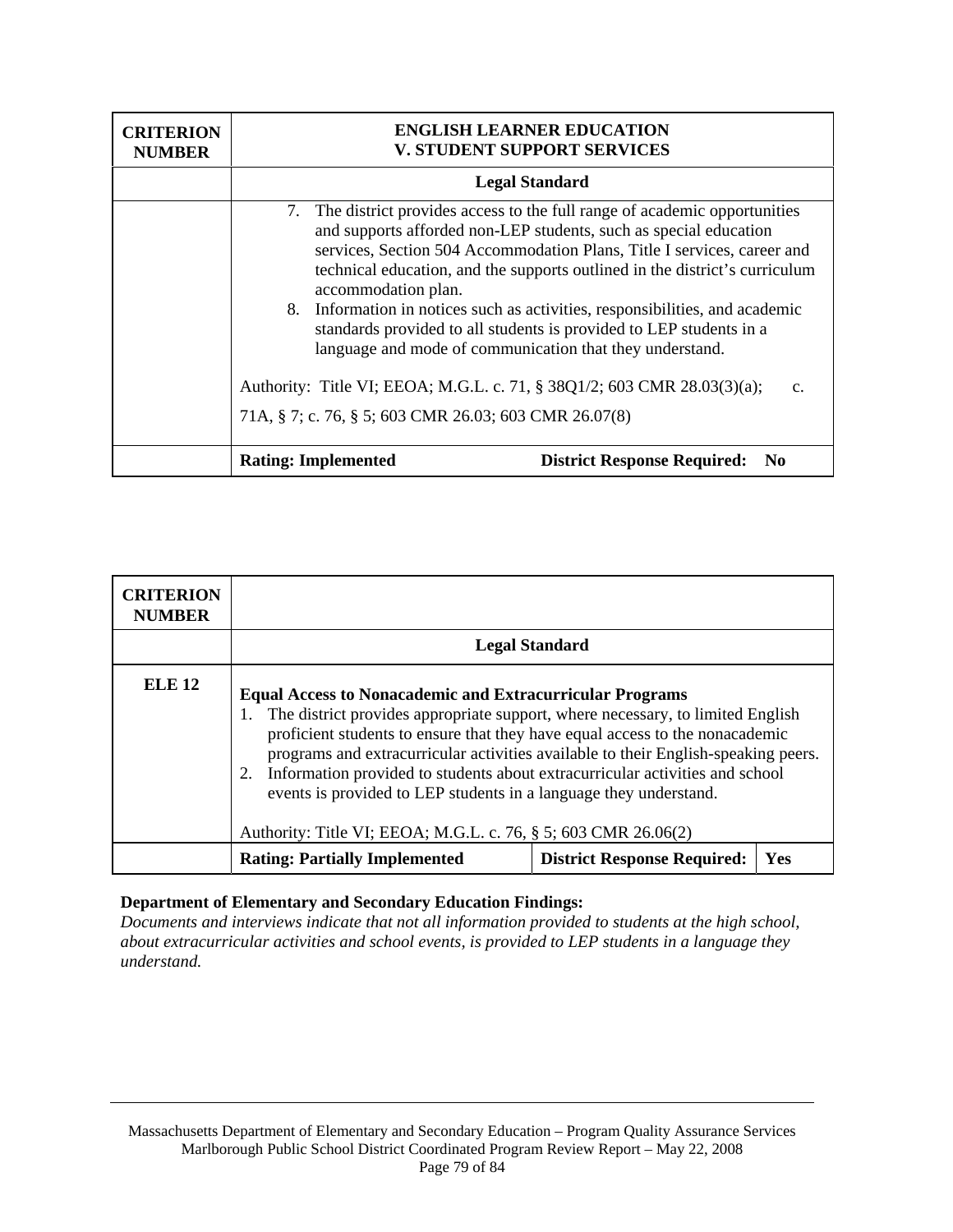| CRITERION NUMBER | ENGLISH LEARNER EDUCATION<br>V. STUDENT SUPPORT SERVICES |
|---|---|
| | **Legal Standard** |
| | 7. The district provides access to the full range of academic opportunities and supports afforded non-LEP students, such as special education services, Section 504 Accommodation Plans, Title I services, career and technical education, and the supports outlined in the district's curriculum accommodation plan.<br>8. Information in notices such as activities, responsibilities, and academic standards provided to all students is provided to LEP students in a language and mode of communication that they understand.<br><br>Authority: Title VI; EEOA; M.G.L. c. 71, § 38Q1/2; 603 CMR 28.03(3)(a); c. 71A, § 7; c. 76, § 5; 603 CMR 26.03; 603 CMR 26.07(8) |
| | **Rating: Implemented** **District Response Required: No** |

| CRITERION NUMBER | | | |
|---|---|---|---|
| | **Legal Standard** | | |
| **ELE 12** | **Equal Access to Nonacademic and Extracurricular Programs**<br>1. The district provides appropriate support, where necessary, to limited English proficient students to ensure that they have equal access to the nonacademic programs and extracurricular activities available to their English-speaking peers.<br>2. Information provided to students about extracurricular activities and school events is provided to LEP students in a language they understand.<br><br>Authority: Title VI; EEOA; M.G.L. c. 76, § 5; 603 CMR 26.06(2) | | |
| | **Rating: Partially Implemented** | **District Response Required:** | **Yes** |

**Department of Elementary and Secondary Education Findings:**

*Documents and interviews indicate that not all information provided to students at the high school, about extracurricular activities and school events, is provided to LEP students in a language they understand.*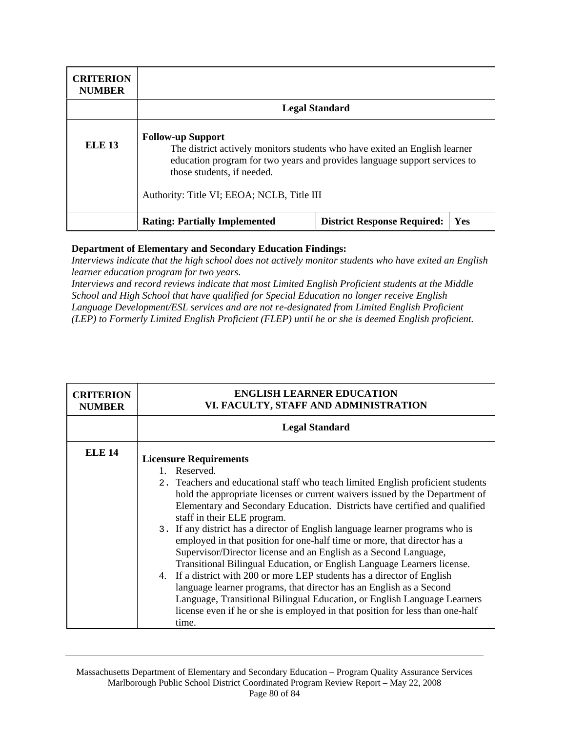| CRITERION NUMBER | | | |
|---|---|---|---|
| | **Legal Standard** | | |
| **ELE 13** | **Follow-up Support**<br>The district actively monitors students who have exited an English learner education program for two years and provides language support services to those students, if needed.<br><br>Authority: Title VI; EEOA; NCLB, Title III | | |
| | **Rating: Partially Implemented** | **District Response Required:** | **Yes** |

**Department of Elementary and Secondary Education Findings:**
*Interviews indicate that the high school does not actively monitor students who have exited an English learner education program for two years.*
*Interviews and record reviews indicate that most Limited English Proficient students at the Middle School and High School that have qualified for Special Education no longer receive English Language Development/ESL services and are not re-designated from Limited English Proficient (LEP) to Formerly Limited English Proficient (FLEP) until he or she is deemed English proficient.*

| CRITERION NUMBER | ENGLISH LEARNER EDUCATION<br>VI. FACULTY, STAFF AND ADMINISTRATION |
|---|---|
| | **Legal Standard** |
| **ELE 14** | **Licensure Requirements**<br>1. Reserved.<br>2. Teachers and educational staff who teach limited English proficient students hold the appropriate licenses or current waivers issued by the Department of Elementary and Secondary Education. Districts have certified and qualified staff in their ELE program.<br>3. If any district has a director of English language learner programs who is employed in that position for one-half time or more, that director has a Supervisor/Director license and an English as a Second Language, Transitional Bilingual Education, or English Language Learners license.<br>4. If a district with 200 or more LEP students has a director of English language learner programs, that director has an English as a Second Language, Transitional Bilingual Education, or English Language Learners license even if he or she is employed in that position for less than one-half time. |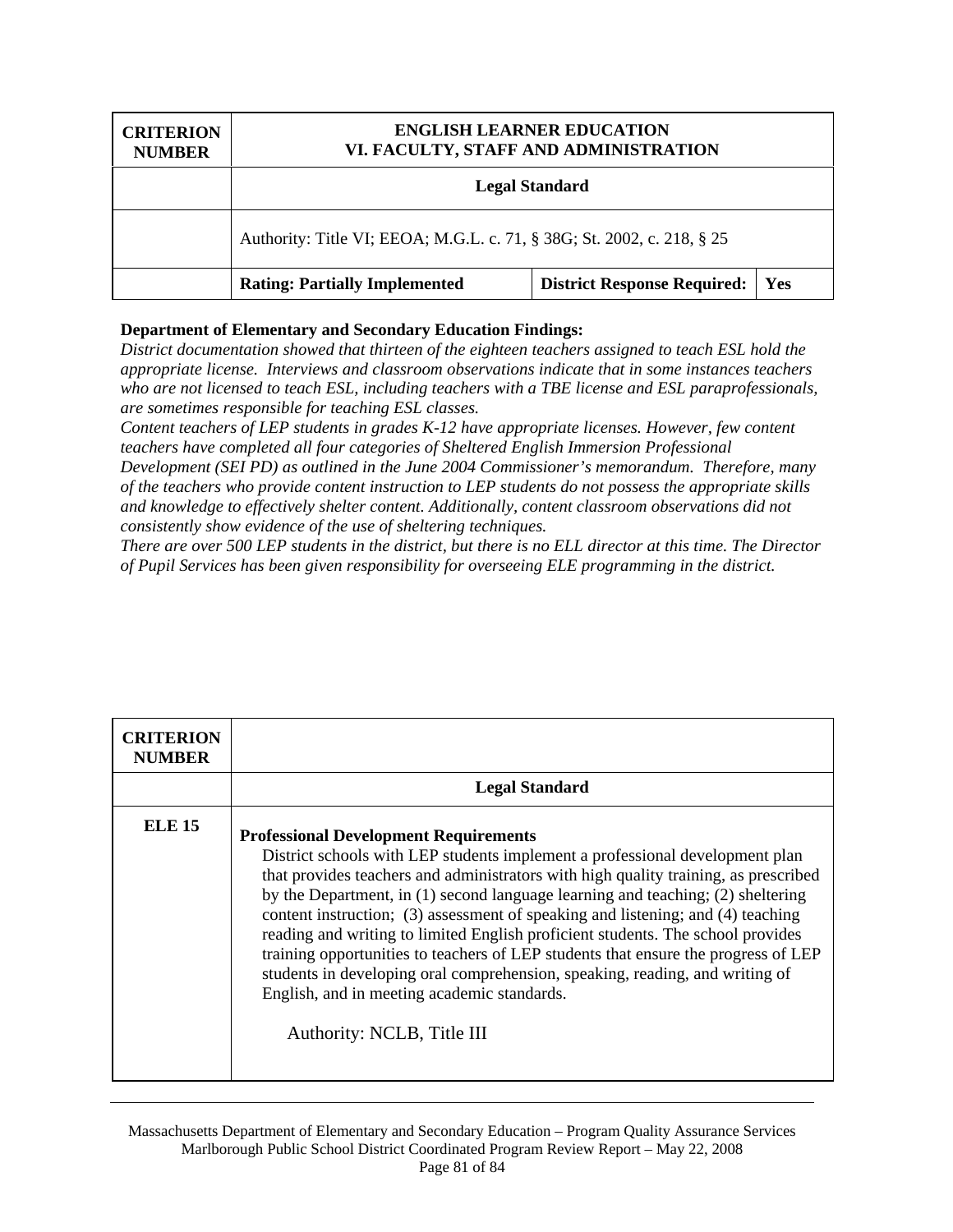| CRITERION NUMBER | ENGLISH LEARNER EDUCATION<br>VI. FACULTY, STAFF AND ADMINISTRATION | | |
|---|---|---|---|
| | **Legal Standard** | | |
| | Authority: Title VI; EEOA; M.G.L. c. 71, § 38G; St. 2002, c. 218, § 25 | | |
| | **Rating: Partially Implemented** | **District Response Required:** | **Yes** |

**Department of Elementary and Secondary Education Findings:**

*District documentation showed that thirteen of the eighteen teachers assigned to teach ESL hold the appropriate license. Interviews and classroom observations indicate that in some instances teachers who are not licensed to teach ESL, including teachers with a TBE license and ESL paraprofessionals, are sometimes responsible for teaching ESL classes.*

*Content teachers of LEP students in grades K-12 have appropriate licenses. However, few content teachers have completed all four categories of Sheltered English Immersion Professional Development (SEI PD) as outlined in the June 2004 Commissioner's memorandum. Therefore, many of the teachers who provide content instruction to LEP students do not possess the appropriate skills and knowledge to effectively shelter content. Additionally, content classroom observations did not consistently show evidence of the use of sheltering techniques.*

*There are over 500 LEP students in the district, but there is no ELL director at this time. The Director of Pupil Services has been given responsibility for overseeing ELE programming in the district.*

| CRITERION NUMBER | |
|---|---|
| | **Legal Standard** |
| **ELE 15** | **Professional Development Requirements**<br>District schools with LEP students implement a professional development plan that provides teachers and administrators with high quality training, as prescribed by the Department, in (1) second language learning and teaching; (2) sheltering content instruction; (3) assessment of speaking and listening; and (4) teaching reading and writing to limited English proficient students. The school provides training opportunities to teachers of LEP students that ensure the progress of LEP students in developing oral comprehension, speaking, reading, and writing of English, and in meeting academic standards.<br><br>Authority: NCLB, Title III |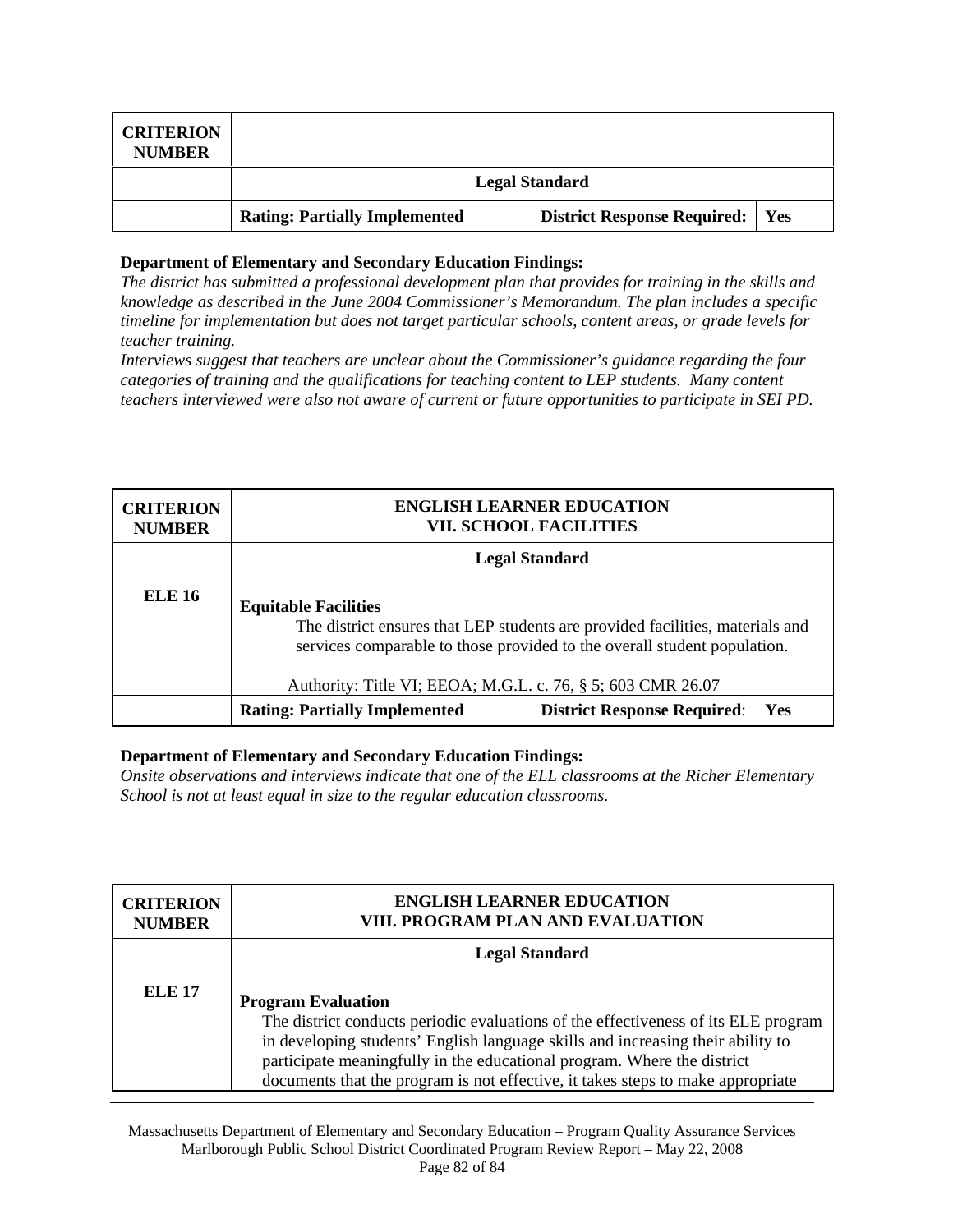| CRITERION NUMBER | | | |
|---|---|---|---|
| | **Legal Standard** | | |
| | **Rating: Partially Implemented** | **District Response Required:** | **Yes** |

**Department of Elementary and Secondary Education Findings:**

*The district has submitted a professional development plan that provides for training in the skills and knowledge as described in the June 2004 Commissioner's Memorandum. The plan includes a specific timeline for implementation but does not target particular schools, content areas, or grade levels for teacher training.*

*Interviews suggest that teachers are unclear about the Commissioner's guidance regarding the four categories of training and the qualifications for teaching content to LEP students. Many content teachers interviewed were also not aware of current or future opportunities to participate in SEI PD.*

| CRITERION NUMBER | ENGLISH LEARNER EDUCATION<br>VII. SCHOOL FACILITIES |
|---|---|
| | **Legal Standard** |
| **ELE 16** | **Equitable Facilities**<br>The district ensures that LEP students are provided facilities, materials and services comparable to those provided to the overall student population.<br><br>Authority: Title VI; EEOA; M.G.L. c. 76, § 5; 603 CMR 26.07 |
| | **Rating: Partially Implemented** **District Response Required**: **Yes** |

**Department of Elementary and Secondary Education Findings:**

*Onsite observations and interviews indicate that one of the ELL classrooms at the Richer Elementary School is not at least equal in size to the regular education classrooms.*

| CRITERION NUMBER | ENGLISH LEARNER EDUCATION<br>VIII. PROGRAM PLAN AND EVALUATION |
|---|---|
| | **Legal Standard** |
| **ELE 17** | **Program Evaluation**<br>The district conducts periodic evaluations of the effectiveness of its ELE program in developing students' English language skills and increasing their ability to participate meaningfully in the educational program. Where the district documents that the program is not effective, it takes steps to make appropriate |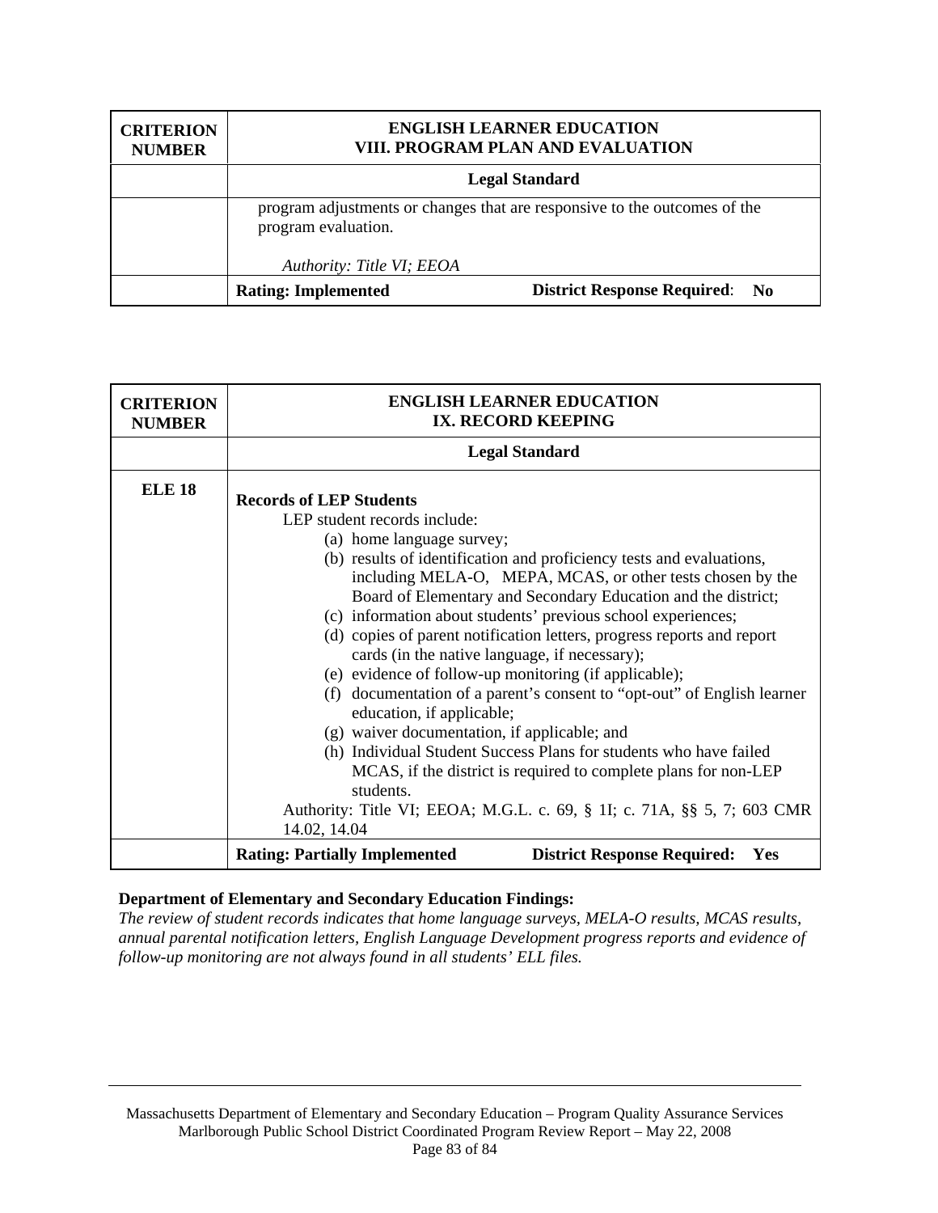| CRITERION NUMBER | ENGLISH LEARNER EDUCATION<br>VIII. PROGRAM PLAN AND EVALUATION | |
|---|---|---|
| | **Legal Standard** | |
| | program adjustments or changes that are responsive to the outcomes of the program evaluation.<br><br>*Authority: Title VI; EEOA* | |
| | **Rating: Implemented** | **District Response Required**: **No** |

| CRITERION NUMBER | ENGLISH LEARNER EDUCATION<br>IX. RECORD KEEPING | |
|---|---|---|
| | **Legal Standard** | |
| **ELE 18** | **Records of LEP Students**<br>LEP student records include:<br>(a) home language survey;<br>(b) results of identification and proficiency tests and evaluations, including MELA-O, MEPA, MCAS, or other tests chosen by the Board of Elementary and Secondary Education and the district;<br>(c) information about students' previous school experiences;<br>(d) copies of parent notification letters, progress reports and report cards (in the native language, if necessary);<br>(e) evidence of follow-up monitoring (if applicable);<br>(f) documentation of a parent's consent to "opt-out" of English learner education, if applicable;<br>(g) waiver documentation, if applicable; and<br>(h) Individual Student Success Plans for students who have failed MCAS, if the district is required to complete plans for non-LEP students.<br>Authority: Title VI; EEOA; M.G.L. c. 69, § 1I; c. 71A, §§ 5, 7; 603 CMR 14.02, 14.04 | |
| | **Rating: Partially Implemented** | **District Response Required: Yes** |

**Department of Elementary and Secondary Education Findings:**
*The review of student records indicates that home language surveys, MELA-O results, MCAS results, annual parental notification letters, English Language Development progress reports and evidence of follow-up monitoring are not always found in all students' ELL files.*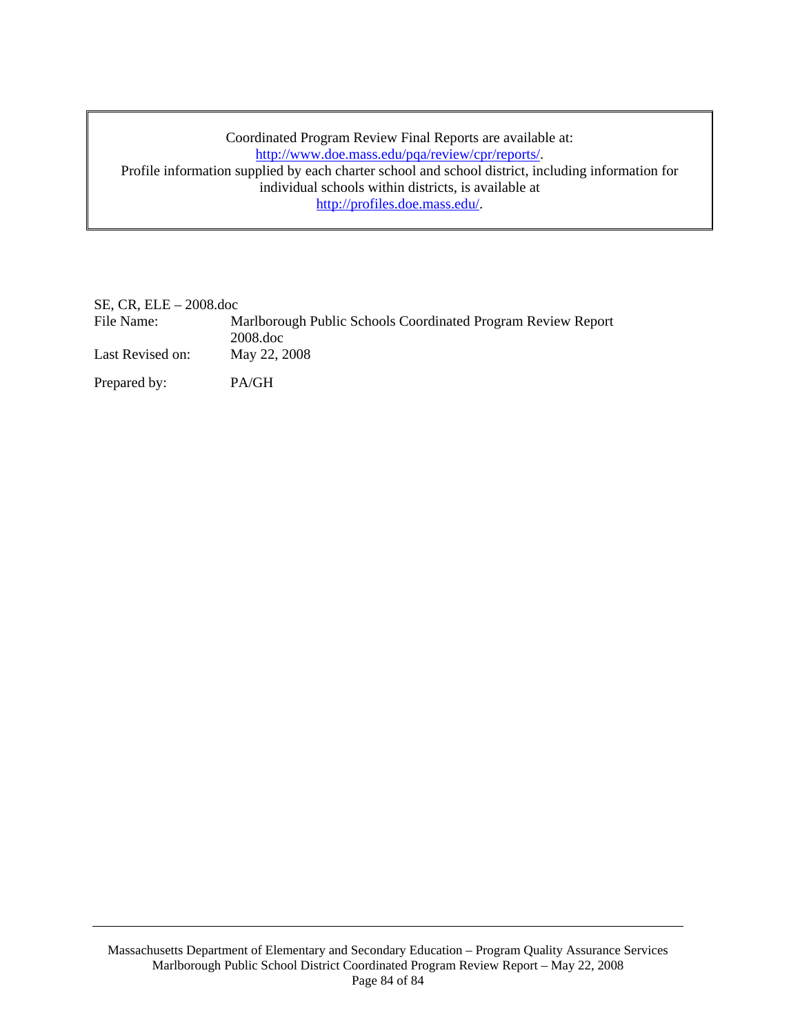Coordinated Program Review Final Reports are available at:
http://www.doe.mass.edu/pqa/review/cpr/reports/.
Profile information supplied by each charter school and school district, including information for individual schools within districts, is available at
http://profiles.doe.mass.edu/.

SE, CR, ELE – 2008.doc

| | |
|---|---|
| File Name: | Marlborough Public Schools Coordinated Program Review Report 2008.doc |
| Last Revised on: | May 22, 2008 |
| Prepared by: | PA/GH |